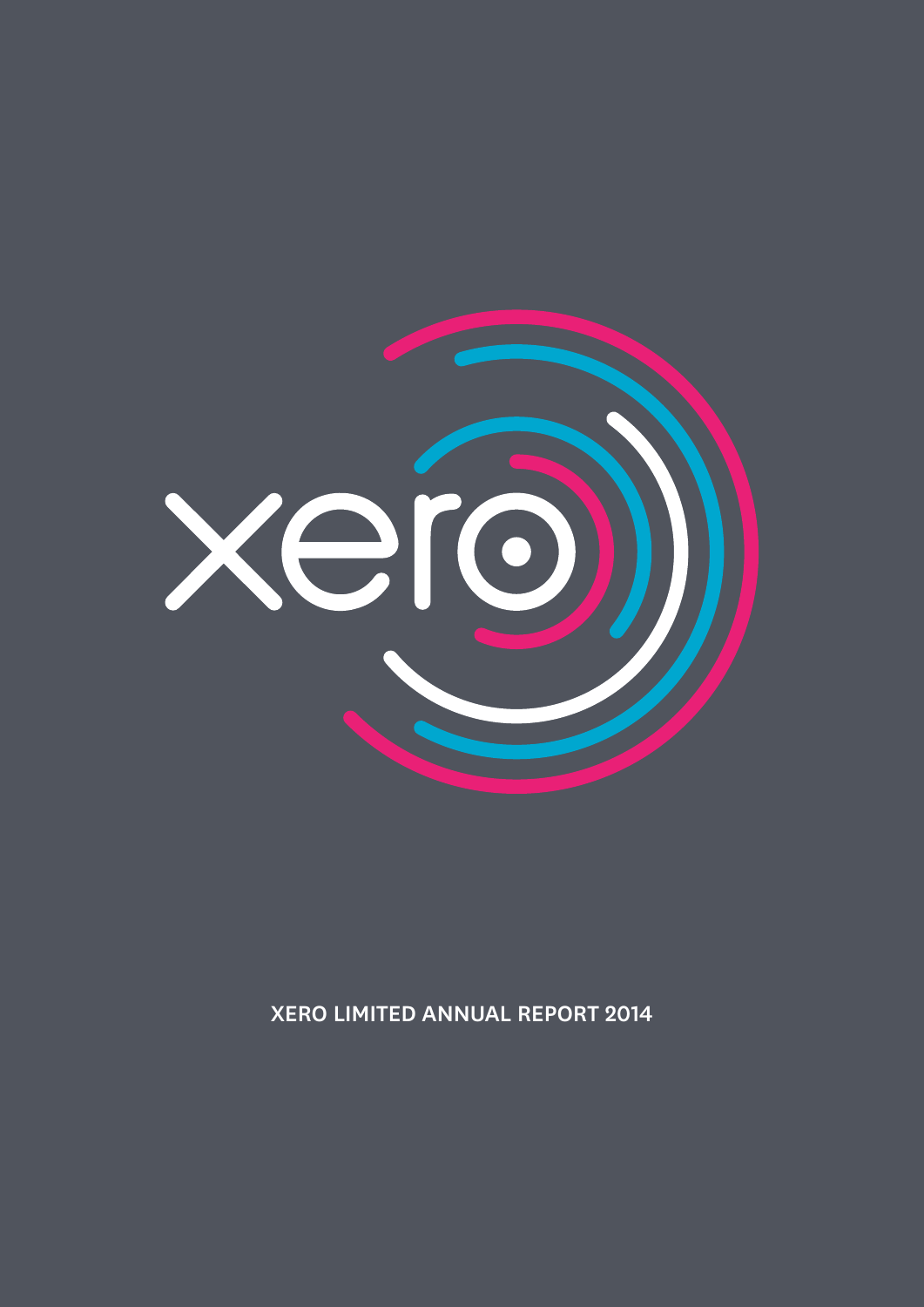xero

XERO LIMITED ANNUAL REPORT 2014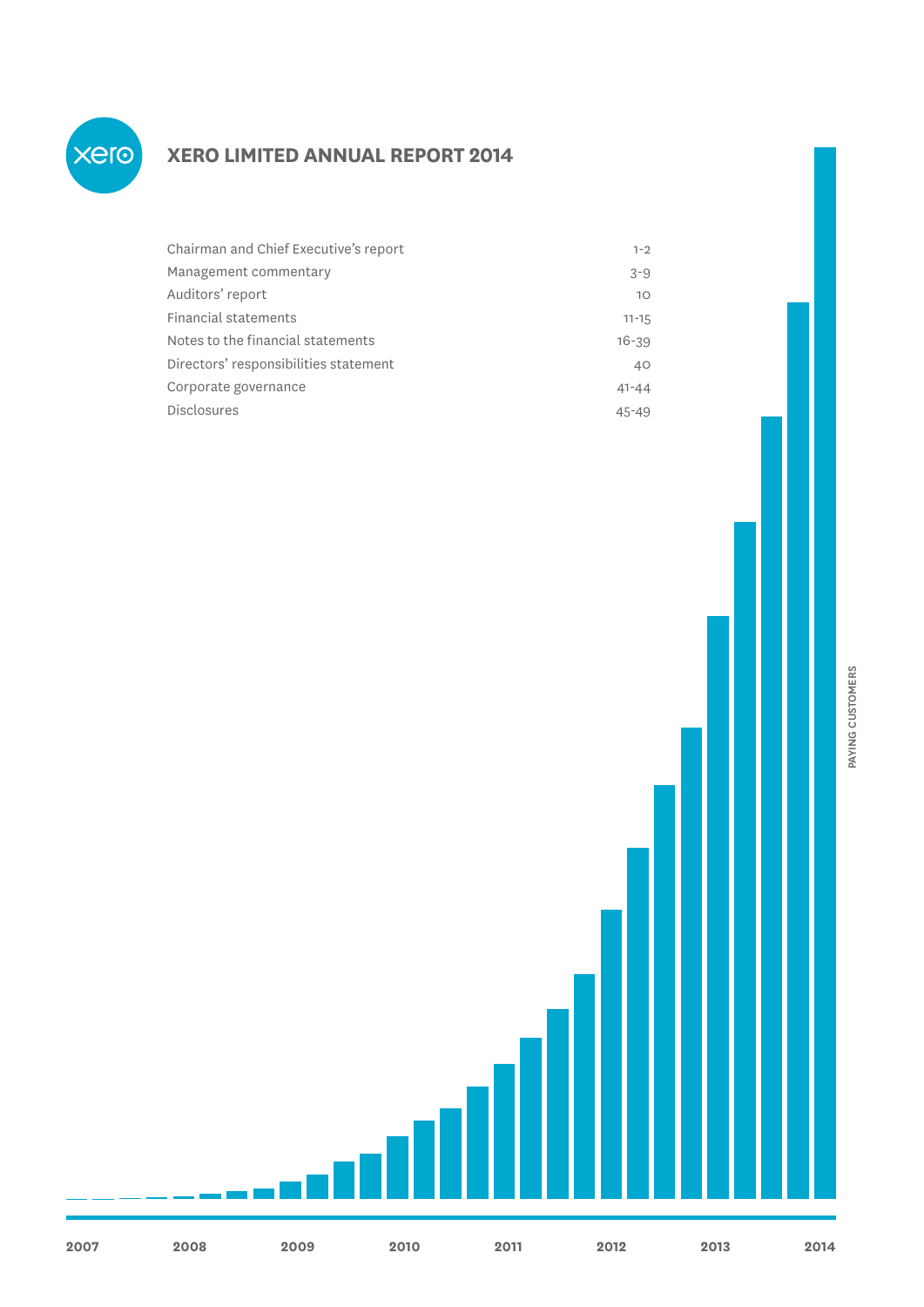# XERO LIMITED ANNUAL REPORT 2014

| | |
|---|---|
| Chairman and Chief Executive's report | 1-2 |
| Management commentary | 3-9 |
| Auditors' report | 10 |
| Financial statements | 11-15 |
| Notes to the financial statements | 16-39 |
| Directors' responsibilities statement | 40 |
| Corporate governance | 41-44 |
| Disclosures | 45-49 |

PAYING CUSTOMERS

2007 2008 2009 2010 2011 2012 2013 2014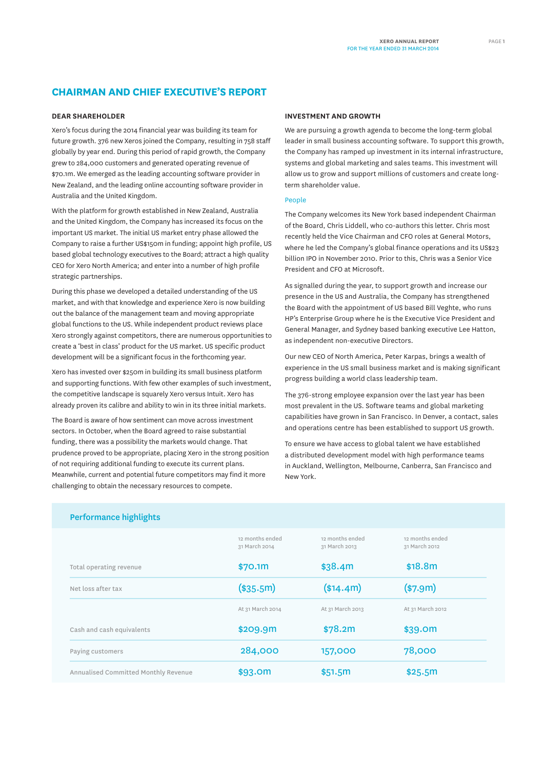## CHAIRMAN AND CHIEF EXECUTIVE'S REPORT

### DEAR SHAREHOLDER

Xero's focus during the 2014 financial year was building its team for future growth. 376 new Xeros joined the Company, resulting in 758 staff globally by year end. During this period of rapid growth, the Company grew to 284,000 customers and generated operating revenue of $70.1m. We emerged as the leading accounting software provider in New Zealand, and the leading online accounting software provider in Australia and the United Kingdom.

With the platform for growth established in New Zealand, Australia and the United Kingdom, the Company has increased its focus on the important US market. The initial US market entry phase allowed the Company to raise a further US$150m in funding; appoint high profile, US based global technology executives to the Board; attract a high quality CEO for Xero North America; and enter into a number of high profile strategic partnerships.

During this phase we developed a detailed understanding of the US market, and with that knowledge and experience Xero is now building out the balance of the management team and moving appropriate global functions to the US. While independent product reviews place Xero strongly against competitors, there are numerous opportunities to create a 'best in class' product for the US market. US specific product development will be a significant focus in the forthcoming year.

Xero has invested over $250m in building its small business platform and supporting functions. With few other examples of such investment, the competitive landscape is squarely Xero versus Intuit. Xero has already proven its calibre and ability to win in its three initial markets.

The Board is aware of how sentiment can move across investment sectors. In October, when the Board agreed to raise substantial funding, there was a possibility the markets would change. That prudence proved to be appropriate, placing Xero in the strong position of not requiring additional funding to execute its current plans. Meanwhile, current and potential future competitors may find it more challenging to obtain the necessary resources to compete.

### INVESTMENT AND GROWTH

We are pursuing a growth agenda to become the long-term global leader in small business accounting software. To support this growth, the Company has ramped up investment in its internal infrastructure, systems and global marketing and sales teams. This investment will allow us to grow and support millions of customers and create long-term shareholder value.

#### People

The Company welcomes its New York based independent Chairman of the Board, Chris Liddell, who co-authors this letter. Chris most recently held the Vice Chairman and CFO roles at General Motors, where he led the Company's global finance operations and its US$23 billion IPO in November 2010. Prior to this, Chris was a Senior Vice President and CFO at Microsoft.

As signalled during the year, to support growth and increase our presence in the US and Australia, the Company has strengthened the Board with the appointment of US based Bill Veghte, who runs HP's Enterprise Group where he is the Executive Vice President and General Manager, and Sydney based banking executive Lee Hatton, as independent non-executive Directors.

Our new CEO of North America, Peter Karpas, brings a wealth of experience in the US small business market and is making significant progress building a world class leadership team.

The 376-strong employee expansion over the last year has been most prevalent in the US. Software teams and global marketing capabilities have grown in San Francisco. In Denver, a contact, sales and operations centre has been established to support US growth.

To ensure we have access to global talent we have established a distributed development model with high performance teams in Auckland, Wellington, Melbourne, Canberra, San Francisco and New York.

#### Performance highlights

| | 12 months ended 31 March 2014 | 12 months ended 31 March 2013 | 12 months ended 31 March 2012 |
|---|---|---|---|
| Total operating revenue | $70.1m | $38.4m | $18.8m |
| Net loss after tax | ($35.5m) | ($14.4m) | ($7.9m) |
| | At 31 March 2014 | At 31 March 2013 | At 31 March 2012 |
| Cash and cash equivalents | $209.9m | $78.2m | $39.0m |
| Paying customers | 284,000 | 157,000 | 78,000 |
| Annualised Committed Monthly Revenue | $93.0m | $51.5m | $25.5m |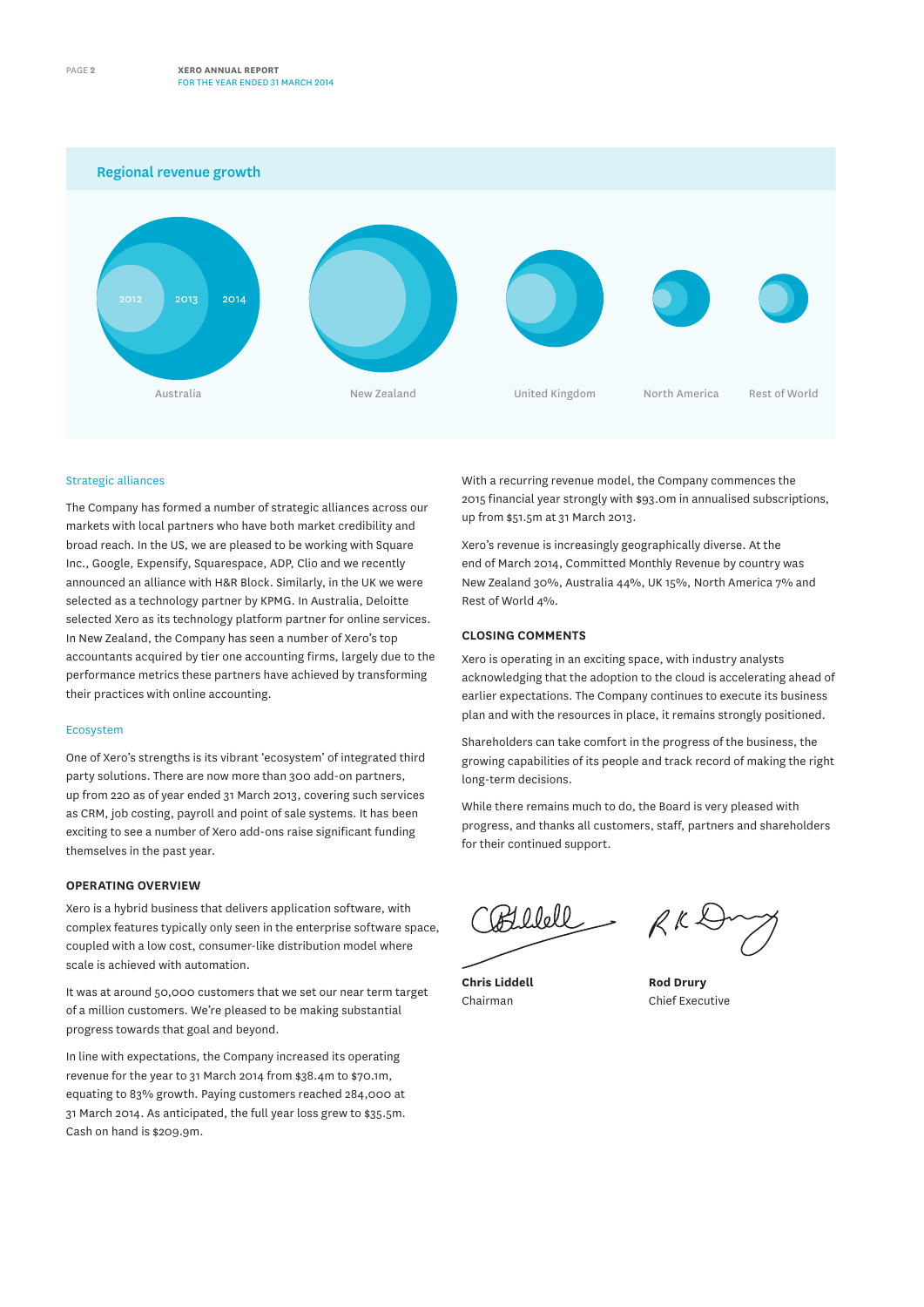## Regional revenue growth

2012 2013 2014

Australia New Zealand United Kingdom North America Rest of World

### Strategic alliances

The Company has formed a number of strategic alliances across our markets with local partners who have both market credibility and broad reach. In the US, we are pleased to be working with Square Inc., Google, Expensify, Squarespace, ADP, Clio and we recently announced an alliance with H&R Block. Similarly, in the UK we were selected as a technology partner by KPMG. In Australia, Deloitte selected Xero as its technology platform partner for online services. In New Zealand, the Company has seen a number of Xero's top accountants acquired by tier one accounting firms, largely due to the performance metrics these partners have achieved by transforming their practices with online accounting.

### Ecosystem

One of Xero's strengths is its vibrant 'ecosystem' of integrated third party solutions. There are now more than 300 add-on partners, up from 220 as of year ended 31 March 2013, covering such services as CRM, job costing, payroll and point of sale systems. It has been exciting to see a number of Xero add-ons raise significant funding themselves in the past year.

## OPERATING OVERVIEW

Xero is a hybrid business that delivers application software, with complex features typically only seen in the enterprise software space, coupled with a low cost, consumer-like distribution model where scale is achieved with automation.

It was at around 50,000 customers that we set our near term target of a million customers. We're pleased to be making substantial progress towards that goal and beyond.

In line with expectations, the Company increased its operating revenue for the year to 31 March 2014 from $38.4m to $70.1m, equating to 83% growth. Paying customers reached 284,000 at 31 March 2014. As anticipated, the full year loss grew to $35.5m. Cash on hand is $209.9m.

With a recurring revenue model, the Company commences the 2015 financial year strongly with $93.0m in annualised subscriptions, up from $51.5m at 31 March 2013.

Xero's revenue is increasingly geographically diverse. At the end of March 2014, Committed Monthly Revenue by country was New Zealand 30%, Australia 44%, UK 15%, North America 7% and Rest of World 4%.

## CLOSING COMMENTS

Xero is operating in an exciting space, with industry analysts acknowledging that the adoption to the cloud is accelerating ahead of earlier expectations. The Company continues to execute its business plan and with the resources in place, it remains strongly positioned.

Shareholders can take comfort in the progress of the business, the growing capabilities of its people and track record of making the right long-term decisions.

While there remains much to do, the Board is very pleased with progress, and thanks all customers, staff, partners and shareholders for their continued support.

**Chris Liddell**
Chairman

**Rod Drury**
Chief Executive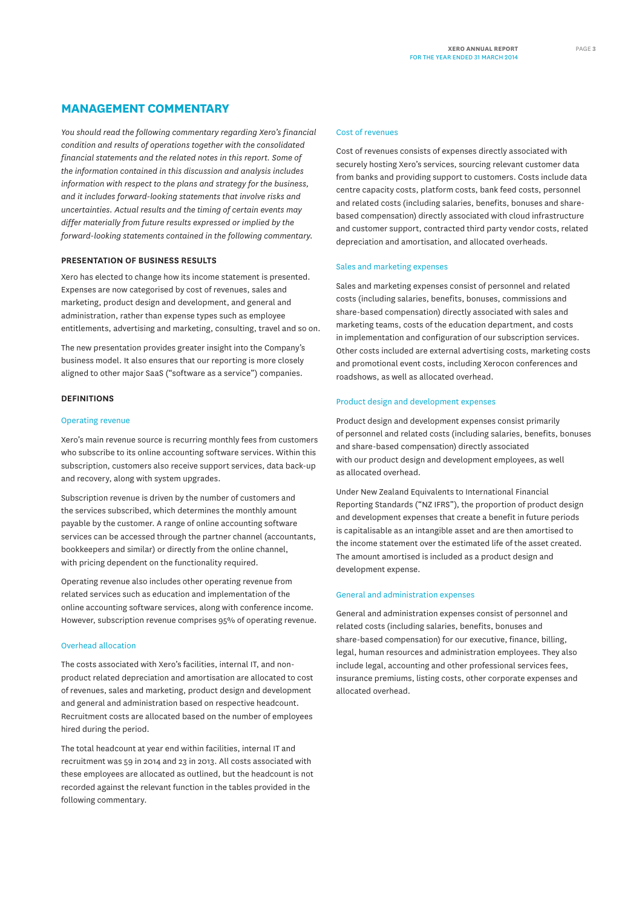## MANAGEMENT COMMENTARY

*You should read the following commentary regarding Xero's financial condition and results of operations together with the consolidated financial statements and the related notes in this report. Some of the information contained in this discussion and analysis includes information with respect to the plans and strategy for the business, and it includes forward-looking statements that involve risks and uncertainties. Actual results and the timing of certain events may differ materially from future results expressed or implied by the forward-looking statements contained in the following commentary.*

### PRESENTATION OF BUSINESS RESULTS

Xero has elected to change how its income statement is presented. Expenses are now categorised by cost of revenues, sales and marketing, product design and development, and general and administration, rather than expense types such as employee entitlements, advertising and marketing, consulting, travel and so on.

The new presentation provides greater insight into the Company's business model. It also ensures that our reporting is more closely aligned to other major SaaS ("software as a service") companies.

### DEFINITIONS

#### Operating revenue

Xero's main revenue source is recurring monthly fees from customers who subscribe to its online accounting software services. Within this subscription, customers also receive support services, data back-up and recovery, along with system upgrades.

Subscription revenue is driven by the number of customers and the services subscribed, which determines the monthly amount payable by the customer. A range of online accounting software services can be accessed through the partner channel (accountants, bookkeepers and similar) or directly from the online channel, with pricing dependent on the functionality required.

Operating revenue also includes other operating revenue from related services such as education and implementation of the online accounting software services, along with conference income. However, subscription revenue comprises 95% of operating revenue.

#### Overhead allocation

The costs associated with Xero's facilities, internal IT, and non-product related depreciation and amortisation are allocated to cost of revenues, sales and marketing, product design and development and general and administration based on respective headcount. Recruitment costs are allocated based on the number of employees hired during the period.

The total headcount at year end within facilities, internal IT and recruitment was 59 in 2014 and 23 in 2013. All costs associated with these employees are allocated as outlined, but the headcount is not recorded against the relevant function in the tables provided in the following commentary.

#### Cost of revenues

Cost of revenues consists of expenses directly associated with securely hosting Xero's services, sourcing relevant customer data from banks and providing support to customers. Costs include data centre capacity costs, platform costs, bank feed costs, personnel and related costs (including salaries, benefits, bonuses and share-based compensation) directly associated with cloud infrastructure and customer support, contracted third party vendor costs, related depreciation and amortisation, and allocated overheads.

#### Sales and marketing expenses

Sales and marketing expenses consist of personnel and related costs (including salaries, benefits, bonuses, commissions and share-based compensation) directly associated with sales and marketing teams, costs of the education department, and costs in implementation and configuration of our subscription services. Other costs included are external advertising costs, marketing costs and promotional event costs, including Xerocon conferences and roadshows, as well as allocated overhead.

#### Product design and development expenses

Product design and development expenses consist primarily of personnel and related costs (including salaries, benefits, bonuses and share-based compensation) directly associated with our product design and development employees, as well as allocated overhead.

Under New Zealand Equivalents to International Financial Reporting Standards ("NZ IFRS"), the proportion of product design and development expenses that create a benefit in future periods is capitalisable as an intangible asset and are then amortised to the income statement over the estimated life of the asset created. The amount amortised is included as a product design and development expense.

#### General and administration expenses

General and administration expenses consist of personnel and related costs (including salaries, benefits, bonuses and share-based compensation) for our executive, finance, billing, legal, human resources and administration employees. They also include legal, accounting and other professional services fees, insurance premiums, listing costs, other corporate expenses and allocated overhead.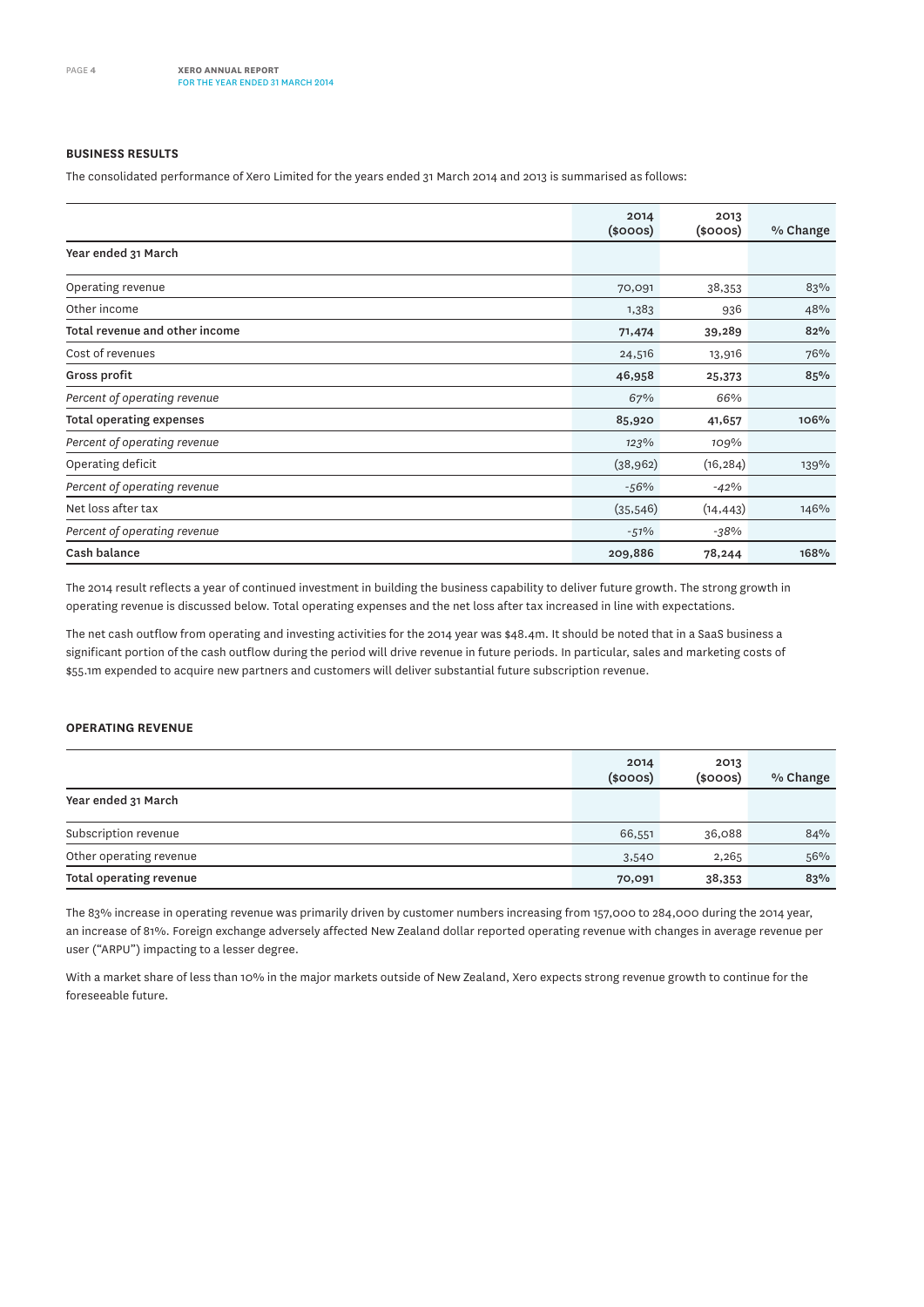## BUSINESS RESULTS

The consolidated performance of Xero Limited for the years ended 31 March 2014 and 2013 is summarised as follows:

| | 2014 ($000s) | 2013 ($000s) | % Change |
|---|---|---|---|
| **Year ended 31 March** | | | |
| Operating revenue | 70,091 | 38,353 | 83% |
| Other income | 1,383 | 936 | 48% |
| **Total revenue and other income** | **71,474** | **39,289** | **82%** |
| Cost of revenues | 24,516 | 13,916 | 76% |
| **Gross profit** | **46,958** | **25,373** | **85%** |
| *Percent of operating revenue* | *67%* | *66%* | |
| **Total operating expenses** | **85,920** | **41,657** | **106%** |
| *Percent of operating revenue* | *123%* | *109%* | |
| Operating deficit | (38,962) | (16,284) | 139% |
| *Percent of operating revenue* | *-56%* | *-42%* | |
| Net loss after tax | (35,546) | (14,443) | 146% |
| *Percent of operating revenue* | *-51%* | *-38%* | |
| **Cash balance** | **209,886** | **78,244** | **168%** |

The 2014 result reflects a year of continued investment in building the business capability to deliver future growth. The strong growth in operating revenue is discussed below. Total operating expenses and the net loss after tax increased in line with expectations.

The net cash outflow from operating and investing activities for the 2014 year was $48.4m. It should be noted that in a SaaS business a significant portion of the cash outflow during the period will drive revenue in future periods. In particular, sales and marketing costs of $55.1m expended to acquire new partners and customers will deliver substantial future subscription revenue.

## OPERATING REVENUE

| | 2014 ($000s) | 2013 ($000s) | % Change |
|---|---|---|---|
| **Year ended 31 March** | | | |
| Subscription revenue | 66,551 | 36,088 | 84% |
| Other operating revenue | 3,540 | 2,265 | 56% |
| **Total operating revenue** | **70,091** | **38,353** | **83%** |

The 83% increase in operating revenue was primarily driven by customer numbers increasing from 157,000 to 284,000 during the 2014 year, an increase of 81%. Foreign exchange adversely affected New Zealand dollar reported operating revenue with changes in average revenue per user ("ARPU") impacting to a lesser degree.

With a market share of less than 10% in the major markets outside of New Zealand, Xero expects strong revenue growth to continue for the foreseeable future.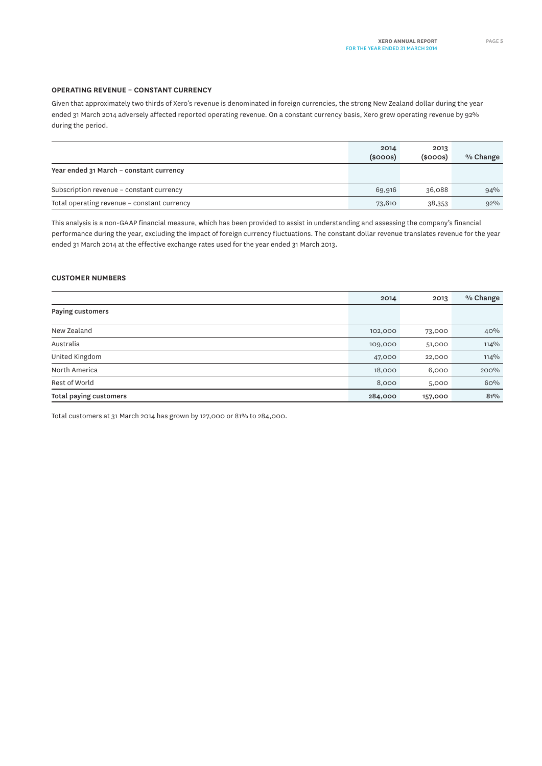### OPERATING REVENUE – CONSTANT CURRENCY

Given that approximately two thirds of Xero's revenue is denominated in foreign currencies, the strong New Zealand dollar during the year ended 31 March 2014 adversely affected reported operating revenue. On a constant currency basis, Xero grew operating revenue by 92% during the period.

| | 2014 ($000s) | 2013 ($000s) | % Change |
|---|---|---|---|
| **Year ended 31 March – constant currency** | | | |
| Subscription revenue – constant currency | 69,916 | 36,088 | 94% |
| Total operating revenue – constant currency | 73,610 | 38,353 | 92% |

This analysis is a non-GAAP financial measure, which has been provided to assist in understanding and assessing the company's financial performance during the year, excluding the impact of foreign currency fluctuations. The constant dollar revenue translates revenue for the year ended 31 March 2014 at the effective exchange rates used for the year ended 31 March 2013.

### CUSTOMER NUMBERS

| | 2014 | 2013 | % Change |
|---|---|---|---|
| **Paying customers** | | | |
| New Zealand | 102,000 | 73,000 | 40% |
| Australia | 109,000 | 51,000 | 114% |
| United Kingdom | 47,000 | 22,000 | 114% |
| North America | 18,000 | 6,000 | 200% |
| Rest of World | 8,000 | 5,000 | 60% |
| **Total paying customers** | **284,000** | **157,000** | **81%** |

Total customers at 31 March 2014 has grown by 127,000 or 81% to 284,000.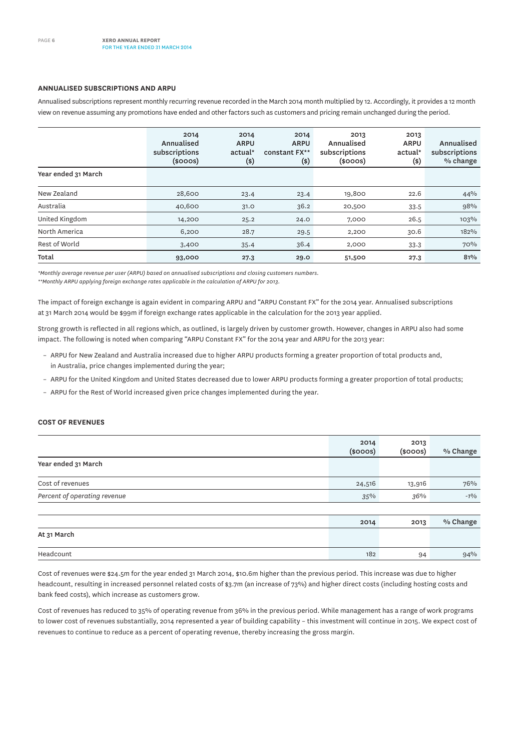### ANNUALISED SUBSCRIPTIONS AND ARPU

Annualised subscriptions represent monthly recurring revenue recorded in the March 2014 month multiplied by 12. Accordingly, it provides a 12 month view on revenue assuming any promotions have ended and other factors such as customers and pricing remain unchanged during the period.

| | 2014 Annualised subscriptions ($000s) | 2014 ARPU actual* ($) | 2014 ARPU constant FX** ($) | 2013 Annualised subscriptions ($000s) | 2013 ARPU actual* ($) | Annualised subscriptions % change |
|---|---|---|---|---|---|---|
| **Year ended 31 March** | | | | | | |
| New Zealand | 28,600 | 23.4 | 23.4 | 19,800 | 22.6 | 44% |
| Australia | 40,600 | 31.0 | 36.2 | 20,500 | 33.5 | 98% |
| United Kingdom | 14,200 | 25.2 | 24.0 | 7,000 | 26.5 | 103% |
| North America | 6,200 | 28.7 | 29.5 | 2,200 | 30.6 | 182% |
| Rest of World | 3,400 | 35.4 | 36.4 | 2,000 | 33.3 | 70% |
| **Total** | **93,000** | **27.3** | **29.0** | **51,500** | **27.3** | **81%** |

*\*Monthly average revenue per user (ARPU) based on annualised subscriptions and closing customers numbers.*
*\*\*Monthly ARPU applying foreign exchange rates applicable in the calculation of ARPU for 2013.*

The impact of foreign exchange is again evident in comparing ARPU and "ARPU Constant FX" for the 2014 year. Annualised subscriptions at 31 March 2014 would be $99m if foreign exchange rates applicable in the calculation for the 2013 year applied.

Strong growth is reflected in all regions which, as outlined, is largely driven by customer growth. However, changes in ARPU also had some impact. The following is noted when comparing "ARPU Constant FX" for the 2014 year and ARPU for the 2013 year:

- ARPU for New Zealand and Australia increased due to higher ARPU products forming a greater proportion of total products and, in Australia, price changes implemented during the year;
- ARPU for the United Kingdom and United States decreased due to lower ARPU products forming a greater proportion of total products;
- ARPU for the Rest of World increased given price changes implemented during the year.

### COST OF REVENUES

| | 2014 ($000s) | 2013 ($000s) | % Change |
|---|---|---|---|
| **Year ended 31 March** | | | |
| Cost of revenues | 24,516 | 13,916 | 76% |
| *Percent of operating revenue* | *35%* | *36%* | -1% |

| | 2014 | 2013 | % Change |
|---|---|---|---|
| **At 31 March** | | | |
| Headcount | 182 | 94 | 94% |

Cost of revenues were $24.5m for the year ended 31 March 2014, $10.6m higher than the previous period. This increase was due to higher headcount, resulting in increased personnel related costs of $3.7m (an increase of 73%) and higher direct costs (including hosting costs and bank feed costs), which increase as customers grow.

Cost of revenues has reduced to 35% of operating revenue from 36% in the previous period. While management has a range of work programs to lower cost of revenues substantially, 2014 represented a year of building capability – this investment will continue in 2015. We expect cost of revenues to continue to reduce as a percent of operating revenue, thereby increasing the gross margin.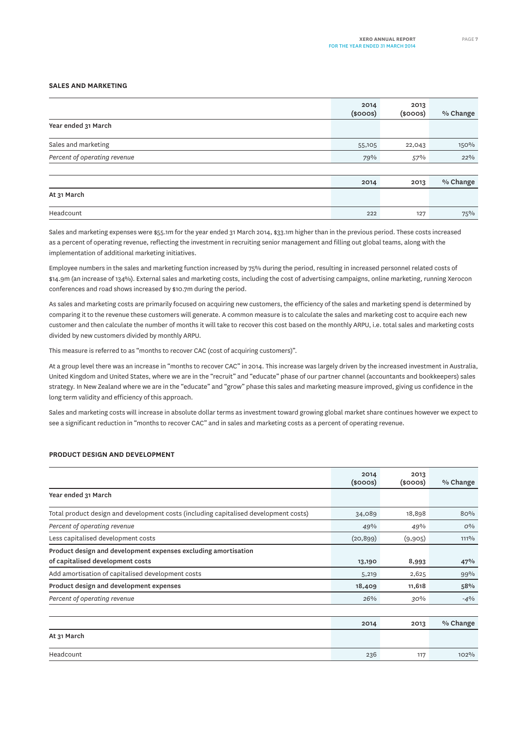## SALES AND MARKETING

| | 2014 ($000s) | 2013 ($000s) | % Change |
|---|---|---|---|
| **Year ended 31 March** | | | |
| Sales and marketing | 55,105 | 22,043 | 150% |
| *Percent of operating revenue* | *79%* | *57%* | *22%* |

| | 2014 | 2013 | % Change |
|---|---|---|---|
| **At 31 March** | | | |
| Headcount | 222 | 127 | 75% |

Sales and marketing expenses were $55.1m for the year ended 31 March 2014, $33.1m higher than in the previous period. These costs increased as a percent of operating revenue, reflecting the investment in recruiting senior management and filling out global teams, along with the implementation of additional marketing initiatives.

Employee numbers in the sales and marketing function increased by 75% during the period, resulting in increased personnel related costs of $14.9m (an increase of 134%). External sales and marketing costs, including the cost of advertising campaigns, online marketing, running Xerocon conferences and road shows increased by $10.7m during the period.

As sales and marketing costs are primarily focused on acquiring new customers, the efficiency of the sales and marketing spend is determined by comparing it to the revenue these customers will generate. A common measure is to calculate the sales and marketing cost to acquire each new customer and then calculate the number of months it will take to recover this cost based on the monthly ARPU, i.e. total sales and marketing costs divided by new customers divided by monthly ARPU.

This measure is referred to as "months to recover CAC (cost of acquiring customers)".

At a group level there was an increase in "months to recover CAC" in 2014. This increase was largely driven by the increased investment in Australia, United Kingdom and United States, where we are in the "recruit" and "educate" phase of our partner channel (accountants and bookkeepers) sales strategy. In New Zealand where we are in the "educate" and "grow" phase this sales and marketing measure improved, giving us confidence in the long term validity and efficiency of this approach.

Sales and marketing costs will increase in absolute dollar terms as investment toward growing global market share continues however we expect to see a significant reduction in "months to recover CAC" and in sales and marketing costs as a percent of operating revenue.

## PRODUCT DESIGN AND DEVELOPMENT

| | 2014 ($000s) | 2013 ($000s) | % Change |
|---|---|---|---|
| **Year ended 31 March** | | | |
| Total product design and development costs (including capitalised development costs) | 34,089 | 18,898 | 80% |
| *Percent of operating revenue* | *49%* | *49%* | *0%* |
| Less capitalised development costs | (20,899) | (9,905) | 111% |
| **Product design and development expenses excluding amortisation of capitalised development costs** | **13,190** | **8,993** | **47%** |
| Add amortisation of capitalised development costs | 5,219 | 2,625 | 99% |
| **Product design and development expenses** | **18,409** | **11,618** | **58%** |
| *Percent of operating revenue* | *26%* | *30%* | *-4%* |

| | 2014 | 2013 | % Change |
|---|---|---|---|
| **At 31 March** | | | |
| Headcount | 236 | 117 | 102% |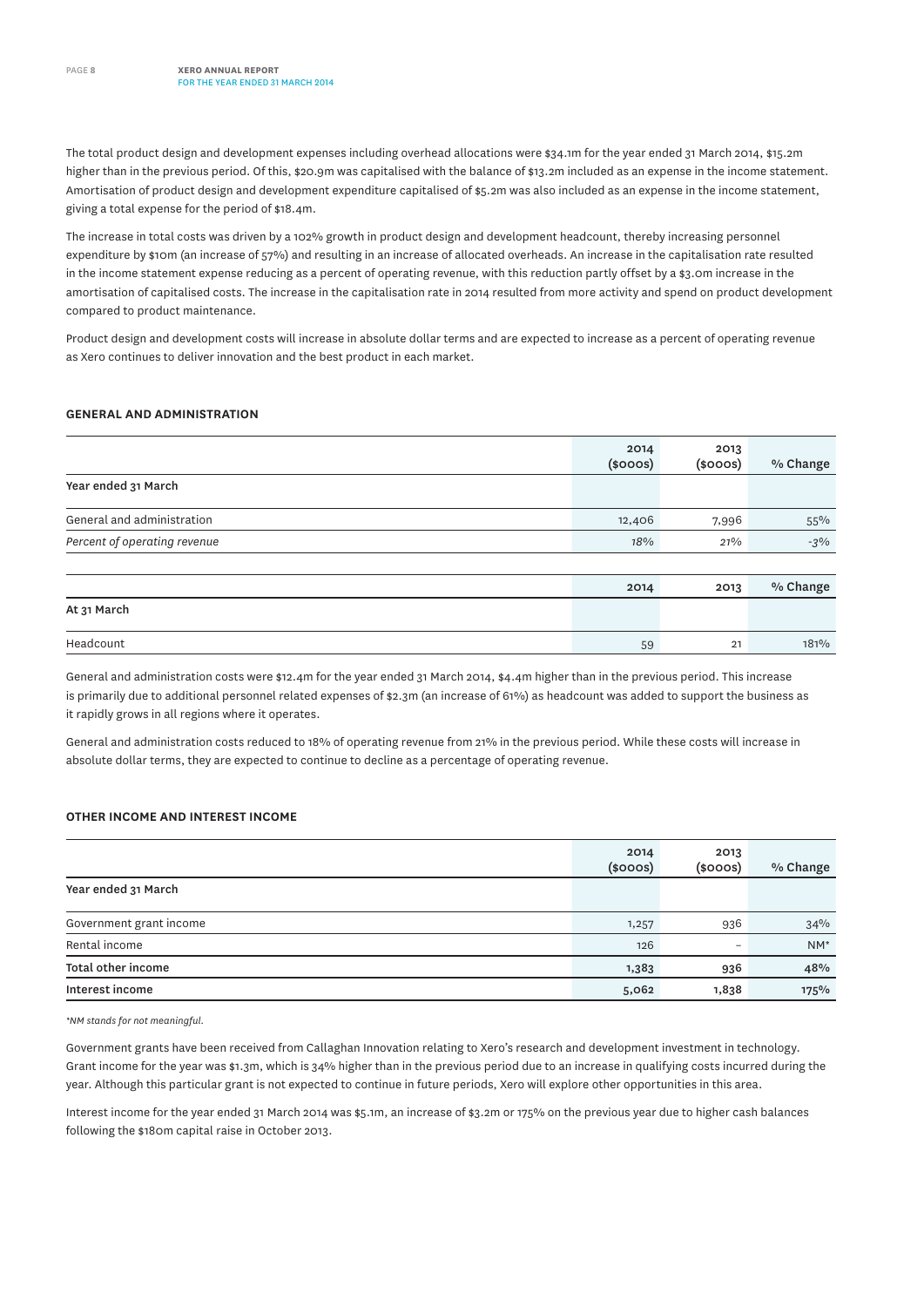The total product design and development expenses including overhead allocations were $34.1m for the year ended 31 March 2014, $15.2m higher than in the previous period. Of this, $20.9m was capitalised with the balance of $13.2m included as an expense in the income statement. Amortisation of product design and development expenditure capitalised of $5.2m was also included as an expense in the income statement, giving a total expense for the period of $18.4m.

The increase in total costs was driven by a 102% growth in product design and development headcount, thereby increasing personnel expenditure by $10m (an increase of 57%) and resulting in an increase of allocated overheads. An increase in the capitalisation rate resulted in the income statement expense reducing as a percent of operating revenue, with this reduction partly offset by a $3.0m increase in the amortisation of capitalised costs. The increase in the capitalisation rate in 2014 resulted from more activity and spend on product development compared to product maintenance.

Product design and development costs will increase in absolute dollar terms and are expected to increase as a percent of operating revenue as Xero continues to deliver innovation and the best product in each market.

### GENERAL AND ADMINISTRATION

| | 2014 ($000s) | 2013 ($000s) | % Change |
|---|---|---|---|
| **Year ended 31 March** | | | |
| General and administration | 12,406 | 7,996 | 55% |
| *Percent of operating revenue* | *18%* | *21%* | *-3%* |

| | 2014 | 2013 | % Change |
|---|---|---|---|
| **At 31 March** | | | |
| Headcount | 59 | 21 | 181% |

General and administration costs were $12.4m for the year ended 31 March 2014, $4.4m higher than in the previous period. This increase is primarily due to additional personnel related expenses of $2.3m (an increase of 61%) as headcount was added to support the business as it rapidly grows in all regions where it operates.

General and administration costs reduced to 18% of operating revenue from 21% in the previous period. While these costs will increase in absolute dollar terms, they are expected to continue to decline as a percentage of operating revenue.

### OTHER INCOME AND INTEREST INCOME

| | 2014 ($000s) | 2013 ($000s) | % Change |
|---|---|---|---|
| **Year ended 31 March** | | | |
| Government grant income | 1,257 | 936 | 34% |
| Rental income | 126 | – | NM* |
| **Total other income** | **1,383** | **936** | **48%** |
| **Interest income** | **5,062** | **1,838** | **175%** |

*\*NM stands for not meaningful.*

Government grants have been received from Callaghan Innovation relating to Xero's research and development investment in technology. Grant income for the year was $1.3m, which is 34% higher than in the previous period due to an increase in qualifying costs incurred during the year. Although this particular grant is not expected to continue in future periods, Xero will explore other opportunities in this area.

Interest income for the year ended 31 March 2014 was $5.1m, an increase of $3.2m or 175% on the previous year due to higher cash balances following the $180m capital raise in October 2013.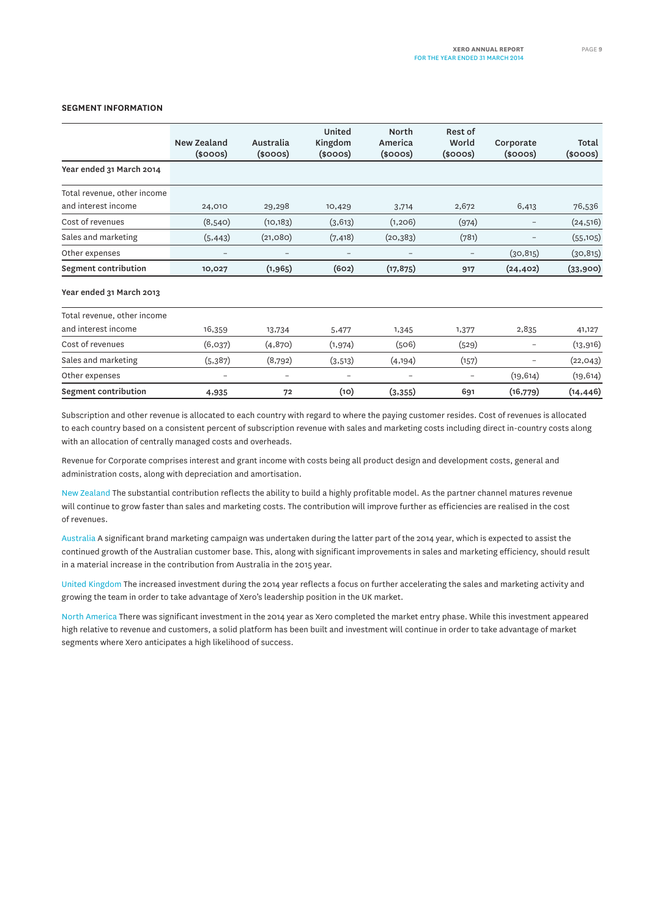## SEGMENT INFORMATION

| | New Zealand ($000s) | Australia ($000s) | United Kingdom ($000s) | North America ($000s) | Rest of World ($000s) | Corporate ($000s) | Total ($000s) |
|---|---|---|---|---|---|---|---|
| **Year ended 31 March 2014** | | | | | | | |
| Total revenue, other income and interest income | 24,010 | 29,298 | 10,429 | 3,714 | 2,672 | 6,413 | 76,536 |
| Cost of revenues | (8,540) | (10,183) | (3,613) | (1,206) | (974) | – | (24,516) |
| Sales and marketing | (5,443) | (21,080) | (7,418) | (20,383) | (781) | – | (55,105) |
| Other expenses | – | – | – | – | – | (30,815) | (30,815) |
| **Segment contribution** | **10,027** | **(1,965)** | **(602)** | **(17,875)** | **917** | **(24,402)** | **(33,900)** |
| **Year ended 31 March 2013** | | | | | | | |
| Total revenue, other income and interest income | 16,359 | 13,734 | 5,477 | 1,345 | 1,377 | 2,835 | 41,127 |
| Cost of revenues | (6,037) | (4,870) | (1,974) | (506) | (529) | – | (13,916) |
| Sales and marketing | (5,387) | (8,792) | (3,513) | (4,194) | (157) | – | (22,043) |
| Other expenses | – | – | – | – | – | (19,614) | (19,614) |
| **Segment contribution** | **4,935** | **72** | **(10)** | **(3,355)** | **691** | **(16,779)** | **(14,446)** |

Subscription and other revenue is allocated to each country with regard to where the paying customer resides. Cost of revenues is allocated to each country based on a consistent percent of subscription revenue with sales and marketing costs including direct in-country costs along with an allocation of centrally managed costs and overheads.

Revenue for Corporate comprises interest and grant income with costs being all product design and development costs, general and administration costs, along with depreciation and amortisation.

New Zealand The substantial contribution reflects the ability to build a highly profitable model. As the partner channel matures revenue will continue to grow faster than sales and marketing costs. The contribution will improve further as efficiencies are realised in the cost of revenues.

Australia A significant brand marketing campaign was undertaken during the latter part of the 2014 year, which is expected to assist the continued growth of the Australian customer base. This, along with significant improvements in sales and marketing efficiency, should result in a material increase in the contribution from Australia in the 2015 year.

United Kingdom The increased investment during the 2014 year reflects a focus on further accelerating the sales and marketing activity and growing the team in order to take advantage of Xero's leadership position in the UK market.

North America There was significant investment in the 2014 year as Xero completed the market entry phase. While this investment appeared high relative to revenue and customers, a solid platform has been built and investment will continue in order to take advantage of market segments where Xero anticipates a high likelihood of success.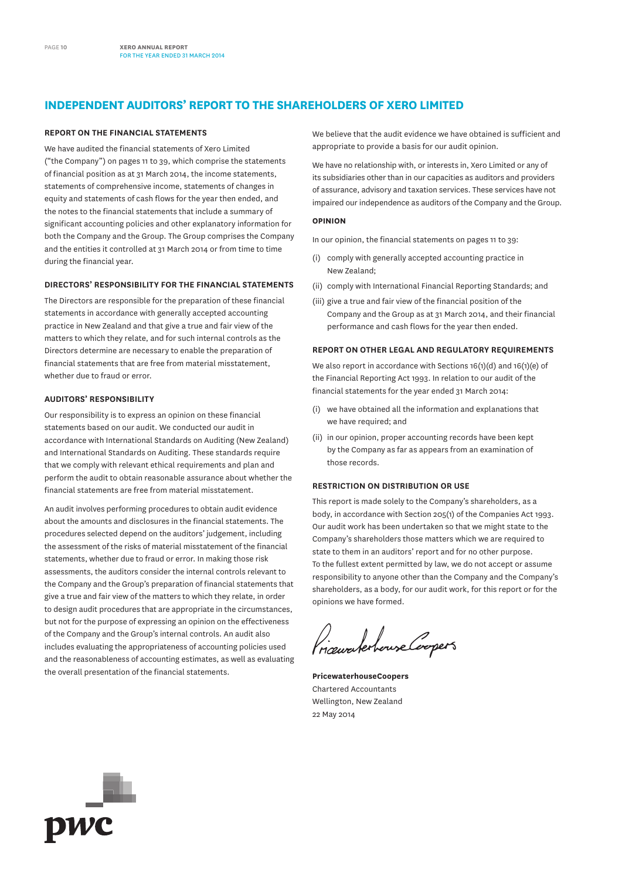# INDEPENDENT AUDITORS' REPORT TO THE SHAREHOLDERS OF XERO LIMITED

## REPORT ON THE FINANCIAL STATEMENTS

We have audited the financial statements of Xero Limited ("the Company") on pages 11 to 39, which comprise the statements of financial position as at 31 March 2014, the income statements, statements of comprehensive income, statements of changes in equity and statements of cash flows for the year then ended, and the notes to the financial statements that include a summary of significant accounting policies and other explanatory information for both the Company and the Group. The Group comprises the Company and the entities it controlled at 31 March 2014 or from time to time during the financial year.

## DIRECTORS' RESPONSIBILITY FOR THE FINANCIAL STATEMENTS

The Directors are responsible for the preparation of these financial statements in accordance with generally accepted accounting practice in New Zealand and that give a true and fair view of the matters to which they relate, and for such internal controls as the Directors determine are necessary to enable the preparation of financial statements that are free from material misstatement, whether due to fraud or error.

## AUDITORS' RESPONSIBILITY

Our responsibility is to express an opinion on these financial statements based on our audit. We conducted our audit in accordance with International Standards on Auditing (New Zealand) and International Standards on Auditing. These standards require that we comply with relevant ethical requirements and plan and perform the audit to obtain reasonable assurance about whether the financial statements are free from material misstatement.

An audit involves performing procedures to obtain audit evidence about the amounts and disclosures in the financial statements. The procedures selected depend on the auditors' judgement, including the assessment of the risks of material misstatement of the financial statements, whether due to fraud or error. In making those risk assessments, the auditors consider the internal controls relevant to the Company and the Group's preparation of financial statements that give a true and fair view of the matters to which they relate, in order to design audit procedures that are appropriate in the circumstances, but not for the purpose of expressing an opinion on the effectiveness of the Company and the Group's internal controls. An audit also includes evaluating the appropriateness of accounting policies used and the reasonableness of accounting estimates, as well as evaluating the overall presentation of the financial statements.

We believe that the audit evidence we have obtained is sufficient and appropriate to provide a basis for our audit opinion.

We have no relationship with, or interests in, Xero Limited or any of its subsidiaries other than in our capacities as auditors and providers of assurance, advisory and taxation services. These services have not impaired our independence as auditors of the Company and the Group.

## OPINION

In our opinion, the financial statements on pages 11 to 39:

(i) comply with generally accepted accounting practice in New Zealand;

(ii) comply with International Financial Reporting Standards; and

(iii) give a true and fair view of the financial position of the Company and the Group as at 31 March 2014, and their financial performance and cash flows for the year then ended.

## REPORT ON OTHER LEGAL AND REGULATORY REQUIREMENTS

We also report in accordance with Sections 16(1)(d) and 16(1)(e) of the Financial Reporting Act 1993. In relation to our audit of the financial statements for the year ended 31 March 2014:

(i) we have obtained all the information and explanations that we have required; and

(ii) in our opinion, proper accounting records have been kept by the Company as far as appears from an examination of those records.

## RESTRICTION ON DISTRIBUTION OR USE

This report is made solely to the Company's shareholders, as a body, in accordance with Section 205(1) of the Companies Act 1993. Our audit work has been undertaken so that we might state to the Company's shareholders those matters which we are required to state to them in an auditors' report and for no other purpose. To the fullest extent permitted by law, we do not accept or assume responsibility to anyone other than the Company and the Company's shareholders, as a body, for our audit work, for this report or for the opinions we have formed.

PricewaterhouseCoopers

**PricewaterhouseCoopers**
Chartered Accountants
Wellington, New Zealand
22 May 2014

pwc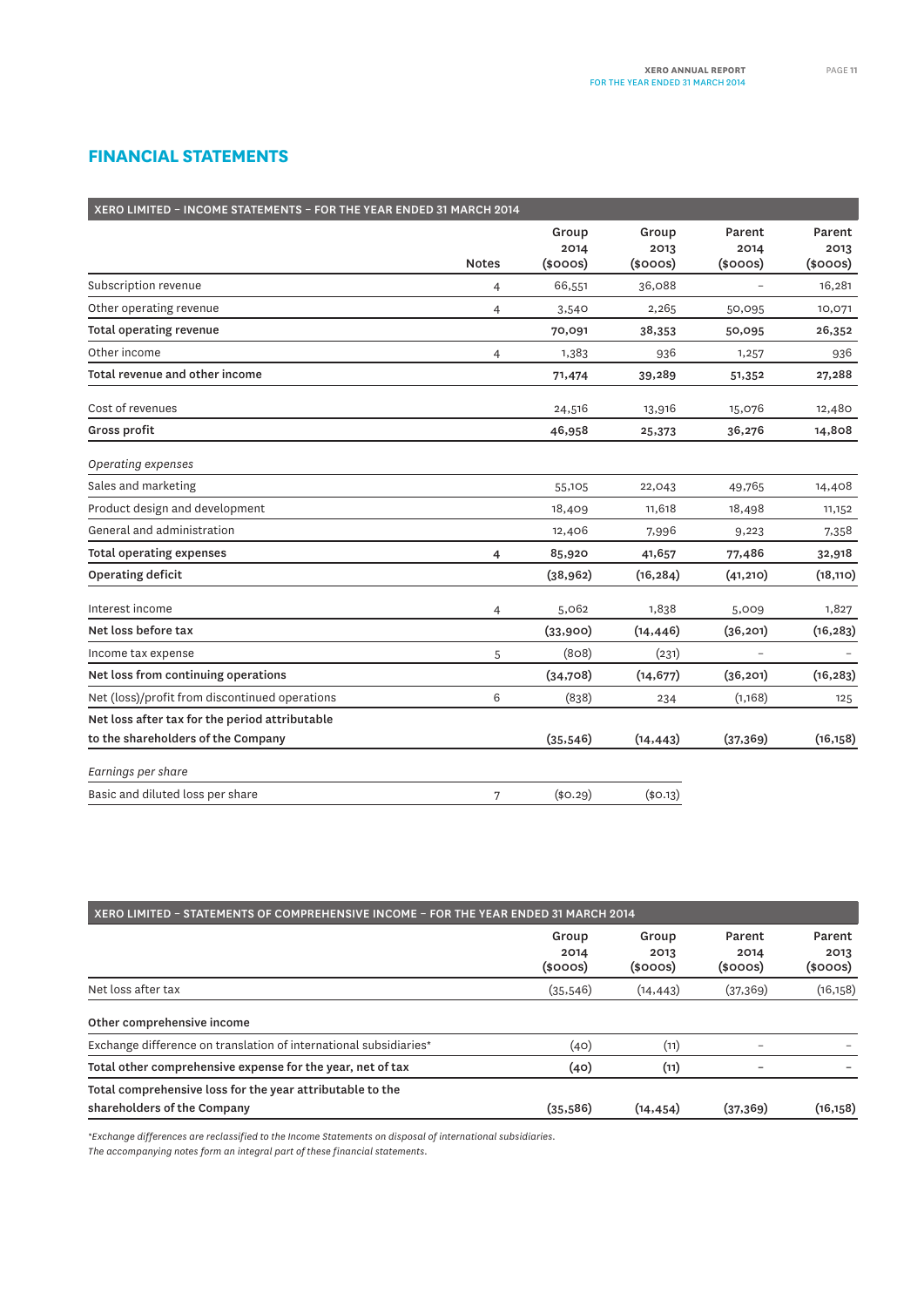## FINANCIAL STATEMENTS

| XERO LIMITED – INCOME STATEMENTS – FOR THE YEAR ENDED 31 MARCH 2014 | Notes | Group 2014 ($000s) | Group 2013 ($000s) | Parent 2014 ($000s) | Parent 2013 ($000s) |
|---|---|---|---|---|---|
| Subscription revenue | 4 | 66,551 | 36,088 | – | 16,281 |
| Other operating revenue | 4 | 3,540 | 2,265 | 50,095 | 10,071 |
| **Total operating revenue** | | **70,091** | **38,353** | **50,095** | **26,352** |
| Other income | 4 | 1,383 | 936 | 1,257 | 936 |
| **Total revenue and other income** | | **71,474** | **39,289** | **51,352** | **27,288** |
| Cost of revenues | | 24,516 | 13,916 | 15,076 | 12,480 |
| **Gross profit** | | **46,958** | **25,373** | **36,276** | **14,808** |
| *Operating expenses* | | | | | |
| Sales and marketing | | 55,105 | 22,043 | 49,765 | 14,408 |
| Product design and development | | 18,409 | 11,618 | 18,498 | 11,152 |
| General and administration | | 12,406 | 7,996 | 9,223 | 7,358 |
| **Total operating expenses** | **4** | **85,920** | **41,657** | **77,486** | **32,918** |
| **Operating deficit** | | **(38,962)** | **(16,284)** | **(41,210)** | **(18,110)** |
| Interest income | 4 | 5,062 | 1,838 | 5,009 | 1,827 |
| **Net loss before tax** | | **(33,900)** | **(14,446)** | **(36,201)** | **(16,283)** |
| Income tax expense | 5 | (808) | (231) | – | – |
| **Net loss from continuing operations** | | **(34,708)** | **(14,677)** | **(36,201)** | **(16,283)** |
| Net (loss)/profit from discontinued operations | 6 | (838) | 234 | (1,168) | 125 |
| **Net loss after tax for the period attributable to the shareholders of the Company** | | **(35,546)** | **(14,443)** | **(37,369)** | **(16,158)** |
| *Earnings per share* | | | | | |
| Basic and diluted loss per share | 7 | ($0.29) | ($0.13) | | |

| XERO LIMITED – STATEMENTS OF COMPREHENSIVE INCOME – FOR THE YEAR ENDED 31 MARCH 2014 | Group 2014 ($000s) | Group 2013 ($000s) | Parent 2014 ($000s) | Parent 2013 ($000s) |
|---|---|---|---|---|
| Net loss after tax | (35,546) | (14,443) | (37,369) | (16,158) |
| **Other comprehensive income** | | | | |
| Exchange difference on translation of international subsidiaries* | (40) | (11) | – | – |
| **Total other comprehensive expense for the year, net of tax** | **(40)** | **(11)** | **–** | **–** |
| **Total comprehensive loss for the year attributable to the shareholders of the Company** | **(35,586)** | **(14,454)** | **(37,369)** | **(16,158)** |

*\*Exchange differences are reclassified to the Income Statements on disposal of international subsidiaries.*

*The accompanying notes form an integral part of these financial statements.*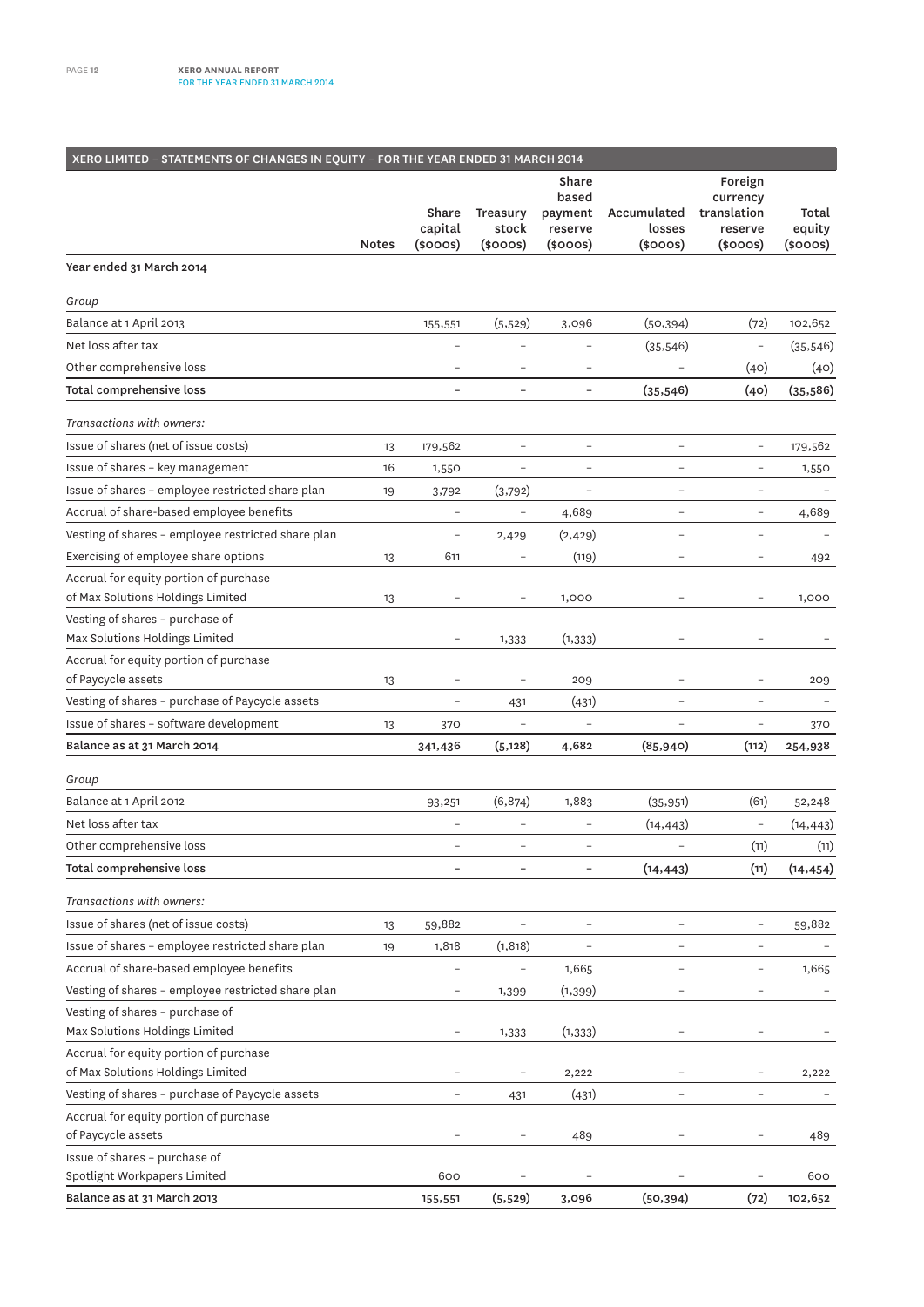## XERO LIMITED – STATEMENTS OF CHANGES IN EQUITY – FOR THE YEAR ENDED 31 MARCH 2014

| | Notes | Share capital ($000s) | Treasury stock ($000s) | Share based payment reserve ($000s) | Accumulated losses ($000s) | Foreign currency translation reserve ($000s) | Total equity ($000s) |
|---|---|---|---|---|---|---|---|
| **Year ended 31 March 2014** | | | | | | | |
| *Group* | | | | | | | |
| Balance at 1 April 2013 | | 155,551 | (5,529) | 3,096 | (50,394) | (72) | 102,652 |
| Net loss after tax | | – | – | – | (35,546) | – | (35,546) |
| Other comprehensive loss | | – | – | – | – | (40) | (40) |
| **Total comprehensive loss** | | **–** | **–** | **–** | **(35,546)** | **(40)** | **(35,586)** |
| *Transactions with owners:* | | | | | | | |
| Issue of shares (net of issue costs) | 13 | 179,562 | – | – | – | – | 179,562 |
| Issue of shares – key management | 16 | 1,550 | – | – | – | – | 1,550 |
| Issue of shares – employee restricted share plan | 19 | 3,792 | (3,792) | – | – | – | – |
| Accrual of share-based employee benefits | | – | – | 4,689 | – | – | 4,689 |
| Vesting of shares – employee restricted share plan | | – | 2,429 | (2,429) | – | – | – |
| Exercising of employee share options | 13 | 611 | – | (119) | – | – | 492 |
| Accrual for equity portion of purchase of Max Solutions Holdings Limited | 13 | – | – | 1,000 | – | – | 1,000 |
| Vesting of shares – purchase of Max Solutions Holdings Limited | | – | 1,333 | (1,333) | – | – | – |
| Accrual for equity portion of purchase of Paycycle assets | 13 | – | – | 209 | – | – | 209 |
| Vesting of shares – purchase of Paycycle assets | | – | 431 | (431) | – | – | – |
| Issue of shares – software development | 13 | 370 | – | – | – | – | 370 |
| **Balance as at 31 March 2014** | | **341,436** | **(5,128)** | **4,682** | **(85,940)** | **(112)** | **254,938** |
| *Group* | | | | | | | |
| Balance at 1 April 2012 | | 93,251 | (6,874) | 1,883 | (35,951) | (61) | 52,248 |
| Net loss after tax | | – | – | – | (14,443) | – | (14,443) |
| Other comprehensive loss | | – | – | – | – | (11) | (11) |
| **Total comprehensive loss** | | **–** | **–** | **–** | **(14,443)** | **(11)** | **(14,454)** |
| *Transactions with owners:* | | | | | | | |
| Issue of shares (net of issue costs) | 13 | 59,882 | – | – | – | – | 59,882 |
| Issue of shares – employee restricted share plan | 19 | 1,818 | (1,818) | – | – | – | – |
| Accrual of share-based employee benefits | | – | – | 1,665 | – | – | 1,665 |
| Vesting of shares – employee restricted share plan | | – | 1,399 | (1,399) | – | – | – |
| Vesting of shares – purchase of Max Solutions Holdings Limited | | – | 1,333 | (1,333) | – | – | – |
| Accrual for equity portion of purchase of Max Solutions Holdings Limited | | – | – | 2,222 | – | – | 2,222 |
| Vesting of shares – purchase of Paycycle assets | | – | 431 | (431) | – | – | – |
| Accrual for equity portion of purchase of Paycycle assets | | – | – | 489 | – | – | 489 |
| Issue of shares – purchase of Spotlight Workpapers Limited | | 600 | – | – | – | – | 600 |
| **Balance as at 31 March 2013** | | **155,551** | **(5,529)** | **3,096** | **(50,394)** | **(72)** | **102,652** |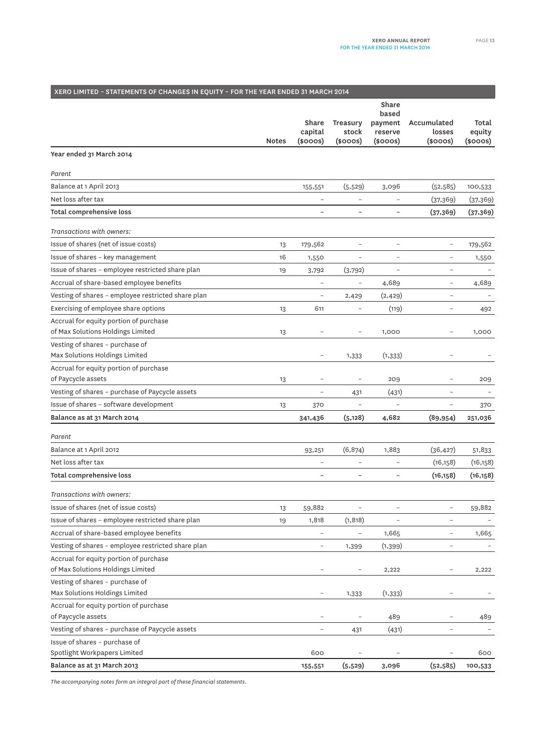## XERO LIMITED – STATEMENTS OF CHANGES IN EQUITY – FOR THE YEAR ENDED 31 MARCH 2014

| | Notes | Share capital ($000s) | Treasury stock ($000s) | Share based payment reserve ($000s) | Accumulated losses ($000s) | Total equity ($000s) |
|---|---|---|---|---|---|---|
| **Year ended 31 March 2014** | | | | | | |
| *Parent* | | | | | | |
| Balance at 1 April 2013 | | 155,551 | (5,529) | 3,096 | (52,585) | 100,533 |
| Net loss after tax | | – | – | – | (37,369) | (37,369) |
| **Total comprehensive loss** | | **–** | **–** | **–** | **(37,369)** | **(37,369)** |
| *Transactions with owners:* | | | | | | |
| Issue of shares (net of issue costs) | 13 | 179,562 | – | – | – | 179,562 |
| Issue of shares – key management | 16 | 1,550 | – | – | – | 1,550 |
| Issue of shares – employee restricted share plan | 19 | 3,792 | (3,792) | – | – | – |
| Accrual of share-based employee benefits | | – | – | 4,689 | – | 4,689 |
| Vesting of shares – employee restricted share plan | | – | 2,429 | (2,429) | – | – |
| Exercising of employee share options | 13 | 611 | – | (119) | – | 492 |
| Accrual for equity portion of purchase of Max Solutions Holdings Limited | 13 | – | – | 1,000 | – | 1,000 |
| Vesting of shares – purchase of Max Solutions Holdings Limited | | – | 1,333 | (1,333) | – | – |
| Accrual for equity portion of purchase of Paycycle assets | 13 | – | – | 209 | – | 209 |
| Vesting of shares – purchase of Paycycle assets | | – | 431 | (431) | – | – |
| Issue of shares – software development | 13 | 370 | – | – | – | 370 |
| **Balance as at 31 March 2014** | | **341,436** | **(5,128)** | **4,682** | **(89,954)** | **251,036** |
| *Parent* | | | | | | |
| Balance at 1 April 2012 | | 93,251 | (6,874) | 1,883 | (36,427) | 51,833 |
| Net loss after tax | | – | – | – | (16,158) | (16,158) |
| **Total comprehensive loss** | | **–** | **–** | **–** | **(16,158)** | **(16,158)** |
| *Transactions with owners:* | | | | | | |
| Issue of shares (net of issue costs) | 13 | 59,882 | – | – | – | 59,882 |
| Issue of shares – employee restricted share plan | 19 | 1,818 | (1,818) | – | – | – |
| Accrual of share-based employee benefits | | – | – | 1,665 | – | 1,665 |
| Vesting of shares – employee restricted share plan | | – | 1,399 | (1,399) | – | – |
| Accrual for equity portion of purchase of Max Solutions Holdings Limited | | – | – | 2,222 | – | 2,222 |
| Vesting of shares – purchase of Max Solutions Holdings Limited | | – | 1,333 | (1,333) | – | – |
| Accrual for equity portion of purchase of Paycycle assets | | – | – | 489 | – | 489 |
| Vesting of shares – purchase of Paycycle assets | | – | 431 | (431) | – | – |
| Issue of shares – purchase of Spotlight Workpapers Limited | | 600 | – | – | – | 600 |
| **Balance as at 31 March 2013** | | **155,551** | **(5,529)** | **3,096** | **(52,585)** | **100,533** |

*The accompanying notes form an integral part of these financial statements.*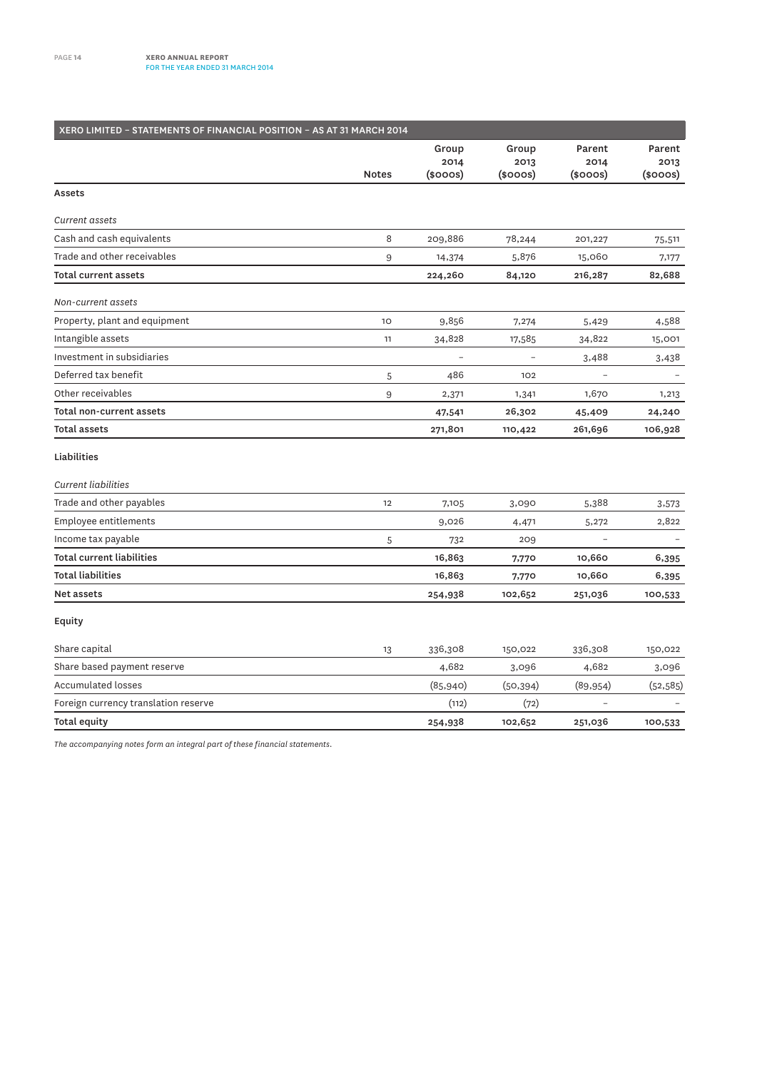## XERO LIMITED – STATEMENTS OF FINANCIAL POSITION – AS AT 31 MARCH 2014

| | Notes | Group 2014 ($000s) | Group 2013 ($000s) | Parent 2014 ($000s) | Parent 2013 ($000s) |
|---|---|---|---|---|---|
| **Assets** | | | | | |
| *Current assets* | | | | | |
| Cash and cash equivalents | 8 | 209,886 | 78,244 | 201,227 | 75,511 |
| Trade and other receivables | 9 | 14,374 | 5,876 | 15,060 | 7,177 |
| **Total current assets** | | **224,260** | **84,120** | **216,287** | **82,688** |
| *Non-current assets* | | | | | |
| Property, plant and equipment | 10 | 9,856 | 7,274 | 5,429 | 4,588 |
| Intangible assets | 11 | 34,828 | 17,585 | 34,822 | 15,001 |
| Investment in subsidiaries | | – | – | 3,488 | 3,438 |
| Deferred tax benefit | 5 | 486 | 102 | – | – |
| Other receivables | 9 | 2,371 | 1,341 | 1,670 | 1,213 |
| **Total non-current assets** | | **47,541** | **26,302** | **45,409** | **24,240** |
| **Total assets** | | **271,801** | **110,422** | **261,696** | **106,928** |
| **Liabilities** | | | | | |
| *Current liabilities* | | | | | |
| Trade and other payables | 12 | 7,105 | 3,090 | 5,388 | 3,573 |
| Employee entitlements | | 9,026 | 4,471 | 5,272 | 2,822 |
| Income tax payable | 5 | 732 | 209 | – | – |
| **Total current liabilities** | | **16,863** | **7,770** | **10,660** | **6,395** |
| **Total liabilities** | | **16,863** | **7,770** | **10,660** | **6,395** |
| **Net assets** | | **254,938** | **102,652** | **251,036** | **100,533** |
| **Equity** | | | | | |
| Share capital | 13 | 336,308 | 150,022 | 336,308 | 150,022 |
| Share based payment reserve | | 4,682 | 3,096 | 4,682 | 3,096 |
| Accumulated losses | | (85,940) | (50,394) | (89,954) | (52,585) |
| Foreign currency translation reserve | | (112) | (72) | – | – |
| **Total equity** | | **254,938** | **102,652** | **251,036** | **100,533** |

*The accompanying notes form an integral part of these financial statements.*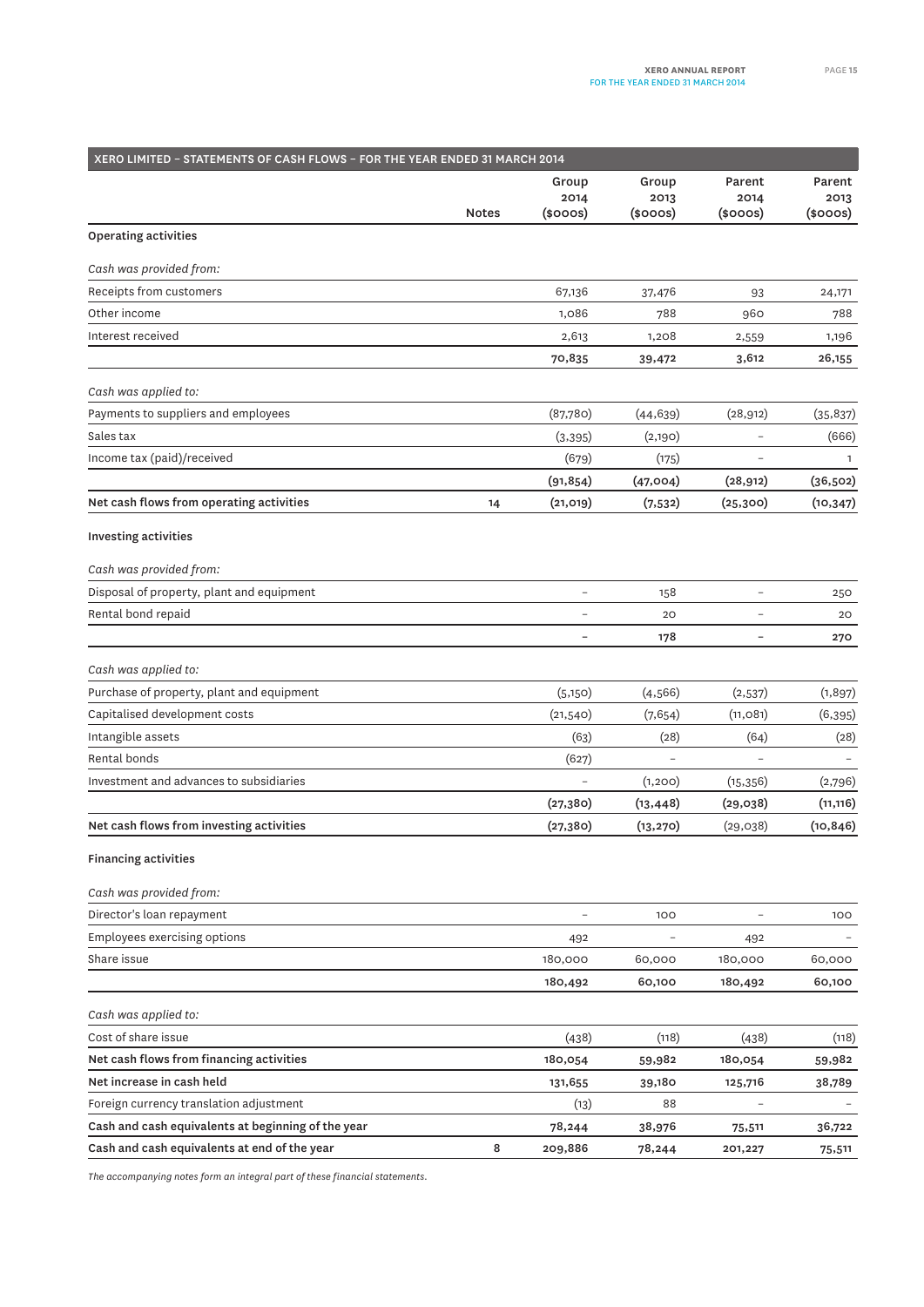## XERO LIMITED – STATEMENTS OF CASH FLOWS – FOR THE YEAR ENDED 31 MARCH 2014

| | Notes | Group 2014 ($000s) | Group 2013 ($000s) | Parent 2014 ($000s) | Parent 2013 ($000s) |
|---|---|---|---|---|---|
| **Operating activities** | | | | | |
| *Cash was provided from:* | | | | | |
| Receipts from customers | | 67,136 | 37,476 | 93 | 24,171 |
| Other income | | 1,086 | 788 | 960 | 788 |
| Interest received | | 2,613 | 1,208 | 2,559 | 1,196 |
| | | **70,835** | **39,472** | **3,612** | **26,155** |
| *Cash was applied to:* | | | | | |
| Payments to suppliers and employees | | (87,780) | (44,639) | (28,912) | (35,837) |
| Sales tax | | (3,395) | (2,190) | – | (666) |
| Income tax (paid)/received | | (679) | (175) | – | 1 |
| | | **(91,854)** | **(47,004)** | **(28,912)** | **(36,502)** |
| **Net cash flows from operating activities** | 14 | **(21,019)** | **(7,532)** | **(25,300)** | **(10,347)** |
| **Investing activities** | | | | | |
| *Cash was provided from:* | | | | | |
| Disposal of property, plant and equipment | | – | 158 | – | 250 |
| Rental bond repaid | | – | 20 | – | 20 |
| | | **–** | **178** | **–** | **270** |
| *Cash was applied to:* | | | | | |
| Purchase of property, plant and equipment | | (5,150) | (4,566) | (2,537) | (1,897) |
| Capitalised development costs | | (21,540) | (7,654) | (11,081) | (6,395) |
| Intangible assets | | (63) | (28) | (64) | (28) |
| Rental bonds | | (627) | – | – | – |
| Investment and advances to subsidiaries | | – | (1,200) | (15,356) | (2,796) |
| | | **(27,380)** | **(13,448)** | **(29,038)** | **(11,116)** |
| **Net cash flows from investing activities** | | **(27,380)** | **(13,270)** | (29,038) | **(10,846)** |
| **Financing activities** | | | | | |
| *Cash was provided from:* | | | | | |
| Director's loan repayment | | – | 100 | – | 100 |
| Employees exercising options | | 492 | – | 492 | – |
| Share issue | | 180,000 | 60,000 | 180,000 | 60,000 |
| | | **180,492** | **60,100** | **180,492** | **60,100** |
| *Cash was applied to:* | | | | | |
| Cost of share issue | | (438) | (118) | (438) | (118) |
| **Net cash flows from financing activities** | | **180,054** | **59,982** | **180,054** | **59,982** |
| **Net increase in cash held** | | **131,655** | **39,180** | **125,716** | **38,789** |
| Foreign currency translation adjustment | | (13) | 88 | – | – |
| **Cash and cash equivalents at beginning of the year** | | **78,244** | **38,976** | **75,511** | **36,722** |
| **Cash and cash equivalents at end of the year** | 8 | **209,886** | **78,244** | **201,227** | **75,511** |

*The accompanying notes form an integral part of these financial statements.*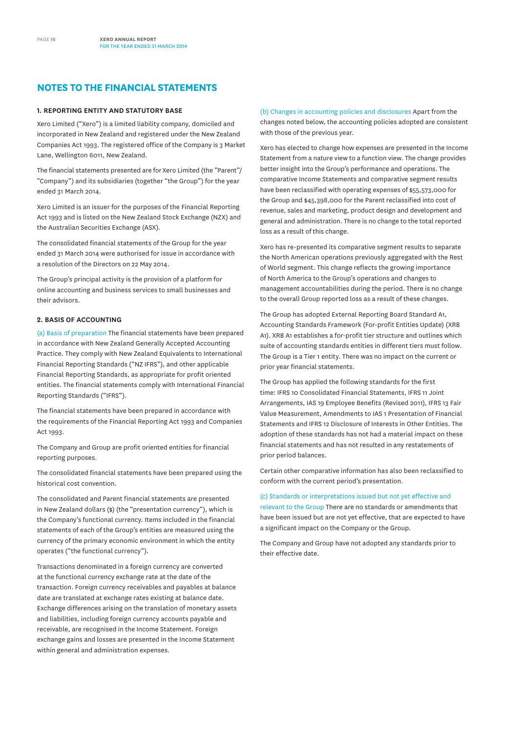## NOTES TO THE FINANCIAL STATEMENTS

### 1. REPORTING ENTITY AND STATUTORY BASE

Xero Limited ("Xero") is a limited liability company, domiciled and incorporated in New Zealand and registered under the New Zealand Companies Act 1993. The registered office of the Company is 3 Market Lane, Wellington 6011, New Zealand.

The financial statements presented are for Xero Limited (the "Parent"/ "Company") and its subsidiaries (together "the Group") for the year ended 31 March 2014.

Xero Limited is an issuer for the purposes of the Financial Reporting Act 1993 and is listed on the New Zealand Stock Exchange (NZX) and the Australian Securities Exchange (ASX).

The consolidated financial statements of the Group for the year ended 31 March 2014 were authorised for issue in accordance with a resolution of the Directors on 22 May 2014.

The Group's principal activity is the provision of a platform for online accounting and business services to small businesses and their advisors.

### 2. BASIS OF ACCOUNTING

(a) Basis of preparation The financial statements have been prepared in accordance with New Zealand Generally Accepted Accounting Practice. They comply with New Zealand Equivalents to International Financial Reporting Standards ("NZ IFRS"), and other applicable Financial Reporting Standards, as appropriate for profit oriented entities. The financial statements comply with International Financial Reporting Standards ("IFRS").

The financial statements have been prepared in accordance with the requirements of the Financial Reporting Act 1993 and Companies Act 1993.

The Company and Group are profit oriented entities for financial reporting purposes.

The consolidated financial statements have been prepared using the historical cost convention.

The consolidated and Parent financial statements are presented in New Zealand dollars ($) (the "presentation currency"), which is the Company's functional currency. Items included in the financial statements of each of the Group's entities are measured using the currency of the primary economic environment in which the entity operates ("the functional currency").

Transactions denominated in a foreign currency are converted at the functional currency exchange rate at the date of the transaction. Foreign currency receivables and payables at balance date are translated at exchange rates existing at balance date. Exchange differences arising on the translation of monetary assets and liabilities, including foreign currency accounts payable and receivable, are recognised in the Income Statement. Foreign exchange gains and losses are presented in the Income Statement within general and administration expenses.

(b) Changes in accounting policies and disclosures Apart from the changes noted below, the accounting policies adopted are consistent with those of the previous year.

Xero has elected to change how expenses are presented in the Income Statement from a nature view to a function view. The change provides better insight into the Group's performance and operations. The comparative Income Statements and comparative segment results have been reclassified with operating expenses of $55,573,000 for the Group and $45,398,000 for the Parent reclassified into cost of revenue, sales and marketing, product design and development and general and administration. There is no change to the total reported loss as a result of this change.

Xero has re-presented its comparative segment results to separate the North American operations previously aggregated with the Rest of World segment. This change reflects the growing importance of North America to the Group's operations and changes to management accountabilities during the period. There is no change to the overall Group reported loss as a result of these changes.

The Group has adopted External Reporting Board Standard A1, Accounting Standards Framework (For-profit Entities Update) (XRB A1). XRB A1 establishes a for-profit tier structure and outlines which suite of accounting standards entities in different tiers must follow. The Group is a Tier 1 entity. There was no impact on the current or prior year financial statements.

The Group has applied the following standards for the first time: IFRS 10 Consolidated Financial Statements, IFRS 11 Joint Arrangements, IAS 19 Employee Benefits (Revised 2011), IFRS 13 Fair Value Measurement, Amendments to IAS 1 Presentation of Financial Statements and IFRS 12 Disclosure of Interests in Other Entities. The adoption of these standards has not had a material impact on these financial statements and has not resulted in any restatements of prior period balances.

Certain other comparative information has also been reclassified to conform with the current period's presentation.

(c) Standards or interpretations issued but not yet effective and relevant to the Group There are no standards or amendments that have been issued but are not yet effective, that are expected to have a significant impact on the Company or the Group.

The Company and Group have not adopted any standards prior to their effective date.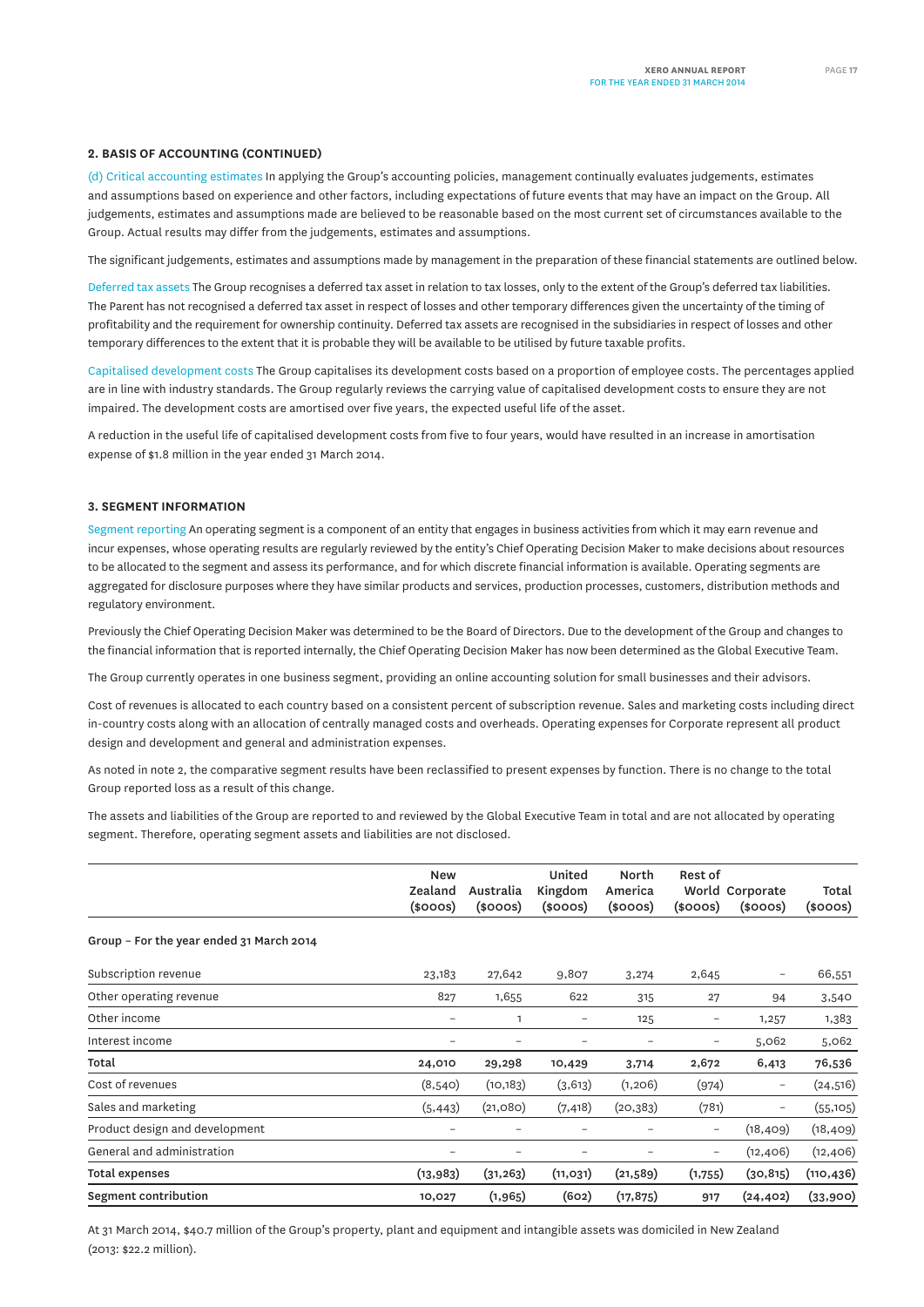## 2. BASIS OF ACCOUNTING (CONTINUED)

(d) Critical accounting estimates In applying the Group's accounting policies, management continually evaluates judgements, estimates and assumptions based on experience and other factors, including expectations of future events that may have an impact on the Group. All judgements, estimates and assumptions made are believed to be reasonable based on the most current set of circumstances available to the Group. Actual results may differ from the judgements, estimates and assumptions.

The significant judgements, estimates and assumptions made by management in the preparation of these financial statements are outlined below.

Deferred tax assets The Group recognises a deferred tax asset in relation to tax losses, only to the extent of the Group's deferred tax liabilities. The Parent has not recognised a deferred tax asset in respect of losses and other temporary differences given the uncertainty of the timing of profitability and the requirement for ownership continuity. Deferred tax assets are recognised in the subsidiaries in respect of losses and other temporary differences to the extent that it is probable they will be available to be utilised by future taxable profits.

Capitalised development costs The Group capitalises its development costs based on a proportion of employee costs. The percentages applied are in line with industry standards. The Group regularly reviews the carrying value of capitalised development costs to ensure they are not impaired. The development costs are amortised over five years, the expected useful life of the asset.

A reduction in the useful life of capitalised development costs from five to four years, would have resulted in an increase in amortisation expense of $1.8 million in the year ended 31 March 2014.

## 3. SEGMENT INFORMATION

Segment reporting An operating segment is a component of an entity that engages in business activities from which it may earn revenue and incur expenses, whose operating results are regularly reviewed by the entity's Chief Operating Decision Maker to make decisions about resources to be allocated to the segment and assess its performance, and for which discrete financial information is available. Operating segments are aggregated for disclosure purposes where they have similar products and services, production processes, customers, distribution methods and regulatory environment.

Previously the Chief Operating Decision Maker was determined to be the Board of Directors. Due to the development of the Group and changes to the financial information that is reported internally, the Chief Operating Decision Maker has now been determined as the Global Executive Team.

The Group currently operates in one business segment, providing an online accounting solution for small businesses and their advisors.

Cost of revenues is allocated to each country based on a consistent percent of subscription revenue. Sales and marketing costs including direct in-country costs along with an allocation of centrally managed costs and overheads. Operating expenses for Corporate represent all product design and development and general and administration expenses.

As noted in note 2, the comparative segment results have been reclassified to present expenses by function. There is no change to the total Group reported loss as a result of this change.

The assets and liabilities of the Group are reported to and reviewed by the Global Executive Team in total and are not allocated by operating segment. Therefore, operating segment assets and liabilities are not disclosed.

| | New Zealand ($000s) | Australia ($000s) | United Kingdom ($000s) | North America ($000s) | Rest of World ($000s) | Corporate ($000s) | Total ($000s) |
|---|---|---|---|---|---|---|---|
| **Group – For the year ended 31 March 2014** | | | | | | | |
| Subscription revenue | 23,183 | 27,642 | 9,807 | 3,274 | 2,645 | – | 66,551 |
| Other operating revenue | 827 | 1,655 | 622 | 315 | 27 | 94 | 3,540 |
| Other income | – | 1 | – | 125 | – | 1,257 | 1,383 |
| Interest income | – | – | – | – | – | 5,062 | 5,062 |
| **Total** | **24,010** | **29,298** | **10,429** | **3,714** | **2,672** | **6,413** | **76,536** |
| Cost of revenues | (8,540) | (10,183) | (3,613) | (1,206) | (974) | – | (24,516) |
| Sales and marketing | (5,443) | (21,080) | (7,418) | (20,383) | (781) | – | (55,105) |
| Product design and development | – | – | – | – | – | (18,409) | (18,409) |
| General and administration | – | – | – | – | – | (12,406) | (12,406) |
| **Total expenses** | **(13,983)** | **(31,263)** | **(11,031)** | **(21,589)** | **(1,755)** | **(30,815)** | **(110,436)** |
| **Segment contribution** | **10,027** | **(1,965)** | **(602)** | **(17,875)** | **917** | **(24,402)** | **(33,900)** |

At 31 March 2014, $40.7 million of the Group's property, plant and equipment and intangible assets was domiciled in New Zealand (2013: $22.2 million).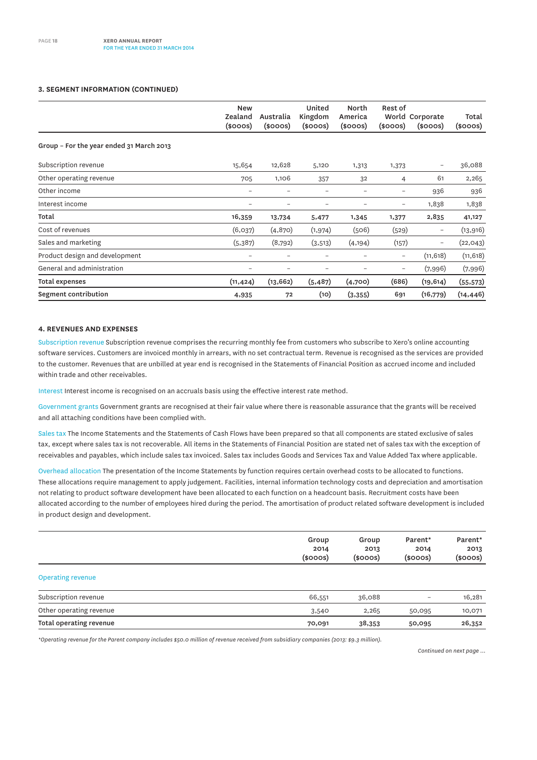### 3. SEGMENT INFORMATION (CONTINUED)

| | New Zealand ($000s) | Australia ($000s) | United Kingdom ($000s) | North America ($000s) | Rest of World ($000s) | Corporate ($000s) | Total ($000s) |
|---|---|---|---|---|---|---|---|
| **Group – For the year ended 31 March 2013** | | | | | | | |
| Subscription revenue | 15,654 | 12,628 | 5,120 | 1,313 | 1,373 | – | 36,088 |
| Other operating revenue | 705 | 1,106 | 357 | 32 | 4 | 61 | 2,265 |
| Other income | – | – | – | – | – | 936 | 936 |
| Interest income | – | – | – | – | – | 1,838 | 1,838 |
| **Total** | **16,359** | **13,734** | **5,477** | **1,345** | **1,377** | **2,835** | **41,127** |
| Cost of revenues | (6,037) | (4,870) | (1,974) | (506) | (529) | – | (13,916) |
| Sales and marketing | (5,387) | (8,792) | (3,513) | (4,194) | (157) | – | (22,043) |
| Product design and development | – | – | – | – | – | (11,618) | (11,618) |
| General and administration | – | – | – | – | – | (7,996) | (7,996) |
| **Total expenses** | **(11,424)** | **(13,662)** | **(5,487)** | **(4,700)** | **(686)** | **(19,614)** | **(55,573)** |
| **Segment contribution** | **4,935** | **72** | **(10)** | **(3,355)** | **691** | **(16,779)** | **(14,446)** |

### 4. REVENUES AND EXPENSES

Subscription revenue Subscription revenue comprises the recurring monthly fee from customers who subscribe to Xero's online accounting software services. Customers are invoiced monthly in arrears, with no set contractual term. Revenue is recognised as the services are provided to the customer. Revenues that are unbilled at year end is recognised in the Statements of Financial Position as accrued income and included within trade and other receivables.

Interest Interest income is recognised on an accruals basis using the effective interest rate method.

Government grants Government grants are recognised at their fair value where there is reasonable assurance that the grants will be received and all attaching conditions have been complied with.

Sales tax The Income Statements and the Statements of Cash Flows have been prepared so that all components are stated exclusive of sales tax, except where sales tax is not recoverable. All items in the Statements of Financial Position are stated net of sales tax with the exception of receivables and payables, which include sales tax invoiced. Sales tax includes Goods and Services Tax and Value Added Tax where applicable.

Overhead allocation The presentation of the Income Statements by function requires certain overhead costs to be allocated to functions. These allocations require management to apply judgement. Facilities, internal information technology costs and depreciation and amortisation not relating to product software development have been allocated to each function on a headcount basis. Recruitment costs have been allocated according to the number of employees hired during the period. The amortisation of product related software development is included in product design and development.

| | Group 2014 ($000s) | Group 2013 ($000s) | Parent* 2014 ($000s) | Parent* 2013 ($000s) |
|---|---|---|---|---|
| Operating revenue | | | | |
| Subscription revenue | 66,551 | 36,088 | – | 16,281 |
| Other operating revenue | 3,540 | 2,265 | 50,095 | 10,071 |
| **Total operating revenue** | **70,091** | **38,353** | **50,095** | **26,352** |

*\*Operating revenue for the Parent company includes $50.0 million of revenue received from subsidiary companies (2013: $9.3 million).*

*Continued on next page ...*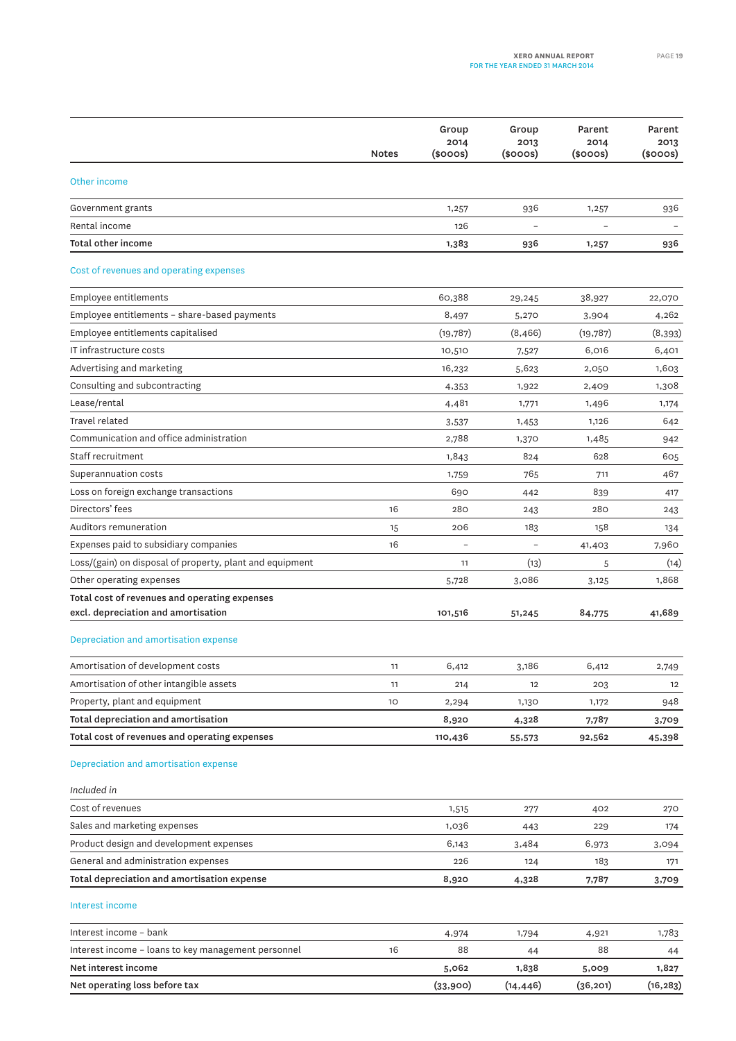| | Notes | Group 2014 ($000s) | Group 2013 ($000s) | Parent 2014 ($000s) | Parent 2013 ($000s) |
|---|---|---|---|---|---|
| **Other income** | | | | | |
| Government grants | | 1,257 | 936 | 1,257 | 936 |
| Rental income | | 126 | – | – | – |
| **Total other income** | | **1,383** | **936** | **1,257** | **936** |
| **Cost of revenues and operating expenses** | | | | | |
| Employee entitlements | | 60,388 | 29,245 | 38,927 | 22,070 |
| Employee entitlements – share-based payments | | 8,497 | 5,270 | 3,904 | 4,262 |
| Employee entitlements capitalised | | (19,787) | (8,466) | (19,787) | (8,393) |
| IT infrastructure costs | | 10,510 | 7,527 | 6,016 | 6,401 |
| Advertising and marketing | | 16,232 | 5,623 | 2,050 | 1,603 |
| Consulting and subcontracting | | 4,353 | 1,922 | 2,409 | 1,308 |
| Lease/rental | | 4,481 | 1,771 | 1,496 | 1,174 |
| Travel related | | 3,537 | 1,453 | 1,126 | 642 |
| Communication and office administration | | 2,788 | 1,370 | 1,485 | 942 |
| Staff recruitment | | 1,843 | 824 | 628 | 605 |
| Superannuation costs | | 1,759 | 765 | 711 | 467 |
| Loss on foreign exchange transactions | | 690 | 442 | 839 | 417 |
| Directors' fees | 16 | 280 | 243 | 280 | 243 |
| Auditors remuneration | 15 | 206 | 183 | 158 | 134 |
| Expenses paid to subsidiary companies | 16 | – | – | 41,403 | 7,960 |
| Loss/(gain) on disposal of property, plant and equipment | | 11 | (13) | 5 | (14) |
| Other operating expenses | | 5,728 | 3,086 | 3,125 | 1,868 |
| **Total cost of revenues and operating expenses excl. depreciation and amortisation** | | **101,516** | **51,245** | **84,775** | **41,689** |
| **Depreciation and amortisation expense** | | | | | |
| Amortisation of development costs | 11 | 6,412 | 3,186 | 6,412 | 2,749 |
| Amortisation of other intangible assets | 11 | 214 | 12 | 203 | 12 |
| Property, plant and equipment | 10 | 2,294 | 1,130 | 1,172 | 948 |
| **Total depreciation and amortisation** | | **8,920** | **4,328** | **7,787** | **3,709** |
| **Total cost of revenues and operating expenses** | | **110,436** | **55,573** | **92,562** | **45,398** |
| **Depreciation and amortisation expense** | | | | | |
| *Included in* | | | | | |
| Cost of revenues | | 1,515 | 277 | 402 | 270 |
| Sales and marketing expenses | | 1,036 | 443 | 229 | 174 |
| Product design and development expenses | | 6,143 | 3,484 | 6,973 | 3,094 |
| General and administration expenses | | 226 | 124 | 183 | 171 |
| **Total depreciation and amortisation expense** | | **8,920** | **4,328** | **7,787** | **3,709** |
| **Interest income** | | | | | |
| Interest income – bank | | 4,974 | 1,794 | 4,921 | 1,783 |
| Interest income – loans to key management personnel | 16 | 88 | 44 | 88 | 44 |
| **Net interest income** | | **5,062** | **1,838** | **5,009** | **1,827** |
| **Net operating loss before tax** | | **(33,900)** | **(14,446)** | **(36,201)** | **(16,283)** |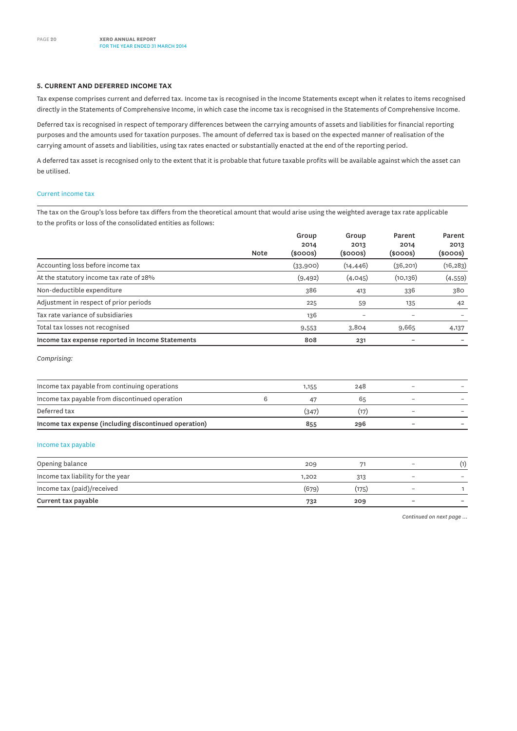## 5. CURRENT AND DEFERRED INCOME TAX

Tax expense comprises current and deferred tax. Income tax is recognised in the Income Statements except when it relates to items recognised directly in the Statements of Comprehensive Income, in which case the income tax is recognised in the Statements of Comprehensive Income.

Deferred tax is recognised in respect of temporary differences between the carrying amounts of assets and liabilities for financial reporting purposes and the amounts used for taxation purposes. The amount of deferred tax is based on the expected manner of realisation of the carrying amount of assets and liabilities, using tax rates enacted or substantially enacted at the end of the reporting period.

A deferred tax asset is recognised only to the extent that it is probable that future taxable profits will be available against which the asset can be utilised.

### Current income tax

The tax on the Group's loss before tax differs from the theoretical amount that would arise using the weighted average tax rate applicable to the profits or loss of the consolidated entities as follows:

| | Note | Group 2014 ($000s) | Group 2013 ($000s) | Parent 2014 ($000s) | Parent 2013 ($000s) |
|---|---|---|---|---|---|
| Accounting loss before income tax | | (33,900) | (14,446) | (36,201) | (16,283) |
| At the statutory income tax rate of 28% | | (9,492) | (4,045) | (10,136) | (4,559) |
| Non-deductible expenditure | | 386 | 413 | 336 | 380 |
| Adjustment in respect of prior periods | | 225 | 59 | 135 | 42 |
| Tax rate variance of subsidiaries | | 136 | – | – | – |
| Total tax losses not recognised | | 9,553 | 3,804 | 9,665 | 4,137 |
| **Income tax expense reported in Income Statements** | | **808** | **231** | **–** | **–** |

*Comprising:*

| | Note | Group 2014 ($000s) | Group 2013 ($000s) | Parent 2014 ($000s) | Parent 2013 ($000s) |
|---|---|---|---|---|---|
| Income tax payable from continuing operations | | 1,155 | 248 | – | – |
| Income tax payable from discontinued operation | 6 | 47 | 65 | – | – |
| Deferred tax | | (347) | (17) | – | – |
| **Income tax expense (including discontinued operation)** | | **855** | **296** | **–** | **–** |

### Income tax payable

| | Note | Group 2014 ($000s) | Group 2013 ($000s) | Parent 2014 ($000s) | Parent 2013 ($000s) |
|---|---|---|---|---|---|
| Opening balance | | 209 | 71 | – | (1) |
| Income tax liability for the year | | 1,202 | 313 | – | – |
| Income tax (paid)/received | | (679) | (175) | – | 1 |
| **Current tax payable** | | **732** | **209** | **–** | **–** |

*Continued on next page ...*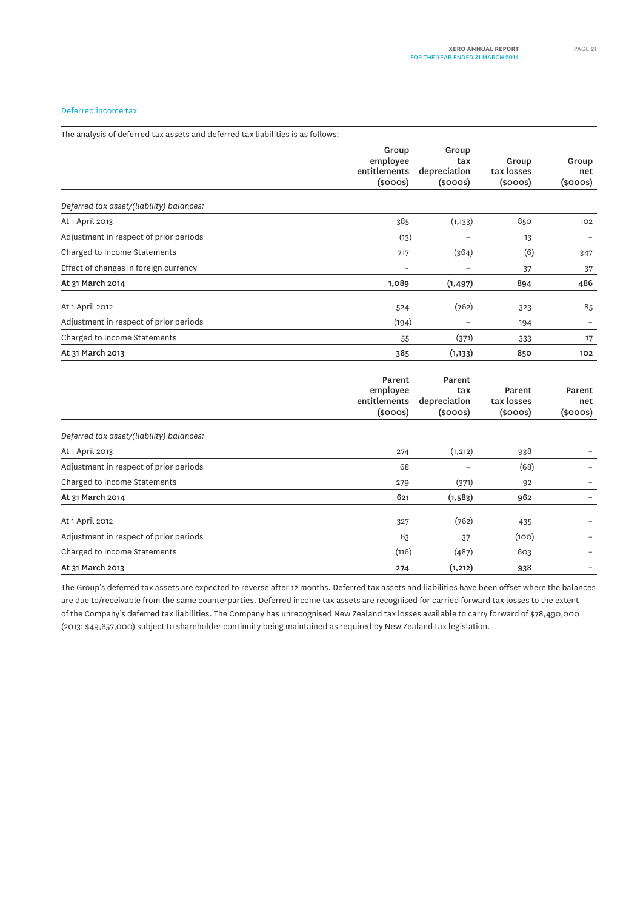### Deferred income tax

The analysis of deferred tax assets and deferred tax liabilities is as follows:

| | Group employee entitlements ($000s) | Group tax depreciation ($000s) | Group tax losses ($000s) | Group net ($000s) |
|---|---|---|---|---|
| *Deferred tax asset/(liability) balances:* | | | | |
| At 1 April 2013 | 385 | (1,133) | 850 | 102 |
| Adjustment in respect of prior periods | (13) | – | 13 | – |
| Charged to Income Statements | 717 | (364) | (6) | 347 |
| Effect of changes in foreign currency | – | – | 37 | 37 |
| **At 31 March 2014** | **1,089** | **(1,497)** | **894** | **486** |
| At 1 April 2012 | 524 | (762) | 323 | 85 |
| Adjustment in respect of prior periods | (194) | – | 194 | – |
| Charged to Income Statements | 55 | (371) | 333 | 17 |
| **At 31 March 2013** | **385** | **(1,133)** | **850** | **102** |

| | Parent employee entitlements ($000s) | Parent tax depreciation ($000s) | Parent tax losses ($000s) | Parent net ($000s) |
|---|---|---|---|---|
| *Deferred tax asset/(liability) balances:* | | | | |
| At 1 April 2013 | 274 | (1,212) | 938 | – |
| Adjustment in respect of prior periods | 68 | – | (68) | – |
| Charged to Income Statements | 279 | (371) | 92 | – |
| **At 31 March 2014** | **621** | **(1,583)** | **962** | **–** |
| At 1 April 2012 | 327 | (762) | 435 | – |
| Adjustment in respect of prior periods | 63 | 37 | (100) | – |
| Charged to Income Statements | (116) | (487) | 603 | – |
| **At 31 March 2013** | **274** | **(1,212)** | **938** | **–** |

The Group's deferred tax assets are expected to reverse after 12 months. Deferred tax assets and liabilities have been offset where the balances are due to/receivable from the same counterparties. Deferred income tax assets are recognised for carried forward tax losses to the extent of the Company's deferred tax liabilities. The Company has unrecognised New Zealand tax losses available to carry forward of $78,490,000 (2013: $49,657,000) subject to shareholder continuity being maintained as required by New Zealand tax legislation.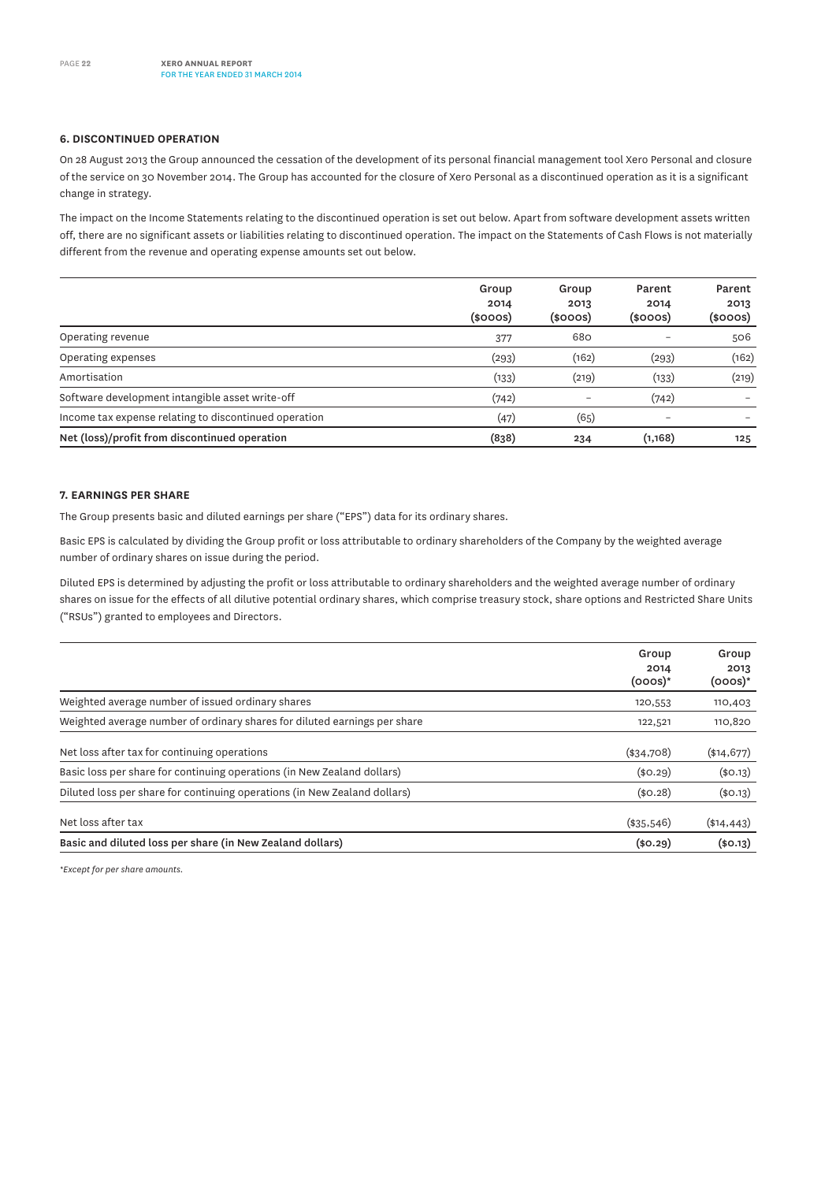### 6. DISCONTINUED OPERATION

On 28 August 2013 the Group announced the cessation of the development of its personal financial management tool Xero Personal and closure of the service on 30 November 2014. The Group has accounted for the closure of Xero Personal as a discontinued operation as it is a significant change in strategy.

The impact on the Income Statements relating to the discontinued operation is set out below. Apart from software development assets written off, there are no significant assets or liabilities relating to discontinued operation. The impact on the Statements of Cash Flows is not materially different from the revenue and operating expense amounts set out below.

| | Group 2014 ($000s) | Group 2013 ($000s) | Parent 2014 ($000s) | Parent 2013 ($000s) |
|---|---|---|---|---|
| Operating revenue | 377 | 680 | – | 506 |
| Operating expenses | (293) | (162) | (293) | (162) |
| Amortisation | (133) | (219) | (133) | (219) |
| Software development intangible asset write-off | (742) | – | (742) | – |
| Income tax expense relating to discontinued operation | (47) | (65) | – | – |
| **Net (loss)/profit from discontinued operation** | **(838)** | **234** | **(1,168)** | **125** |

### 7. EARNINGS PER SHARE

The Group presents basic and diluted earnings per share ("EPS") data for its ordinary shares.

Basic EPS is calculated by dividing the Group profit or loss attributable to ordinary shareholders of the Company by the weighted average number of ordinary shares on issue during the period.

Diluted EPS is determined by adjusting the profit or loss attributable to ordinary shareholders and the weighted average number of ordinary shares on issue for the effects of all dilutive potential ordinary shares, which comprise treasury stock, share options and Restricted Share Units ("RSUs") granted to employees and Directors.

| | Group 2014 (000s)* | Group 2013 (000s)* |
|---|---|---|
| Weighted average number of issued ordinary shares | 120,553 | 110,403 |
| Weighted average number of ordinary shares for diluted earnings per share | 122,521 | 110,820 |
| Net loss after tax for continuing operations | ($34,708) | ($14,677) |
| Basic loss per share for continuing operations (in New Zealand dollars) | ($0.29) | ($0.13) |
| Diluted loss per share for continuing operations (in New Zealand dollars) | ($0.28) | ($0.13) |
| Net loss after tax | ($35,546) | ($14,443) |
| **Basic and diluted loss per share (in New Zealand dollars)** | **($0.29)** | **($0.13)** |

*\*Except for per share amounts.*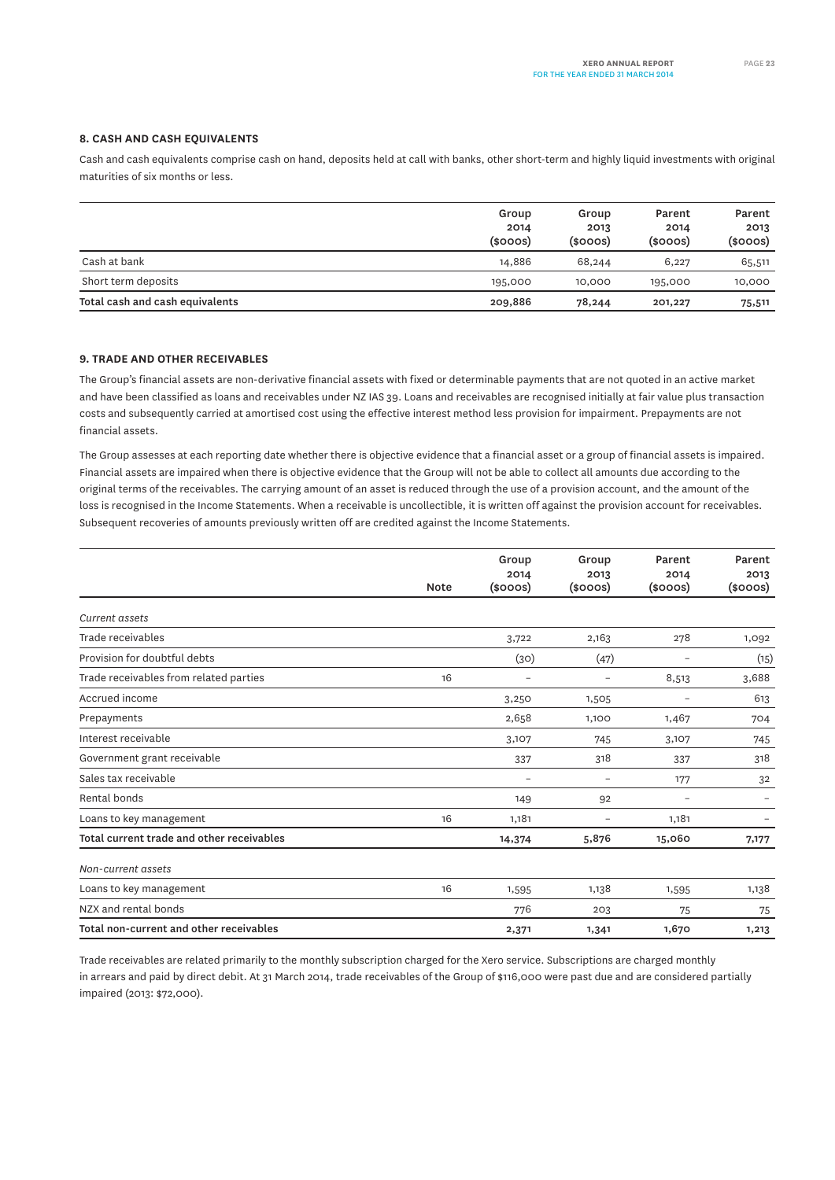## 8. CASH AND CASH EQUIVALENTS

Cash and cash equivalents comprise cash on hand, deposits held at call with banks, other short-term and highly liquid investments with original maturities of six months or less.

| | Group 2014 ($000s) | Group 2013 ($000s) | Parent 2014 ($000s) | Parent 2013 ($000s) |
|---|---|---|---|---|
| Cash at bank | 14,886 | 68,244 | 6,227 | 65,511 |
| Short term deposits | 195,000 | 10,000 | 195,000 | 10,000 |
| **Total cash and cash equivalents** | **209,886** | **78,244** | **201,227** | **75,511** |

## 9. TRADE AND OTHER RECEIVABLES

The Group's financial assets are non-derivative financial assets with fixed or determinable payments that are not quoted in an active market and have been classified as loans and receivables under NZ IAS 39. Loans and receivables are recognised initially at fair value plus transaction costs and subsequently carried at amortised cost using the effective interest method less provision for impairment. Prepayments are not financial assets.

The Group assesses at each reporting date whether there is objective evidence that a financial asset or a group of financial assets is impaired. Financial assets are impaired when there is objective evidence that the Group will not be able to collect all amounts due according to the original terms of the receivables. The carrying amount of an asset is reduced through the use of a provision account, and the amount of the loss is recognised in the Income Statements. When a receivable is uncollectible, it is written off against the provision account for receivables. Subsequent recoveries of amounts previously written off are credited against the Income Statements.

| | Note | Group 2014 ($000s) | Group 2013 ($000s) | Parent 2014 ($000s) | Parent 2013 ($000s) |
|---|---|---|---|---|---|
| *Current assets* | | | | | |
| Trade receivables | | 3,722 | 2,163 | 278 | 1,092 |
| Provision for doubtful debts | | (30) | (47) | – | (15) |
| Trade receivables from related parties | 16 | – | – | 8,513 | 3,688 |
| Accrued income | | 3,250 | 1,505 | – | 613 |
| Prepayments | | 2,658 | 1,100 | 1,467 | 704 |
| Interest receivable | | 3,107 | 745 | 3,107 | 745 |
| Government grant receivable | | 337 | 318 | 337 | 318 |
| Sales tax receivable | | – | – | 177 | 32 |
| Rental bonds | | 149 | 92 | – | – |
| Loans to key management | 16 | 1,181 | – | 1,181 | – |
| **Total current trade and other receivables** | | **14,374** | **5,876** | **15,060** | **7,177** |
| *Non-current assets* | | | | | |
| Loans to key management | 16 | 1,595 | 1,138 | 1,595 | 1,138 |
| NZX and rental bonds | | 776 | 203 | 75 | 75 |
| **Total non-current and other receivables** | | **2,371** | **1,341** | **1,670** | **1,213** |

Trade receivables are related primarily to the monthly subscription charged for the Xero service. Subscriptions are charged monthly in arrears and paid by direct debit. At 31 March 2014, trade receivables of the Group of $116,000 were past due and are considered partially impaired (2013: $72,000).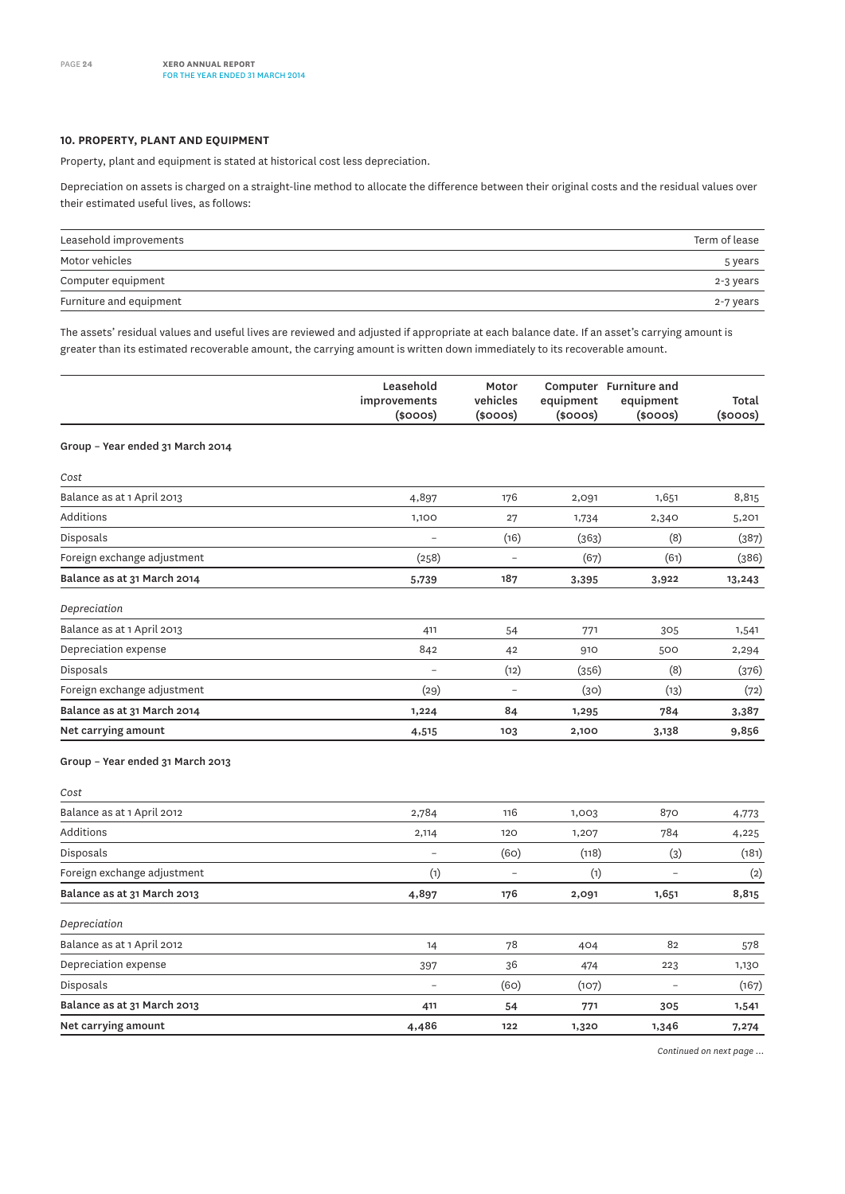## 10. PROPERTY, PLANT AND EQUIPMENT

Property, plant and equipment is stated at historical cost less depreciation.

Depreciation on assets is charged on a straight-line method to allocate the difference between their original costs and the residual values over their estimated useful lives, as follows:

| | |
|---|---|
| Leasehold improvements | Term of lease |
| Motor vehicles | 5 years |
| Computer equipment | 2-3 years |
| Furniture and equipment | 2-7 years |

The assets' residual values and useful lives are reviewed and adjusted if appropriate at each balance date. If an asset's carrying amount is greater than its estimated recoverable amount, the carrying amount is written down immediately to its recoverable amount.

| | Leasehold improvements ($000s) | Motor vehicles ($000s) | Computer equipment ($000s) | Furniture and equipment ($000s) | Total ($000s) |
|---|---|---|---|---|---|
| **Group – Year ended 31 March 2014** | | | | | |
| *Cost* | | | | | |
| Balance as at 1 April 2013 | 4,897 | 176 | 2,091 | 1,651 | 8,815 |
| Additions | 1,100 | 27 | 1,734 | 2,340 | 5,201 |
| Disposals | – | (16) | (363) | (8) | (387) |
| Foreign exchange adjustment | (258) | – | (67) | (61) | (386) |
| **Balance as at 31 March 2014** | **5,739** | **187** | **3,395** | **3,922** | **13,243** |
| *Depreciation* | | | | | |
| Balance as at 1 April 2013 | 411 | 54 | 771 | 305 | 1,541 |
| Depreciation expense | 842 | 42 | 910 | 500 | 2,294 |
| Disposals | – | (12) | (356) | (8) | (376) |
| Foreign exchange adjustment | (29) | – | (30) | (13) | (72) |
| **Balance as at 31 March 2014** | **1,224** | **84** | **1,295** | **784** | **3,387** |
| **Net carrying amount** | **4,515** | **103** | **2,100** | **3,138** | **9,856** |
| **Group – Year ended 31 March 2013** | | | | | |
| *Cost* | | | | | |
| Balance as at 1 April 2012 | 2,784 | 116 | 1,003 | 870 | 4,773 |
| Additions | 2,114 | 120 | 1,207 | 784 | 4,225 |
| Disposals | – | (60) | (118) | (3) | (181) |
| Foreign exchange adjustment | (1) | – | (1) | – | (2) |
| **Balance as at 31 March 2013** | **4,897** | **176** | **2,091** | **1,651** | **8,815** |
| *Depreciation* | | | | | |
| Balance as at 1 April 2012 | 14 | 78 | 404 | 82 | 578 |
| Depreciation expense | 397 | 36 | 474 | 223 | 1,130 |
| Disposals | – | (60) | (107) | – | (167) |
| **Balance as at 31 March 2013** | **411** | **54** | **771** | **305** | **1,541** |
| **Net carrying amount** | **4,486** | **122** | **1,320** | **1,346** | **7,274** |

*Continued on next page ...*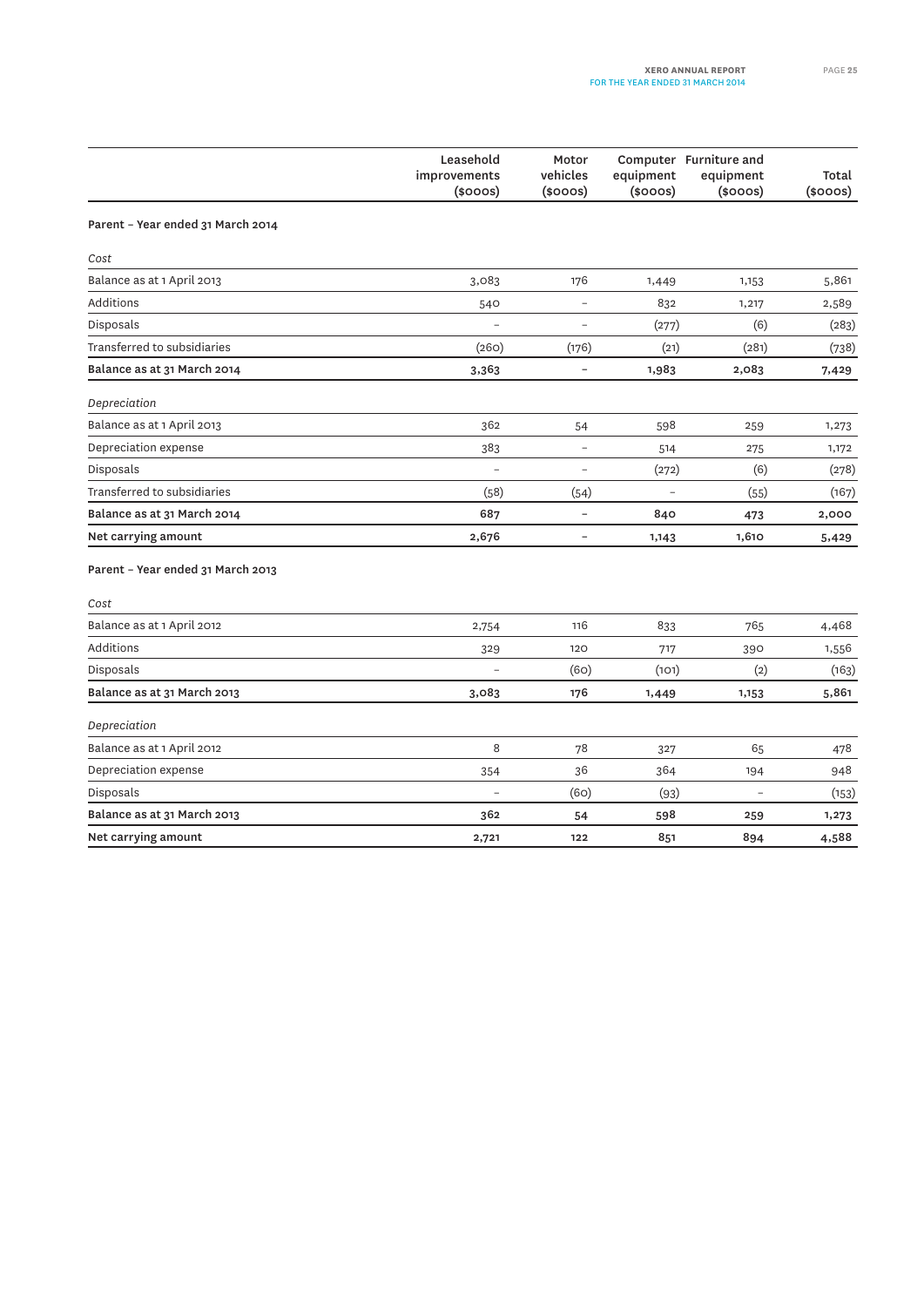| | Leasehold improvements ($000s) | Motor vehicles ($000s) | Computer equipment ($000s) | Furniture and equipment ($000s) | Total ($000s) |
|---|---|---|---|---|---|
| **Parent – Year ended 31 March 2014** | | | | | |
| *Cost* | | | | | |
| Balance as at 1 April 2013 | 3,083 | 176 | 1,449 | 1,153 | 5,861 |
| Additions | 540 | – | 832 | 1,217 | 2,589 |
| Disposals | – | – | (277) | (6) | (283) |
| Transferred to subsidiaries | (260) | (176) | (21) | (281) | (738) |
| **Balance as at 31 March 2014** | **3,363** | **–** | **1,983** | **2,083** | **7,429** |
| *Depreciation* | | | | | |
| Balance as at 1 April 2013 | 362 | 54 | 598 | 259 | 1,273 |
| Depreciation expense | 383 | – | 514 | 275 | 1,172 |
| Disposals | – | – | (272) | (6) | (278) |
| Transferred to subsidiaries | (58) | (54) | – | (55) | (167) |
| **Balance as at 31 March 2014** | **687** | **–** | **840** | **473** | **2,000** |
| **Net carrying amount** | **2,676** | **–** | **1,143** | **1,610** | **5,429** |
| **Parent – Year ended 31 March 2013** | | | | | |
| *Cost* | | | | | |
| Balance as at 1 April 2012 | 2,754 | 116 | 833 | 765 | 4,468 |
| Additions | 329 | 120 | 717 | 390 | 1,556 |
| Disposals | – | (60) | (101) | (2) | (163) |
| **Balance as at 31 March 2013** | **3,083** | **176** | **1,449** | **1,153** | **5,861** |
| *Depreciation* | | | | | |
| Balance as at 1 April 2012 | 8 | 78 | 327 | 65 | 478 |
| Depreciation expense | 354 | 36 | 364 | 194 | 948 |
| Disposals | – | (60) | (93) | – | (153) |
| **Balance as at 31 March 2013** | **362** | **54** | **598** | **259** | **1,273** |
| **Net carrying amount** | **2,721** | **122** | **851** | **894** | **4,588** |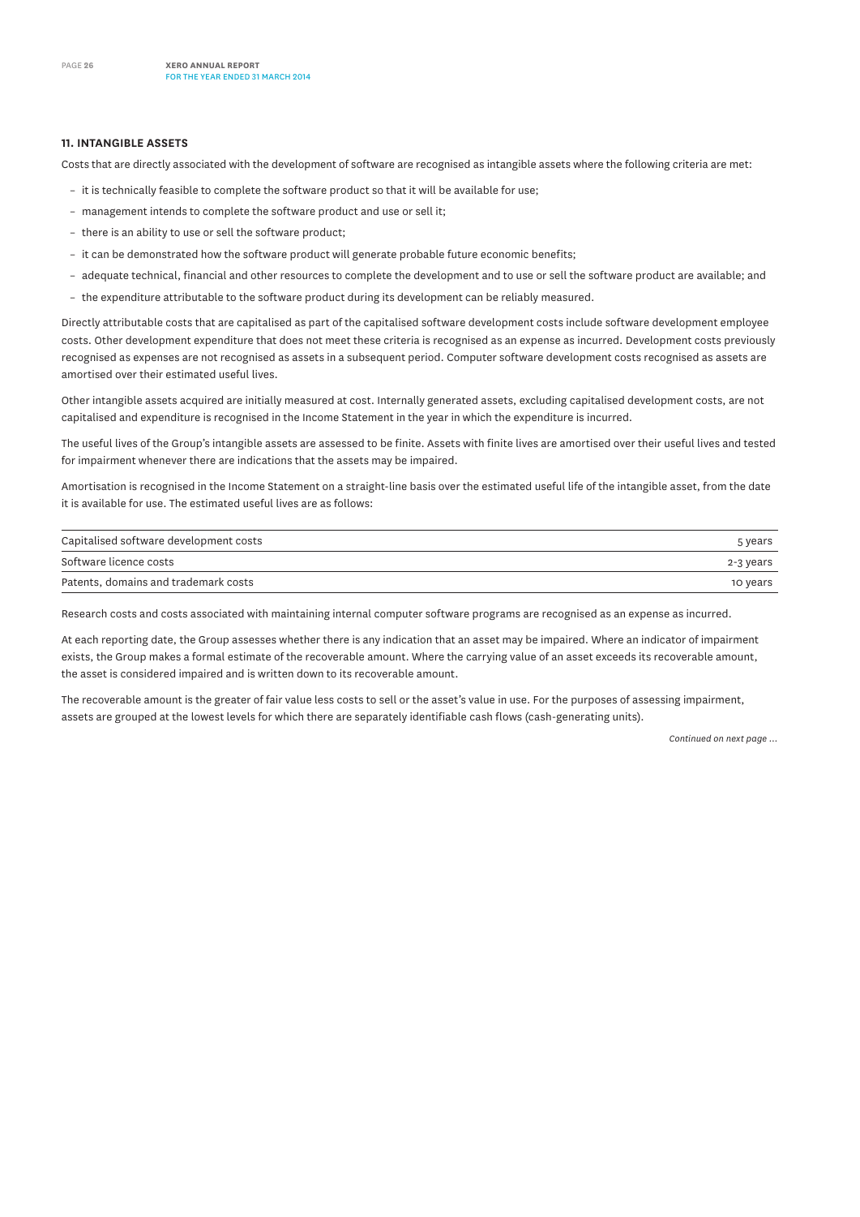## 11. INTANGIBLE ASSETS

Costs that are directly associated with the development of software are recognised as intangible assets where the following criteria are met:

- it is technically feasible to complete the software product so that it will be available for use;
- management intends to complete the software product and use or sell it;
- there is an ability to use or sell the software product;
- it can be demonstrated how the software product will generate probable future economic benefits;
- adequate technical, financial and other resources to complete the development and to use or sell the software product are available; and
- the expenditure attributable to the software product during its development can be reliably measured.

Directly attributable costs that are capitalised as part of the capitalised software development costs include software development employee costs. Other development expenditure that does not meet these criteria is recognised as an expense as incurred. Development costs previously recognised as expenses are not recognised as assets in a subsequent period. Computer software development costs recognised as assets are amortised over their estimated useful lives.

Other intangible assets acquired are initially measured at cost. Internally generated assets, excluding capitalised development costs, are not capitalised and expenditure is recognised in the Income Statement in the year in which the expenditure is incurred.

The useful lives of the Group's intangible assets are assessed to be finite. Assets with finite lives are amortised over their useful lives and tested for impairment whenever there are indications that the assets may be impaired.

Amortisation is recognised in the Income Statement on a straight-line basis over the estimated useful life of the intangible asset, from the date it is available for use. The estimated useful lives are as follows:

| | |
|---|---|
| Capitalised software development costs | 5 years |
| Software licence costs | 2-3 years |
| Patents, domains and trademark costs | 10 years |

Research costs and costs associated with maintaining internal computer software programs are recognised as an expense as incurred.

At each reporting date, the Group assesses whether there is any indication that an asset may be impaired. Where an indicator of impairment exists, the Group makes a formal estimate of the recoverable amount. Where the carrying value of an asset exceeds its recoverable amount, the asset is considered impaired and is written down to its recoverable amount.

The recoverable amount is the greater of fair value less costs to sell or the asset's value in use. For the purposes of assessing impairment, assets are grouped at the lowest levels for which there are separately identifiable cash flows (cash-generating units).

*Continued on next page ...*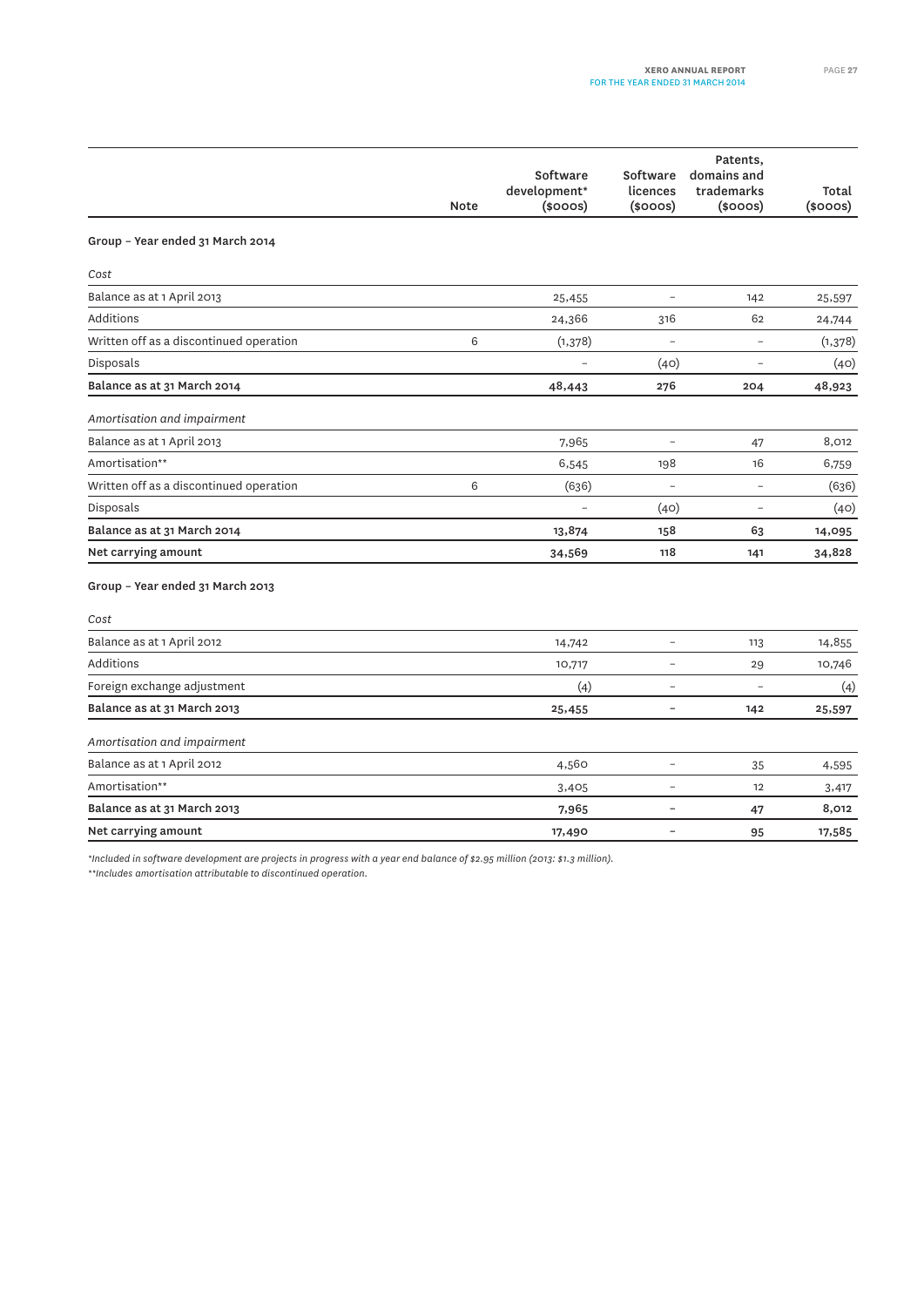| | Note | Software development* ($000s) | Software licences ($000s) | Patents, domains and trademarks ($000s) | Total ($000s) |
|---|---|---|---|---|---|
| **Group – Year ended 31 March 2014** | | | | | |
| *Cost* | | | | | |
| Balance as at 1 April 2013 | | 25,455 | – | 142 | 25,597 |
| Additions | | 24,366 | 316 | 62 | 24,744 |
| Written off as a discontinued operation | 6 | (1,378) | – | – | (1,378) |
| Disposals | | – | (40) | – | (40) |
| **Balance as at 31 March 2014** | | **48,443** | **276** | **204** | **48,923** |
| *Amortisation and impairment* | | | | | |
| Balance as at 1 April 2013 | | 7,965 | – | 47 | 8,012 |
| Amortisation** | | 6,545 | 198 | 16 | 6,759 |
| Written off as a discontinued operation | 6 | (636) | – | – | (636) |
| Disposals | | – | (40) | – | (40) |
| **Balance as at 31 March 2014** | | **13,874** | **158** | **63** | **14,095** |
| **Net carrying amount** | | **34,569** | **118** | **141** | **34,828** |
| **Group – Year ended 31 March 2013** | | | | | |
| *Cost* | | | | | |
| Balance as at 1 April 2012 | | 14,742 | – | 113 | 14,855 |
| Additions | | 10,717 | – | 29 | 10,746 |
| Foreign exchange adjustment | | (4) | – | – | (4) |
| **Balance as at 31 March 2013** | | **25,455** | **–** | **142** | **25,597** |
| *Amortisation and impairment* | | | | | |
| Balance as at 1 April 2012 | | 4,560 | – | 35 | 4,595 |
| Amortisation** | | 3,405 | – | 12 | 3,417 |
| **Balance as at 31 March 2013** | | **7,965** | **–** | **47** | **8,012** |
| **Net carrying amount** | | **17,490** | **–** | **95** | **17,585** |

*Included in software development are projects in progress with a year end balance of $2.95 million (2013: $1.3 million).*

*\*\*Includes amortisation attributable to discontinued operation.*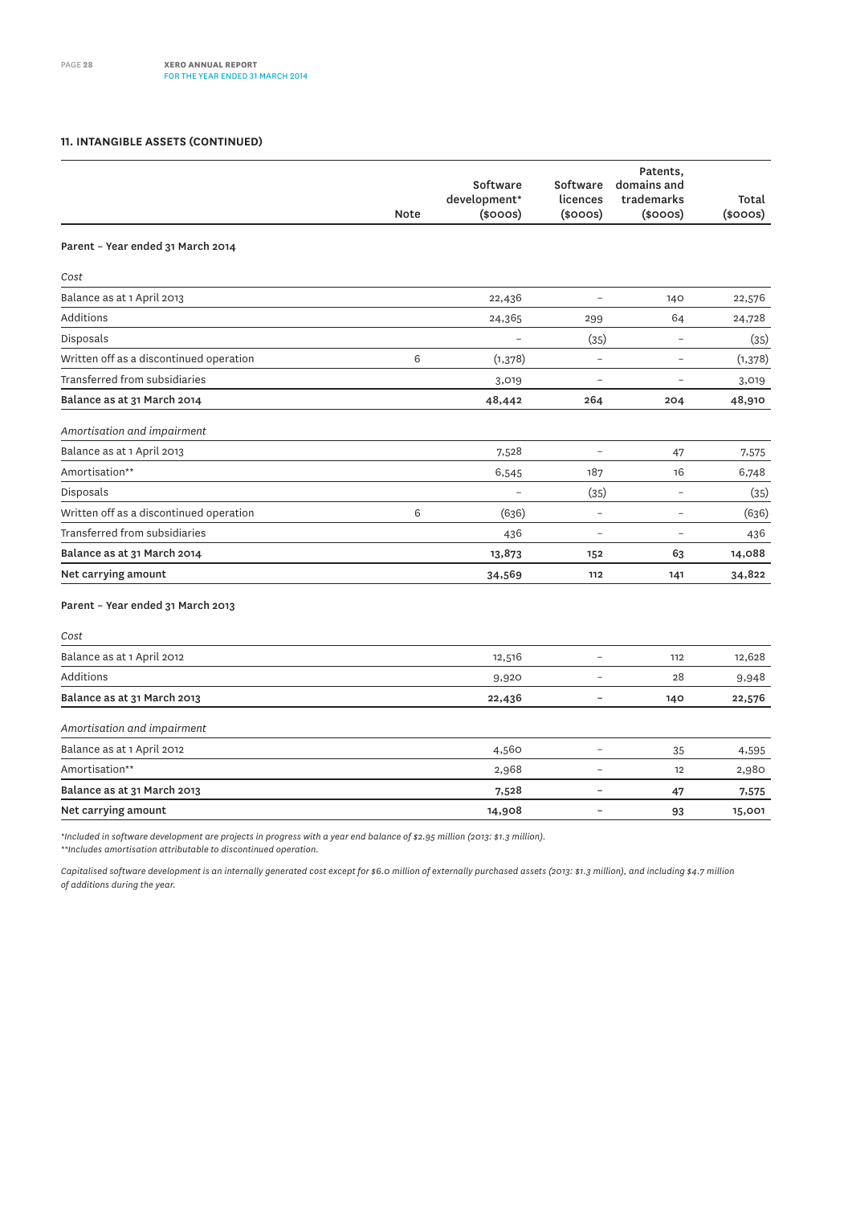### 11. INTANGIBLE ASSETS (CONTINUED)

| | Note | Software development* ($000s) | Software licences ($000s) | Patents, domains and trademarks ($000s) | Total ($000s) |
|---|---|---|---|---|---|
| **Parent – Year ended 31 March 2014** | | | | | |
| *Cost* | | | | | |
| Balance as at 1 April 2013 | | 22,436 | – | 140 | 22,576 |
| Additions | | 24,365 | 299 | 64 | 24,728 |
| Disposals | | – | (35) | – | (35) |
| Written off as a discontinued operation | 6 | (1,378) | – | – | (1,378) |
| Transferred from subsidiaries | | 3,019 | – | – | 3,019 |
| **Balance as at 31 March 2014** | | **48,442** | **264** | **204** | **48,910** |
| *Amortisation and impairment* | | | | | |
| Balance as at 1 April 2013 | | 7,528 | – | 47 | 7,575 |
| Amortisation** | | 6,545 | 187 | 16 | 6,748 |
| Disposals | | – | (35) | – | (35) |
| Written off as a discontinued operation | 6 | (636) | – | – | (636) |
| Transferred from subsidiaries | | 436 | – | – | 436 |
| **Balance as at 31 March 2014** | | **13,873** | **152** | **63** | **14,088** |
| **Net carrying amount** | | **34,569** | **112** | **141** | **34,822** |
| **Parent – Year ended 31 March 2013** | | | | | |
| *Cost* | | | | | |
| Balance as at 1 April 2012 | | 12,516 | – | 112 | 12,628 |
| Additions | | 9,920 | – | 28 | 9,948 |
| **Balance as at 31 March 2013** | | **22,436** | **–** | **140** | **22,576** |
| *Amortisation and impairment* | | | | | |
| Balance as at 1 April 2012 | | 4,560 | – | 35 | 4,595 |
| Amortisation** | | 2,968 | – | 12 | 2,980 |
| **Balance as at 31 March 2013** | | **7,528** | **–** | **47** | **7,575** |
| **Net carrying amount** | | **14,908** | **–** | **93** | **15,001** |

*Included in software development are projects in progress with a year end balance of $2.95 million (2013: $1.3 million).*
*\*\*Includes amortisation attributable to discontinued operation.*

*Capitalised software development is an internally generated cost except for $6.0 million of externally purchased assets (2013: $1.3 million), and including $4.7 million of additions during the year.*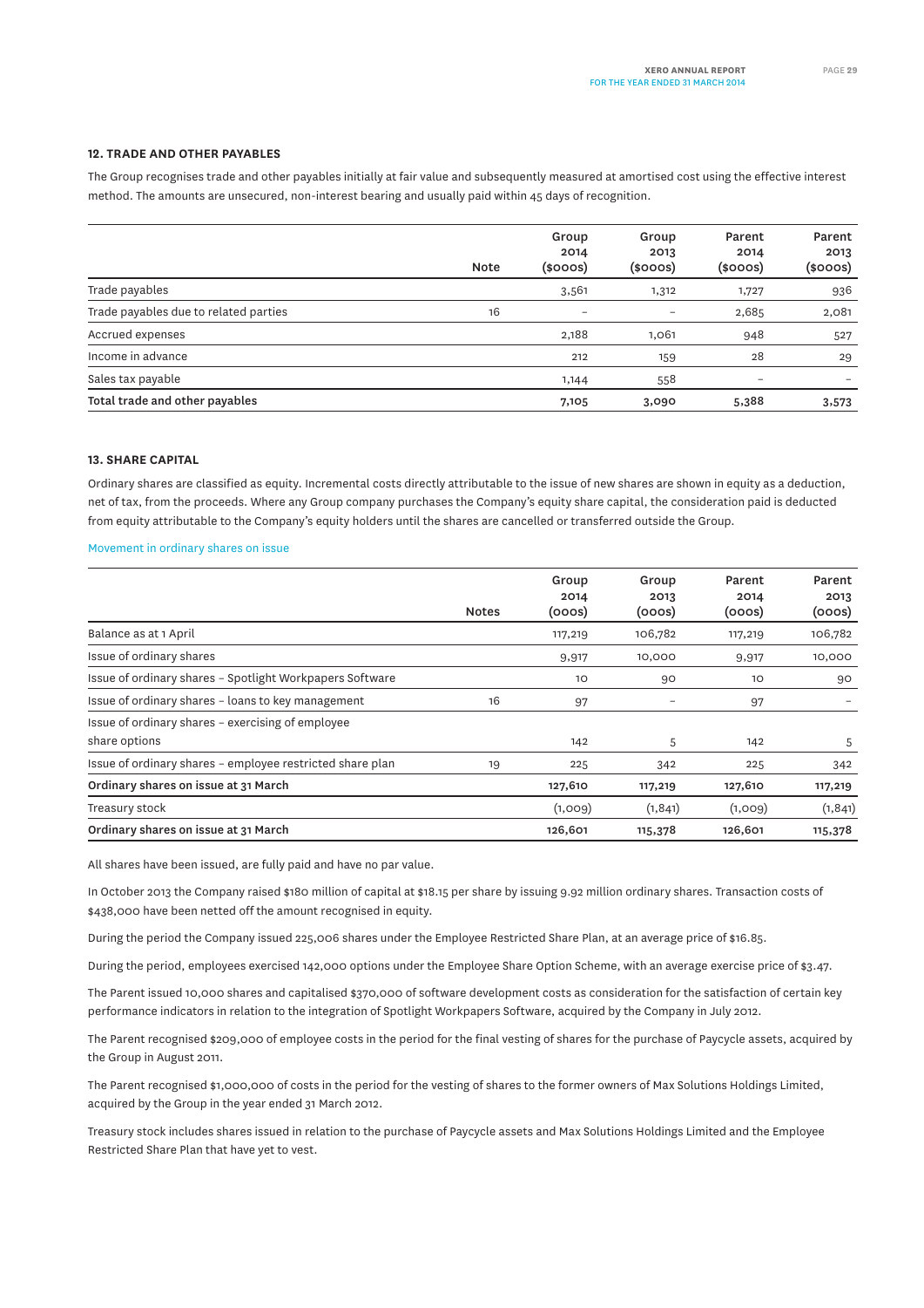## 12. TRADE AND OTHER PAYABLES

The Group recognises trade and other payables initially at fair value and subsequently measured at amortised cost using the effective interest method. The amounts are unsecured, non-interest bearing and usually paid within 45 days of recognition.

| | Note | Group 2014 ($000s) | Group 2013 ($000s) | Parent 2014 ($000s) | Parent 2013 ($000s) |
|---|---|---|---|---|---|
| Trade payables | | 3,561 | 1,312 | 1,727 | 936 |
| Trade payables due to related parties | 16 | – | – | 2,685 | 2,081 |
| Accrued expenses | | 2,188 | 1,061 | 948 | 527 |
| Income in advance | | 212 | 159 | 28 | 29 |
| Sales tax payable | | 1,144 | 558 | – | – |
| **Total trade and other payables** | | **7,105** | **3,090** | **5,388** | **3,573** |

## 13. SHARE CAPITAL

Ordinary shares are classified as equity. Incremental costs directly attributable to the issue of new shares are shown in equity as a deduction, net of tax, from the proceeds. Where any Group company purchases the Company's equity share capital, the consideration paid is deducted from equity attributable to the Company's equity holders until the shares are cancelled or transferred outside the Group.

### Movement in ordinary shares on issue

| | Notes | Group 2014 (000s) | Group 2013 (000s) | Parent 2014 (000s) | Parent 2013 (000s) |
|---|---|---|---|---|---|
| Balance as at 1 April | | 117,219 | 106,782 | 117,219 | 106,782 |
| Issue of ordinary shares | | 9,917 | 10,000 | 9,917 | 10,000 |
| Issue of ordinary shares – Spotlight Workpapers Software | | 10 | 90 | 10 | 90 |
| Issue of ordinary shares – loans to key management | 16 | 97 | – | 97 | – |
| Issue of ordinary shares – exercising of employee share options | | 142 | 5 | 142 | 5 |
| Issue of ordinary shares – employee restricted share plan | 19 | 225 | 342 | 225 | 342 |
| **Ordinary shares on issue at 31 March** | | **127,610** | **117,219** | **127,610** | **117,219** |
| Treasury stock | | (1,009) | (1,841) | (1,009) | (1,841) |
| **Ordinary shares on issue at 31 March** | | **126,601** | **115,378** | **126,601** | **115,378** |

All shares have been issued, are fully paid and have no par value.

In October 2013 the Company raised $180 million of capital at $18.15 per share by issuing 9.92 million ordinary shares. Transaction costs of $438,000 have been netted off the amount recognised in equity.

During the period the Company issued 225,006 shares under the Employee Restricted Share Plan, at an average price of $16.85.

During the period, employees exercised 142,000 options under the Employee Share Option Scheme, with an average exercise price of $3.47.

The Parent issued 10,000 shares and capitalised $370,000 of software development costs as consideration for the satisfaction of certain key performance indicators in relation to the integration of Spotlight Workpapers Software, acquired by the Company in July 2012.

The Parent recognised $209,000 of employee costs in the period for the final vesting of shares for the purchase of Paycycle assets, acquired by the Group in August 2011.

The Parent recognised $1,000,000 of costs in the period for the vesting of shares to the former owners of Max Solutions Holdings Limited, acquired by the Group in the year ended 31 March 2012.

Treasury stock includes shares issued in relation to the purchase of Paycycle assets and Max Solutions Holdings Limited and the Employee Restricted Share Plan that have yet to vest.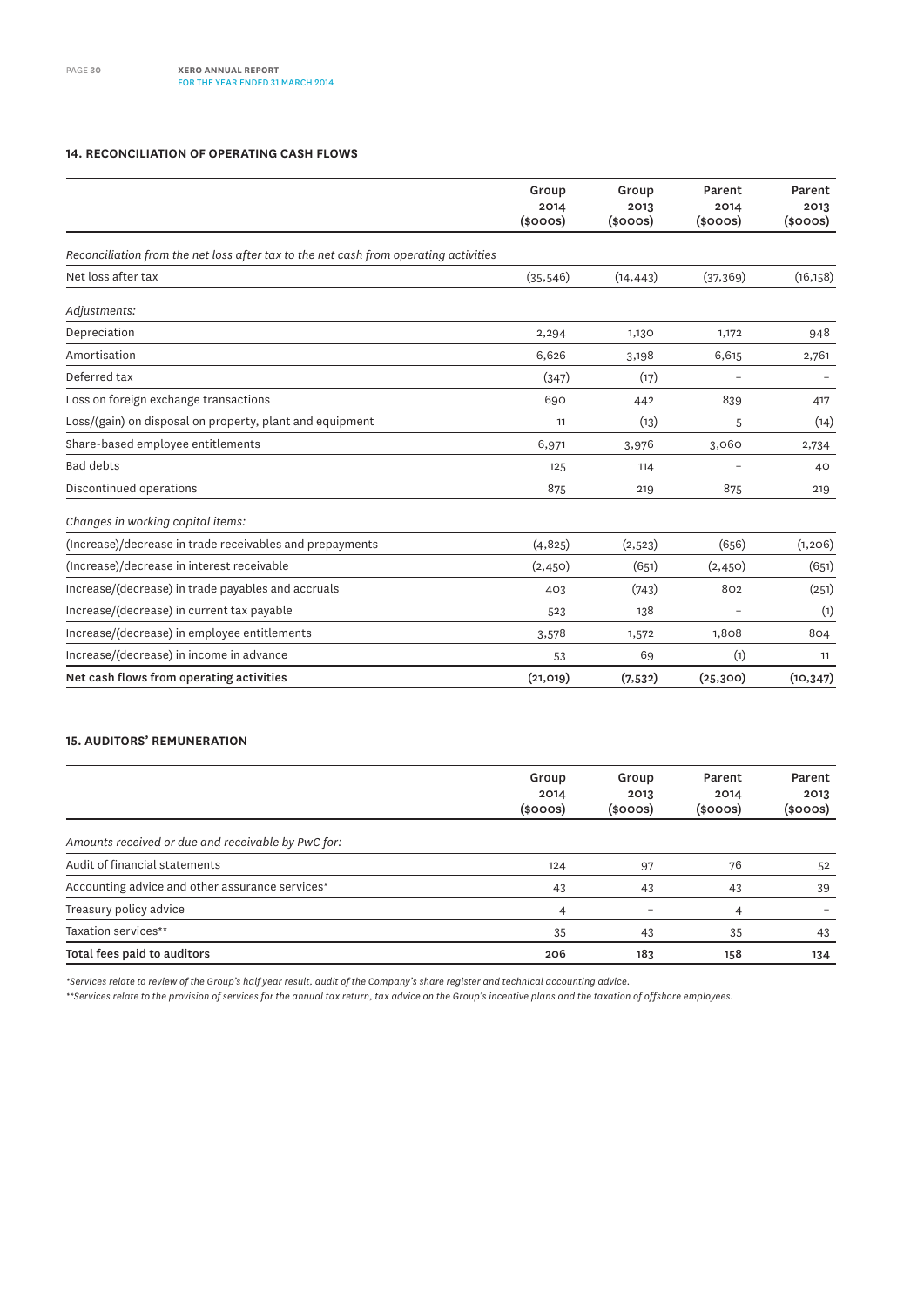### 14. RECONCILIATION OF OPERATING CASH FLOWS

| | Group 2014 ($000s) | Group 2013 ($000s) | Parent 2014 ($000s) | Parent 2013 ($000s) |
|---|---|---|---|---|
| *Reconciliation from the net loss after tax to the net cash from operating activities* | | | | |
| Net loss after tax | (35,546) | (14,443) | (37,369) | (16,158) |
| *Adjustments:* | | | | |
| Depreciation | 2,294 | 1,130 | 1,172 | 948 |
| Amortisation | 6,626 | 3,198 | 6,615 | 2,761 |
| Deferred tax | (347) | (17) | – | – |
| Loss on foreign exchange transactions | 690 | 442 | 839 | 417 |
| Loss/(gain) on disposal on property, plant and equipment | 11 | (13) | 5 | (14) |
| Share-based employee entitlements | 6,971 | 3,976 | 3,060 | 2,734 |
| Bad debts | 125 | 114 | – | 40 |
| Discontinued operations | 875 | 219 | 875 | 219 |
| *Changes in working capital items:* | | | | |
| (Increase)/decrease in trade receivables and prepayments | (4,825) | (2,523) | (656) | (1,206) |
| (Increase)/decrease in interest receivable | (2,450) | (651) | (2,450) | (651) |
| Increase/(decrease) in trade payables and accruals | 403 | (743) | 802 | (251) |
| Increase/(decrease) in current tax payable | 523 | 138 | – | (1) |
| Increase/(decrease) in employee entitlements | 3,578 | 1,572 | 1,808 | 804 |
| Increase/(decrease) in income in advance | 53 | 69 | (1) | 11 |
| **Net cash flows from operating activities** | **(21,019)** | **(7,532)** | **(25,300)** | **(10,347)** |

### 15. AUDITORS' REMUNERATION

| | Group 2014 ($000s) | Group 2013 ($000s) | Parent 2014 ($000s) | Parent 2013 ($000s) |
|---|---|---|---|---|
| *Amounts received or due and receivable by PwC for:* | | | | |
| Audit of financial statements | 124 | 97 | 76 | 52 |
| Accounting advice and other assurance services* | 43 | 43 | 43 | 39 |
| Treasury policy advice | 4 | – | 4 | – |
| Taxation services** | 35 | 43 | 35 | 43 |
| **Total fees paid to auditors** | **206** | **183** | **158** | **134** |

*\*Services relate to review of the Group's half year result, audit of the Company's share register and technical accounting advice.*

*\*\*Services relate to the provision of services for the annual tax return, tax advice on the Group's incentive plans and the taxation of offshore employees.*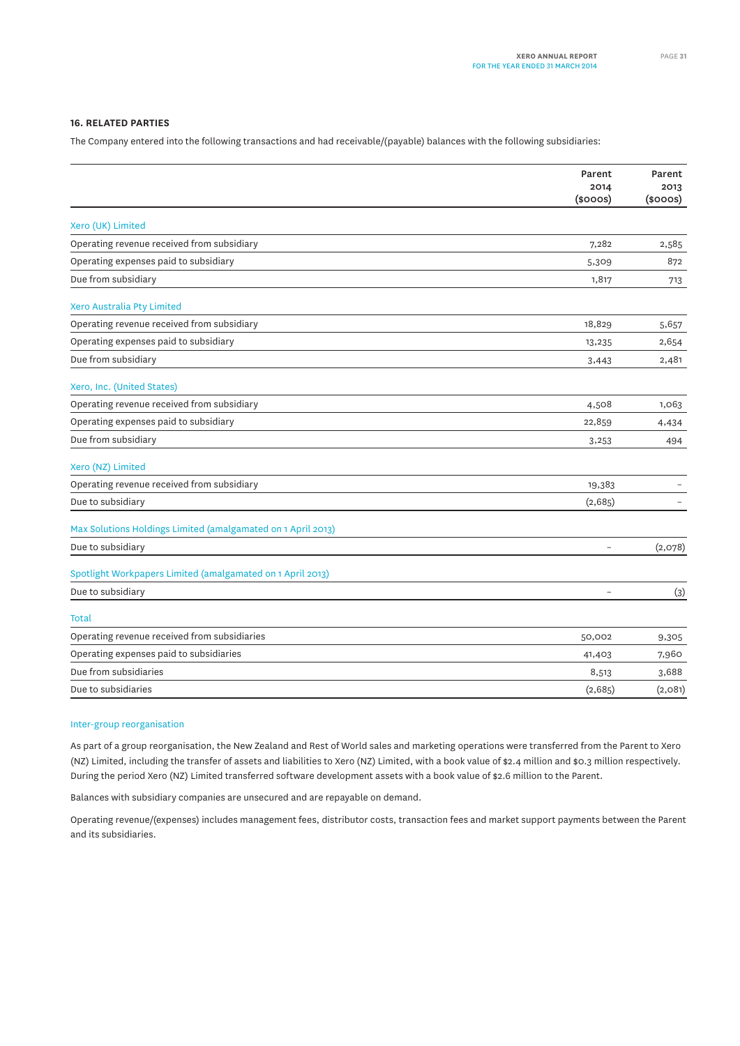## 16. RELATED PARTIES

The Company entered into the following transactions and had receivable/(payable) balances with the following subsidiaries:

| | Parent 2014 ($000s) | Parent 2013 ($000s) |
|---|---|---|
| **Xero (UK) Limited** | | |
| Operating revenue received from subsidiary | 7,282 | 2,585 |
| Operating expenses paid to subsidiary | 5,309 | 872 |
| Due from subsidiary | 1,817 | 713 |
| **Xero Australia Pty Limited** | | |
| Operating revenue received from subsidiary | 18,829 | 5,657 |
| Operating expenses paid to subsidiary | 13,235 | 2,654 |
| Due from subsidiary | 3,443 | 2,481 |
| **Xero, Inc. (United States)** | | |
| Operating revenue received from subsidiary | 4,508 | 1,063 |
| Operating expenses paid to subsidiary | 22,859 | 4,434 |
| Due from subsidiary | 3,253 | 494 |
| **Xero (NZ) Limited** | | |
| Operating revenue received from subsidiary | 19,383 | – |
| Due to subsidiary | (2,685) | – |
| **Max Solutions Holdings Limited (amalgamated on 1 April 2013)** | | |
| Due to subsidiary | – | (2,078) |
| **Spotlight Workpapers Limited (amalgamated on 1 April 2013)** | | |
| Due to subsidiary | – | (3) |
| **Total** | | |
| Operating revenue received from subsidiaries | 50,002 | 9,305 |
| Operating expenses paid to subsidiaries | 41,403 | 7,960 |
| Due from subsidiaries | 8,513 | 3,688 |
| Due to subsidiaries | (2,685) | (2,081) |

### Inter-group reorganisation

As part of a group reorganisation, the New Zealand and Rest of World sales and marketing operations were transferred from the Parent to Xero (NZ) Limited, including the transfer of assets and liabilities to Xero (NZ) Limited, with a book value of $2.4 million and $0.3 million respectively. During the period Xero (NZ) Limited transferred software development assets with a book value of $2.6 million to the Parent.

Balances with subsidiary companies are unsecured and are repayable on demand.

Operating revenue/(expenses) includes management fees, distributor costs, transaction fees and market support payments between the Parent and its subsidiaries.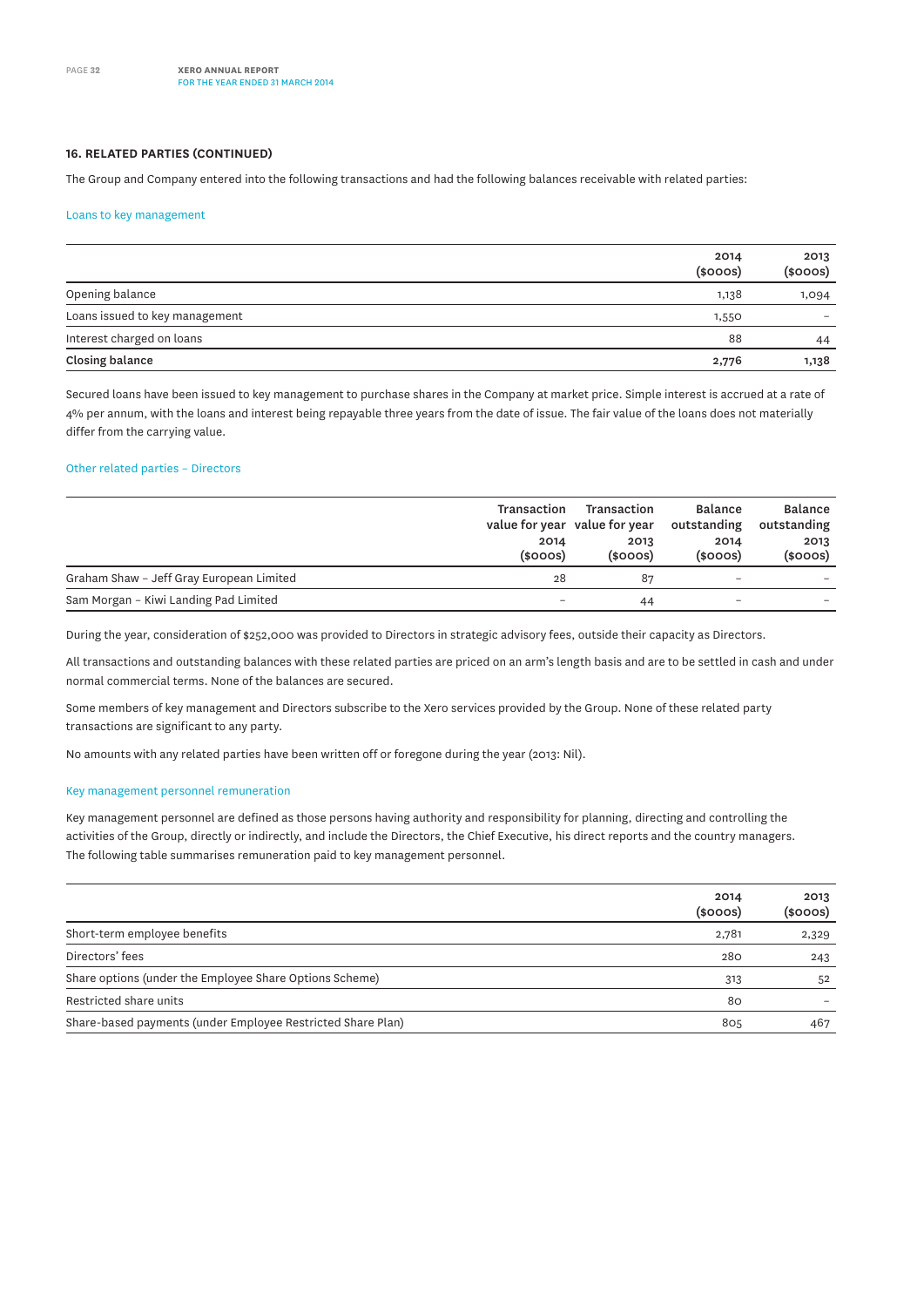## 16. RELATED PARTIES (CONTINUED)

The Group and Company entered into the following transactions and had the following balances receivable with related parties:

### Loans to key management

| | 2014 ($000s) | 2013 ($000s) |
|---|---|---|
| Opening balance | 1,138 | 1,094 |
| Loans issued to key management | 1,550 | – |
| Interest charged on loans | 88 | 44 |
| **Closing balance** | **2,776** | **1,138** |

Secured loans have been issued to key management to purchase shares in the Company at market price. Simple interest is accrued at a rate of 4% per annum, with the loans and interest being repayable three years from the date of issue. The fair value of the loans does not materially differ from the carrying value.

### Other related parties – Directors

| | Transaction value for year 2014 ($000s) | Transaction value for year 2013 ($000s) | Balance outstanding 2014 ($000s) | Balance outstanding 2013 ($000s) |
|---|---|---|---|---|
| Graham Shaw – Jeff Gray European Limited | 28 | 87 | – | – |
| Sam Morgan – Kiwi Landing Pad Limited | – | 44 | – | – |

During the year, consideration of $252,000 was provided to Directors in strategic advisory fees, outside their capacity as Directors.

All transactions and outstanding balances with these related parties are priced on an arm's length basis and are to be settled in cash and under normal commercial terms. None of the balances are secured.

Some members of key management and Directors subscribe to the Xero services provided by the Group. None of these related party transactions are significant to any party.

No amounts with any related parties have been written off or foregone during the year (2013: Nil).

### Key management personnel remuneration

Key management personnel are defined as those persons having authority and responsibility for planning, directing and controlling the activities of the Group, directly or indirectly, and include the Directors, the Chief Executive, his direct reports and the country managers. The following table summarises remuneration paid to key management personnel.

| | 2014 ($000s) | 2013 ($000s) |
|---|---|---|
| Short-term employee benefits | 2,781 | 2,329 |
| Directors' fees | 280 | 243 |
| Share options (under the Employee Share Options Scheme) | 313 | 52 |
| Restricted share units | 80 | – |
| Share-based payments (under Employee Restricted Share Plan) | 805 | 467 |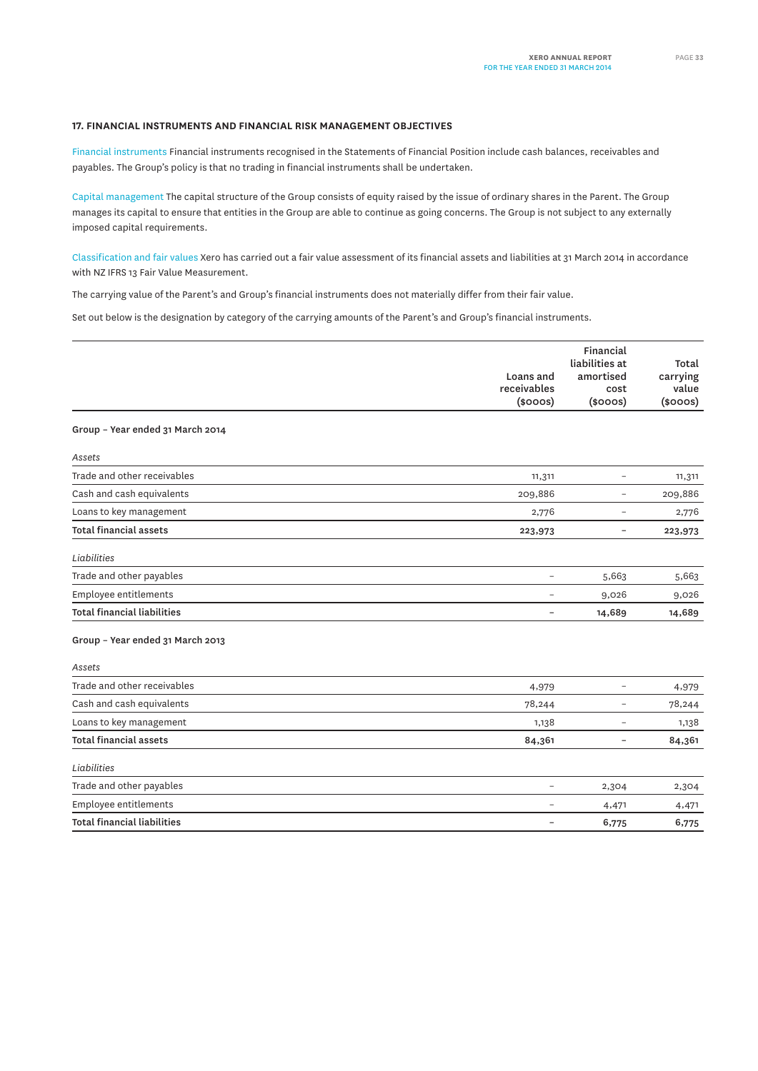## 17. FINANCIAL INSTRUMENTS AND FINANCIAL RISK MANAGEMENT OBJECTIVES

Financial instruments Financial instruments recognised in the Statements of Financial Position include cash balances, receivables and payables. The Group's policy is that no trading in financial instruments shall be undertaken.

Capital management The capital structure of the Group consists of equity raised by the issue of ordinary shares in the Parent. The Group manages its capital to ensure that entities in the Group are able to continue as going concerns. The Group is not subject to any externally imposed capital requirements.

Classification and fair values Xero has carried out a fair value assessment of its financial assets and liabilities at 31 March 2014 in accordance with NZ IFRS 13 Fair Value Measurement.

The carrying value of the Parent's and Group's financial instruments does not materially differ from their fair value.

Set out below is the designation by category of the carrying amounts of the Parent's and Group's financial instruments.

| | Loans and receivables ($000s) | Financial liabilities at amortised cost ($000s) | Total carrying value ($000s) |
|---|---|---|---|
| **Group – Year ended 31 March 2014** | | | |
| *Assets* | | | |
| Trade and other receivables | 11,311 | – | 11,311 |
| Cash and cash equivalents | 209,886 | – | 209,886 |
| Loans to key management | 2,776 | – | 2,776 |
| **Total financial assets** | **223,973** | **–** | **223,973** |
| *Liabilities* | | | |
| Trade and other payables | – | 5,663 | 5,663 |
| Employee entitlements | – | 9,026 | 9,026 |
| **Total financial liabilities** | **–** | **14,689** | **14,689** |
| **Group – Year ended 31 March 2013** | | | |
| *Assets* | | | |
| Trade and other receivables | 4,979 | – | 4,979 |
| Cash and cash equivalents | 78,244 | – | 78,244 |
| Loans to key management | 1,138 | – | 1,138 |
| **Total financial assets** | **84,361** | **–** | **84,361** |
| *Liabilities* | | | |
| Trade and other payables | – | 2,304 | 2,304 |
| Employee entitlements | – | 4,471 | 4,471 |
| **Total financial liabilities** | **–** | **6,775** | **6,775** |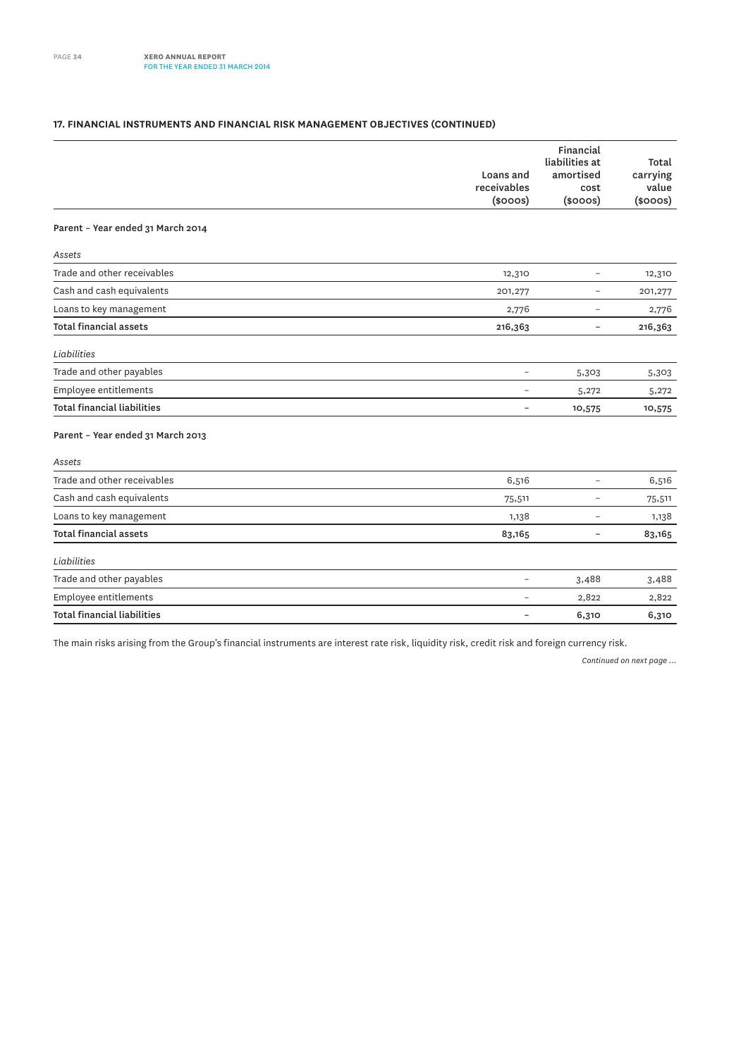### 17. FINANCIAL INSTRUMENTS AND FINANCIAL RISK MANAGEMENT OBJECTIVES (CONTINUED)

| | Loans and receivables ($000s) | Financial liabilities at amortised cost ($000s) | Total carrying value ($000s) |
|---|---|---|---|
| **Parent – Year ended 31 March 2014** | | | |
| *Assets* | | | |
| Trade and other receivables | 12,310 | – | 12,310 |
| Cash and cash equivalents | 201,277 | – | 201,277 |
| Loans to key management | 2,776 | – | 2,776 |
| **Total financial assets** | **216,363** | **–** | **216,363** |
| *Liabilities* | | | |
| Trade and other payables | – | 5,303 | 5,303 |
| Employee entitlements | – | 5,272 | 5,272 |
| **Total financial liabilities** | **–** | **10,575** | **10,575** |
| **Parent – Year ended 31 March 2013** | | | |
| *Assets* | | | |
| Trade and other receivables | 6,516 | – | 6,516 |
| Cash and cash equivalents | 75,511 | – | 75,511 |
| Loans to key management | 1,138 | – | 1,138 |
| **Total financial assets** | **83,165** | **–** | **83,165** |
| *Liabilities* | | | |
| Trade and other payables | – | 3,488 | 3,488 |
| Employee entitlements | – | 2,822 | 2,822 |
| **Total financial liabilities** | **–** | **6,310** | **6,310** |

The main risks arising from the Group's financial instruments are interest rate risk, liquidity risk, credit risk and foreign currency risk.

*Continued on next page ...*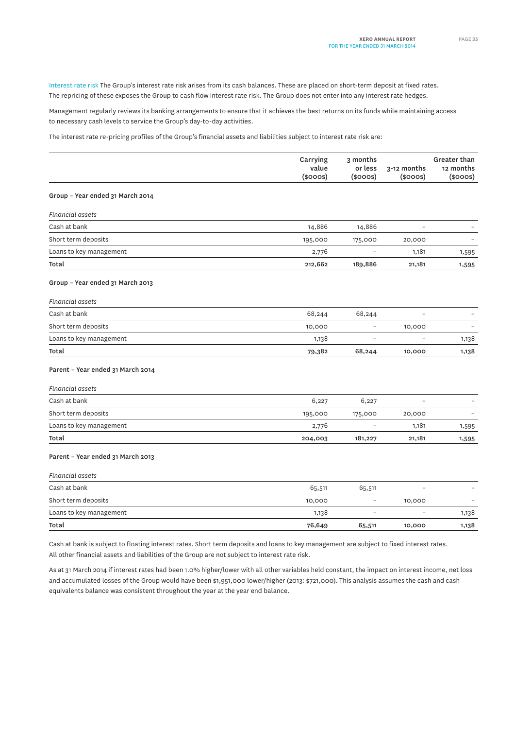**Interest rate risk** The Group's interest rate risk arises from its cash balances. These are placed on short-term deposit at fixed rates. The repricing of these exposes the Group to cash flow interest rate risk. The Group does not enter into any interest rate hedges.

Management regularly reviews its banking arrangements to ensure that it achieves the best returns on its funds while maintaining access to necessary cash levels to service the Group's day-to-day activities.

The interest rate re-pricing profiles of the Group's financial assets and liabilities subject to interest rate risk are:

| | Carrying value ($000s) | 3 months or less ($000s) | 3-12 months ($000s) | Greater than 12 months ($000s) |
|---|---|---|---|---|
| **Group – Year ended 31 March 2014** | | | | |
| *Financial assets* | | | | |
| Cash at bank | 14,886 | 14,886 | – | – |
| Short term deposits | 195,000 | 175,000 | 20,000 | – |
| Loans to key management | 2,776 | – | 1,181 | 1,595 |
| **Total** | **212,662** | **189,886** | **21,181** | **1,595** |
| **Group – Year ended 31 March 2013** | | | | |
| *Financial assets* | | | | |
| Cash at bank | 68,244 | 68,244 | – | – |
| Short term deposits | 10,000 | – | 10,000 | – |
| Loans to key management | 1,138 | – | – | 1,138 |
| **Total** | **79,382** | **68,244** | **10,000** | **1,138** |
| **Parent – Year ended 31 March 2014** | | | | |
| *Financial assets* | | | | |
| Cash at bank | 6,227 | 6,227 | – | – |
| Short term deposits | 195,000 | 175,000 | 20,000 | – |
| Loans to key management | 2,776 | – | 1,181 | 1,595 |
| **Total** | **204,003** | **181,227** | **21,181** | **1,595** |
| **Parent – Year ended 31 March 2013** | | | | |
| *Financial assets* | | | | |
| Cash at bank | 65,511 | 65,511 | – | – |
| Short term deposits | 10,000 | – | 10,000 | – |
| Loans to key management | 1,138 | – | – | 1,138 |
| **Total** | **76,649** | **65,511** | **10,000** | **1,138** |

Cash at bank is subject to floating interest rates. Short term deposits and loans to key management are subject to fixed interest rates. All other financial assets and liabilities of the Group are not subject to interest rate risk.

As at 31 March 2014 if interest rates had been 1.0% higher/lower with all other variables held constant, the impact on interest income, net loss and accumulated losses of the Group would have been $1,951,000 lower/higher (2013: $721,000). This analysis assumes the cash and cash equivalents balance was consistent throughout the year at the year end balance.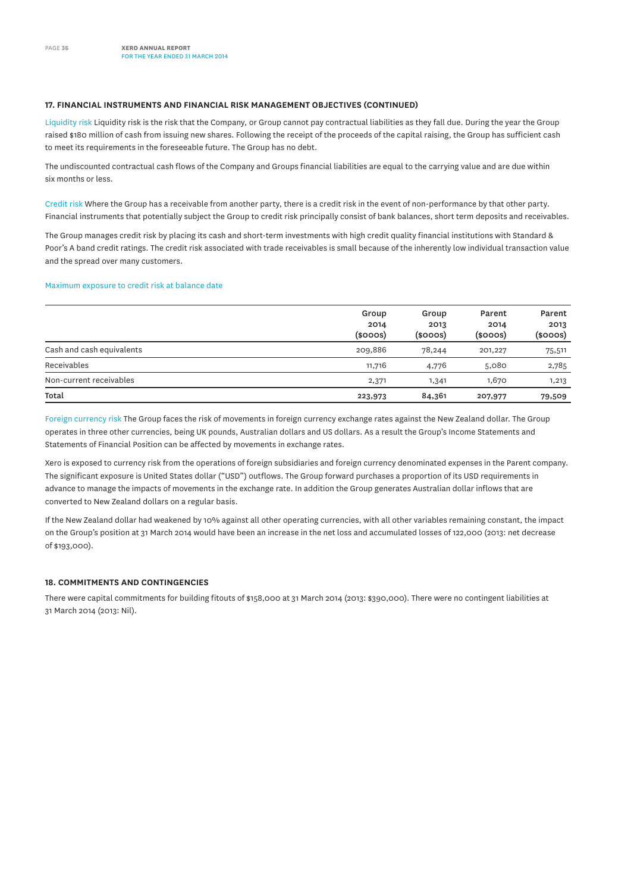### 17. FINANCIAL INSTRUMENTS AND FINANCIAL RISK MANAGEMENT OBJECTIVES (CONTINUED)

Liquidity risk Liquidity risk is the risk that the Company, or Group cannot pay contractual liabilities as they fall due. During the year the Group raised $180 million of cash from issuing new shares. Following the receipt of the proceeds of the capital raising, the Group has sufficient cash to meet its requirements in the foreseeable future. The Group has no debt.

The undiscounted contractual cash flows of the Company and Groups financial liabilities are equal to the carrying value and are due within six months or less.

Credit risk Where the Group has a receivable from another party, there is a credit risk in the event of non-performance by that other party. Financial instruments that potentially subject the Group to credit risk principally consist of bank balances, short term deposits and receivables.

The Group manages credit risk by placing its cash and short-term investments with high credit quality financial institutions with Standard & Poor's A band credit ratings. The credit risk associated with trade receivables is small because of the inherently low individual transaction value and the spread over many customers.

Maximum exposure to credit risk at balance date

| | Group 2014 ($000s) | Group 2013 ($000s) | Parent 2014 ($000s) | Parent 2013 ($000s) |
|---|---|---|---|---|
| Cash and cash equivalents | 209,886 | 78,244 | 201,227 | 75,511 |
| Receivables | 11,716 | 4,776 | 5,080 | 2,785 |
| Non-current receivables | 2,371 | 1,341 | 1,670 | 1,213 |
| **Total** | **223,973** | **84,361** | **207,977** | **79,509** |

Foreign currency risk The Group faces the risk of movements in foreign currency exchange rates against the New Zealand dollar. The Group operates in three other currencies, being UK pounds, Australian dollars and US dollars. As a result the Group's Income Statements and Statements of Financial Position can be affected by movements in exchange rates.

Xero is exposed to currency risk from the operations of foreign subsidiaries and foreign currency denominated expenses in the Parent company. The significant exposure is United States dollar ("USD") outflows. The Group forward purchases a proportion of its USD requirements in advance to manage the impacts of movements in the exchange rate. In addition the Group generates Australian dollar inflows that are converted to New Zealand dollars on a regular basis.

If the New Zealand dollar had weakened by 10% against all other operating currencies, with all other variables remaining constant, the impact on the Group's position at 31 March 2014 would have been an increase in the net loss and accumulated losses of 122,000 (2013: net decrease of $193,000).

### 18. COMMITMENTS AND CONTINGENCIES

There were capital commitments for building fitouts of $158,000 at 31 March 2014 (2013: $390,000). There were no contingent liabilities at 31 March 2014 (2013: Nil).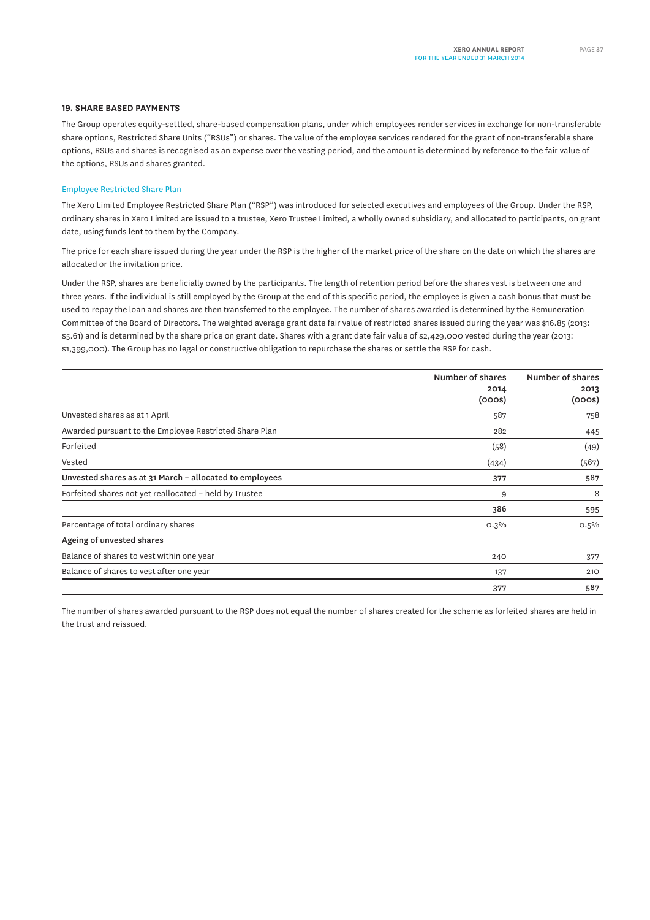## 19. SHARE BASED PAYMENTS

The Group operates equity-settled, share-based compensation plans, under which employees render services in exchange for non-transferable share options, Restricted Share Units ("RSUs") or shares. The value of the employee services rendered for the grant of non-transferable share options, RSUs and shares is recognised as an expense over the vesting period, and the amount is determined by reference to the fair value of the options, RSUs and shares granted.

### Employee Restricted Share Plan

The Xero Limited Employee Restricted Share Plan ("RSP") was introduced for selected executives and employees of the Group. Under the RSP, ordinary shares in Xero Limited are issued to a trustee, Xero Trustee Limited, a wholly owned subsidiary, and allocated to participants, on grant date, using funds lent to them by the Company.

The price for each share issued during the year under the RSP is the higher of the market price of the share on the date on which the shares are allocated or the invitation price.

Under the RSP, shares are beneficially owned by the participants. The length of retention period before the shares vest is between one and three years. If the individual is still employed by the Group at the end of this specific period, the employee is given a cash bonus that must be used to repay the loan and shares are then transferred to the employee. The number of shares awarded is determined by the Remuneration Committee of the Board of Directors. The weighted average grant date fair value of restricted shares issued during the year was $16.85 (2013: $5.61) and is determined by the share price on grant date. Shares with a grant date fair value of $2,429,000 vested during the year (2013: $1,399,000). The Group has no legal or constructive obligation to repurchase the shares or settle the RSP for cash.

| | Number of shares 2014 (000s) | Number of shares 2013 (000s) |
|---|---|---|
| Unvested shares as at 1 April | 587 | 758 |
| Awarded pursuant to the Employee Restricted Share Plan | 282 | 445 |
| Forfeited | (58) | (49) |
| Vested | (434) | (567) |
| **Unvested shares as at 31 March – allocated to employees** | **377** | **587** |
| Forfeited shares not yet reallocated – held by Trustee | 9 | 8 |
| | **386** | **595** |
| Percentage of total ordinary shares | 0.3% | 0.5% |
| **Ageing of unvested shares** | | |
| Balance of shares to vest within one year | 240 | 377 |
| Balance of shares to vest after one year | 137 | 210 |
| | **377** | **587** |

The number of shares awarded pursuant to the RSP does not equal the number of shares created for the scheme as forfeited shares are held in the trust and reissued.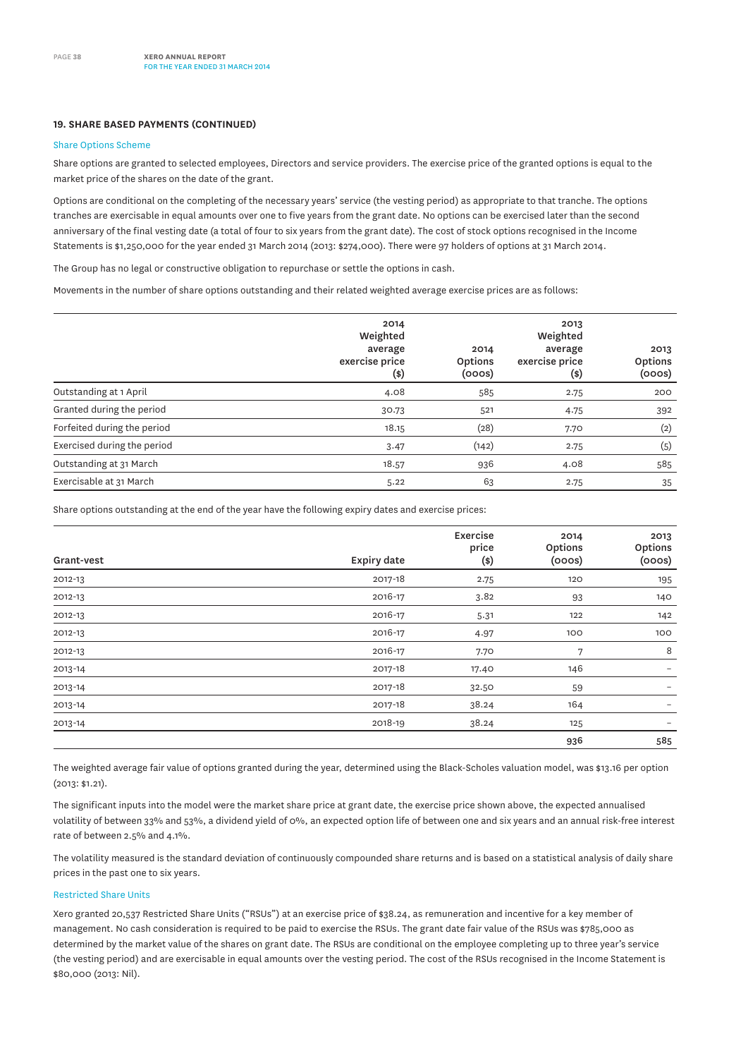### 19. SHARE BASED PAYMENTS (CONTINUED)

#### Share Options Scheme

Share options are granted to selected employees, Directors and service providers. The exercise price of the granted options is equal to the market price of the shares on the date of the grant.

Options are conditional on the completing of the necessary years' service (the vesting period) as appropriate to that tranche. The options tranches are exercisable in equal amounts over one to five years from the grant date. No options can be exercised later than the second anniversary of the final vesting date (a total of four to six years from the grant date). The cost of stock options recognised in the Income Statements is $1,250,000 for the year ended 31 March 2014 (2013: $274,000). There were 97 holders of options at 31 March 2014.

The Group has no legal or constructive obligation to repurchase or settle the options in cash.

Movements in the number of share options outstanding and their related weighted average exercise prices are as follows:

| | 2014 Weighted average exercise price ($) | 2014 Options (000s) | 2013 Weighted average exercise price ($) | 2013 Options (000s) |
|---|---|---|---|---|
| Outstanding at 1 April | 4.08 | 585 | 2.75 | 200 |
| Granted during the period | 30.73 | 521 | 4.75 | 392 |
| Forfeited during the period | 18.15 | (28) | 7.70 | (2) |
| Exercised during the period | 3.47 | (142) | 2.75 | (5) |
| Outstanding at 31 March | 18.57 | 936 | 4.08 | 585 |
| Exercisable at 31 March | 5.22 | 63 | 2.75 | 35 |

Share options outstanding at the end of the year have the following expiry dates and exercise prices:

| Grant-vest | Expiry date | Exercise price ($) | 2014 Options (000s) | 2013 Options (000s) |
|---|---|---|---|---|
| 2012-13 | 2017-18 | 2.75 | 120 | 195 |
| 2012-13 | 2016-17 | 3.82 | 93 | 140 |
| 2012-13 | 2016-17 | 5.31 | 122 | 142 |
| 2012-13 | 2016-17 | 4.97 | 100 | 100 |
| 2012-13 | 2016-17 | 7.70 | 7 | 8 |
| 2013-14 | 2017-18 | 17.40 | 146 | – |
| 2013-14 | 2017-18 | 32.50 | 59 | – |
| 2013-14 | 2017-18 | 38.24 | 164 | – |
| 2013-14 | 2018-19 | 38.24 | 125 | – |
| | | | **936** | **585** |

The weighted average fair value of options granted during the year, determined using the Black-Scholes valuation model, was $13.16 per option (2013: $1.21).

The significant inputs into the model were the market share price at grant date, the exercise price shown above, the expected annualised volatility of between 33% and 53%, a dividend yield of 0%, an expected option life of between one and six years and an annual risk-free interest rate of between 2.5% and 4.1%.

The volatility measured is the standard deviation of continuously compounded share returns and is based on a statistical analysis of daily share prices in the past one to six years.

#### Restricted Share Units

Xero granted 20,537 Restricted Share Units ("RSUs") at an exercise price of $38.24, as remuneration and incentive for a key member of management. No cash consideration is required to be paid to exercise the RSUs. The grant date fair value of the RSUs was $785,000 as determined by the market value of the shares on grant date. The RSUs are conditional on the employee completing up to three year's service (the vesting period) and are exercisable in equal amounts over the vesting period. The cost of the RSUs recognised in the Income Statement is $80,000 (2013: Nil).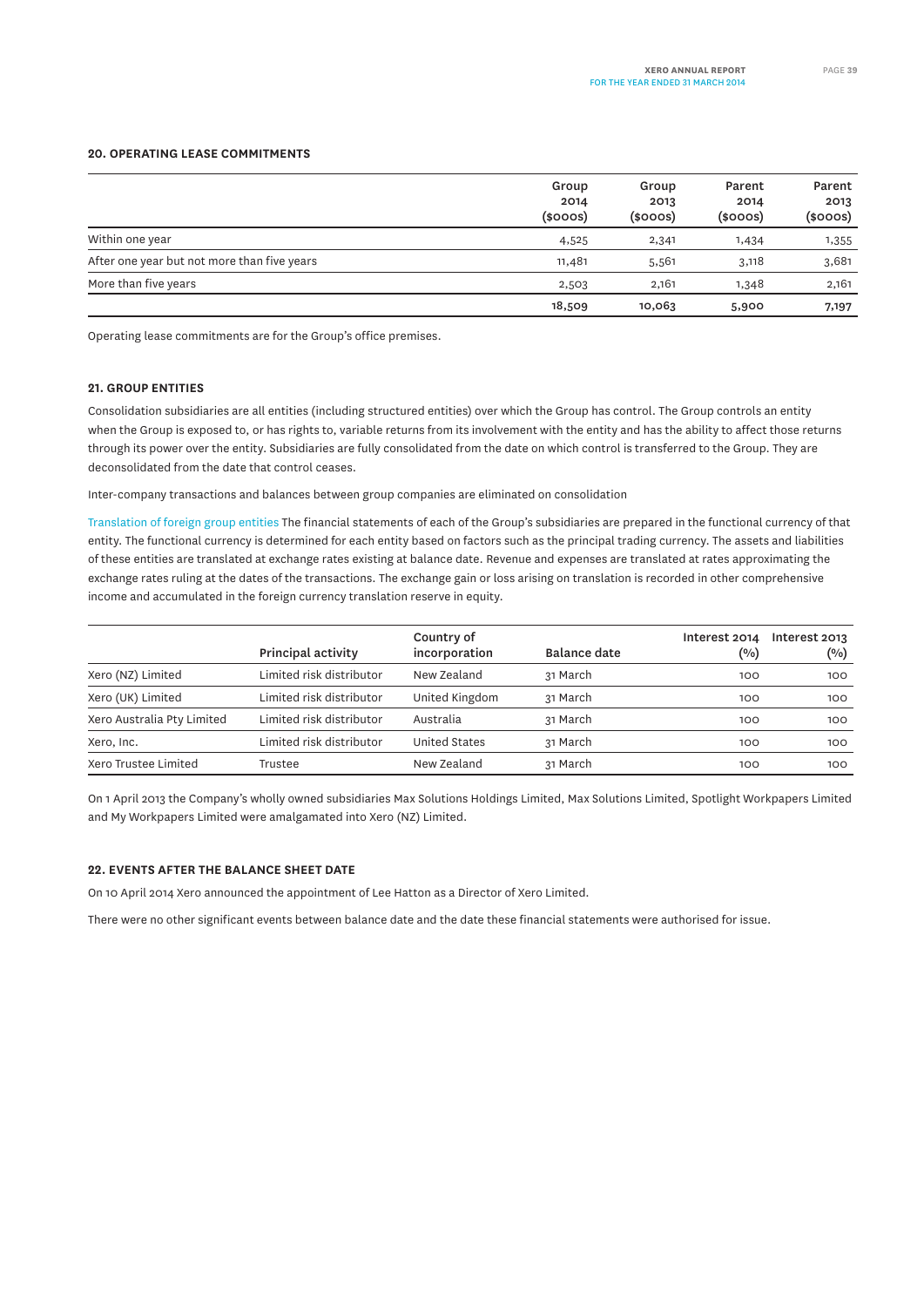### 20. OPERATING LEASE COMMITMENTS

| | Group 2014 ($000s) | Group 2013 ($000s) | Parent 2014 ($000s) | Parent 2013 ($000s) |
|---|---|---|---|---|
| Within one year | 4,525 | 2,341 | 1,434 | 1,355 |
| After one year but not more than five years | 11,481 | 5,561 | 3,118 | 3,681 |
| More than five years | 2,503 | 2,161 | 1,348 | 2,161 |
| | **18,509** | **10,063** | **5,900** | **7,197** |

Operating lease commitments are for the Group's office premises.

### 21. GROUP ENTITIES

Consolidation subsidiaries are all entities (including structured entities) over which the Group has control. The Group controls an entity when the Group is exposed to, or has rights to, variable returns from its involvement with the entity and has the ability to affect those returns through its power over the entity. Subsidiaries are fully consolidated from the date on which control is transferred to the Group. They are deconsolidated from the date that control ceases.

Inter-company transactions and balances between group companies are eliminated on consolidation

Translation of foreign group entities The financial statements of each of the Group's subsidiaries are prepared in the functional currency of that entity. The functional currency is determined for each entity based on factors such as the principal trading currency. The assets and liabilities of these entities are translated at exchange rates existing at balance date. Revenue and expenses are translated at rates approximating the exchange rates ruling at the dates of the transactions. The exchange gain or loss arising on translation is recorded in other comprehensive income and accumulated in the foreign currency translation reserve in equity.

| | Principal activity | Country of incorporation | Balance date | Interest 2014 (%) | Interest 2013 (%) |
|---|---|---|---|---|---|
| Xero (NZ) Limited | Limited risk distributor | New Zealand | 31 March | 100 | 100 |
| Xero (UK) Limited | Limited risk distributor | United Kingdom | 31 March | 100 | 100 |
| Xero Australia Pty Limited | Limited risk distributor | Australia | 31 March | 100 | 100 |
| Xero, Inc. | Limited risk distributor | United States | 31 March | 100 | 100 |
| Xero Trustee Limited | Trustee | New Zealand | 31 March | 100 | 100 |

On 1 April 2013 the Company's wholly owned subsidiaries Max Solutions Holdings Limited, Max Solutions Limited, Spotlight Workpapers Limited and My Workpapers Limited were amalgamated into Xero (NZ) Limited.

### 22. EVENTS AFTER THE BALANCE SHEET DATE

On 10 April 2014 Xero announced the appointment of Lee Hatton as a Director of Xero Limited.

There were no other significant events between balance date and the date these financial statements were authorised for issue.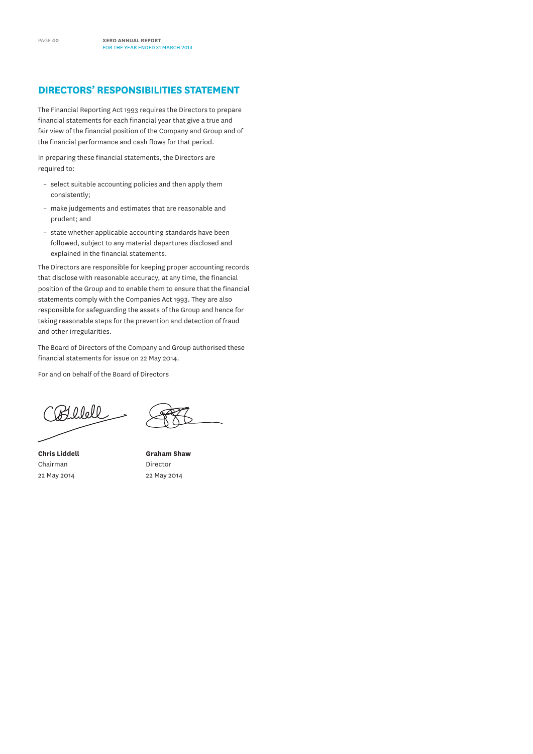# DIRECTORS' RESPONSIBILITIES STATEMENT

The Financial Reporting Act 1993 requires the Directors to prepare financial statements for each financial year that give a true and fair view of the financial position of the Company and Group and of the financial performance and cash flows for that period.

In preparing these financial statements, the Directors are required to:

- select suitable accounting policies and then apply them consistently;
- make judgements and estimates that are reasonable and prudent; and
- state whether applicable accounting standards have been followed, subject to any material departures disclosed and explained in the financial statements.

The Directors are responsible for keeping proper accounting records that disclose with reasonable accuracy, at any time, the financial position of the Group and to enable them to ensure that the financial statements comply with the Companies Act 1993. They are also responsible for safeguarding the assets of the Group and hence for taking reasonable steps for the prevention and detection of fraud and other irregularities.

The Board of Directors of the Company and Group authorised these financial statements for issue on 22 May 2014.

For and on behalf of the Board of Directors

**Chris Liddell**
Chairman
22 May 2014

**Graham Shaw**
Director
22 May 2014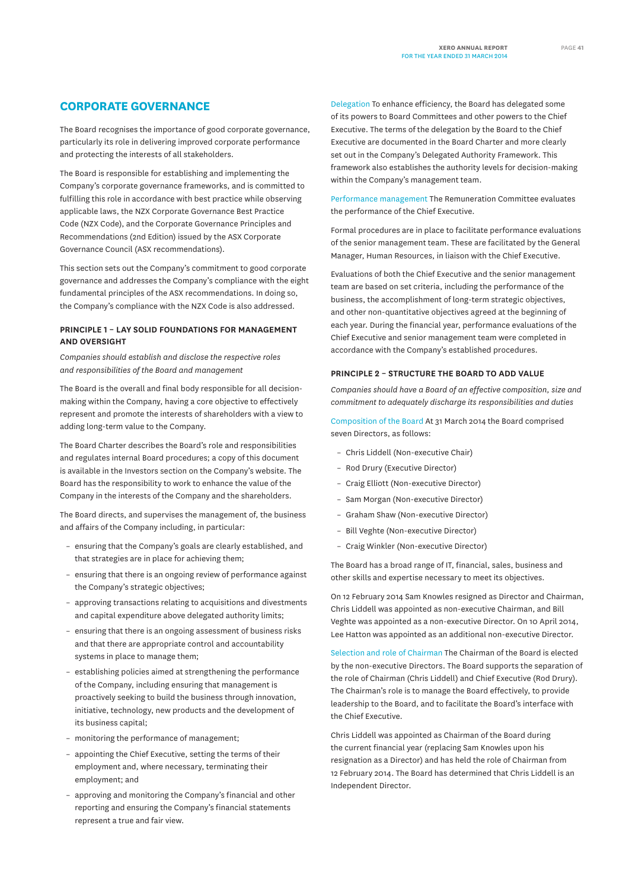## CORPORATE GOVERNANCE

The Board recognises the importance of good corporate governance, particularly its role in delivering improved corporate performance and protecting the interests of all stakeholders.

The Board is responsible for establishing and implementing the Company's corporate governance frameworks, and is committed to fulfilling this role in accordance with best practice while observing applicable laws, the NZX Corporate Governance Best Practice Code (NZX Code), and the Corporate Governance Principles and Recommendations (2nd Edition) issued by the ASX Corporate Governance Council (ASX recommendations).

This section sets out the Company's commitment to good corporate governance and addresses the Company's compliance with the eight fundamental principles of the ASX recommendations. In doing so, the Company's compliance with the NZX Code is also addressed.

### PRINCIPLE 1 – LAY SOLID FOUNDATIONS FOR MANAGEMENT AND OVERSIGHT

*Companies should establish and disclose the respective roles and responsibilities of the Board and management*

The Board is the overall and final body responsible for all decision-making within the Company, having a core objective to effectively represent and promote the interests of shareholders with a view to adding long-term value to the Company.

The Board Charter describes the Board's role and responsibilities and regulates internal Board procedures; a copy of this document is available in the Investors section on the Company's website. The Board has the responsibility to work to enhance the value of the Company in the interests of the Company and the shareholders.

The Board directs, and supervises the management of, the business and affairs of the Company including, in particular:

- ensuring that the Company's goals are clearly established, and that strategies are in place for achieving them;
- ensuring that there is an ongoing review of performance against the Company's strategic objectives;
- approving transactions relating to acquisitions and divestments and capital expenditure above delegated authority limits;
- ensuring that there is an ongoing assessment of business risks and that there are appropriate control and accountability systems in place to manage them;
- establishing policies aimed at strengthening the performance of the Company, including ensuring that management is proactively seeking to build the business through innovation, initiative, technology, new products and the development of its business capital;
- monitoring the performance of management;
- appointing the Chief Executive, setting the terms of their employment and, where necessary, terminating their employment; and
- approving and monitoring the Company's financial and other reporting and ensuring the Company's financial statements represent a true and fair view.

Delegation To enhance efficiency, the Board has delegated some of its powers to Board Committees and other powers to the Chief Executive. The terms of the delegation by the Board to the Chief Executive are documented in the Board Charter and more clearly set out in the Company's Delegated Authority Framework. This framework also establishes the authority levels for decision-making within the Company's management team.

Performance management The Remuneration Committee evaluates the performance of the Chief Executive.

Formal procedures are in place to facilitate performance evaluations of the senior management team. These are facilitated by the General Manager, Human Resources, in liaison with the Chief Executive.

Evaluations of both the Chief Executive and the senior management team are based on set criteria, including the performance of the business, the accomplishment of long-term strategic objectives, and other non-quantitative objectives agreed at the beginning of each year. During the financial year, performance evaluations of the Chief Executive and senior management team were completed in accordance with the Company's established procedures.

### PRINCIPLE 2 – STRUCTURE THE BOARD TO ADD VALUE

*Companies should have a Board of an effective composition, size and commitment to adequately discharge its responsibilities and duties*

Composition of the Board At 31 March 2014 the Board comprised seven Directors, as follows:

- Chris Liddell (Non-executive Chair)
- Rod Drury (Executive Director)
- Craig Elliott (Non-executive Director)
- Sam Morgan (Non-executive Director)
- Graham Shaw (Non-executive Director)
- Bill Veghte (Non-executive Director)
- Craig Winkler (Non-executive Director)

The Board has a broad range of IT, financial, sales, business and other skills and expertise necessary to meet its objectives.

On 12 February 2014 Sam Knowles resigned as Director and Chairman, Chris Liddell was appointed as non-executive Chairman, and Bill Veghte was appointed as a non-executive Director. On 10 April 2014, Lee Hatton was appointed as an additional non-executive Director.

Selection and role of Chairman The Chairman of the Board is elected by the non-executive Directors. The Board supports the separation of the role of Chairman (Chris Liddell) and Chief Executive (Rod Drury). The Chairman's role is to manage the Board effectively, to provide leadership to the Board, and to facilitate the Board's interface with the Chief Executive.

Chris Liddell was appointed as Chairman of the Board during the current financial year (replacing Sam Knowles upon his resignation as a Director) and has held the role of Chairman from 12 February 2014. The Board has determined that Chris Liddell is an Independent Director.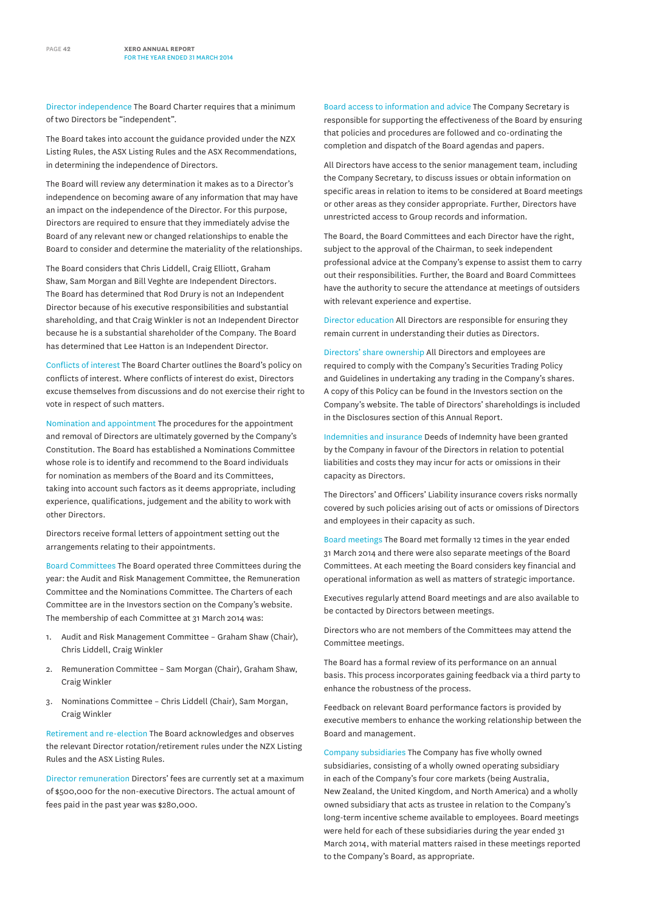**Director independence** The Board Charter requires that a minimum of two Directors be "independent".

The Board takes into account the guidance provided under the NZX Listing Rules, the ASX Listing Rules and the ASX Recommendations, in determining the independence of Directors.

The Board will review any determination it makes as to a Director's independence on becoming aware of any information that may have an impact on the independence of the Director. For this purpose, Directors are required to ensure that they immediately advise the Board of any relevant new or changed relationships to enable the Board to consider and determine the materiality of the relationships.

The Board considers that Chris Liddell, Craig Elliott, Graham Shaw, Sam Morgan and Bill Veghte are Independent Directors. The Board has determined that Rod Drury is not an Independent Director because of his executive responsibilities and substantial shareholding, and that Craig Winkler is not an Independent Director because he is a substantial shareholder of the Company. The Board has determined that Lee Hatton is an Independent Director.

**Conflicts of interest** The Board Charter outlines the Board's policy on conflicts of interest. Where conflicts of interest do exist, Directors excuse themselves from discussions and do not exercise their right to vote in respect of such matters.

**Nomination and appointment** The procedures for the appointment and removal of Directors are ultimately governed by the Company's Constitution. The Board has established a Nominations Committee whose role is to identify and recommend to the Board individuals for nomination as members of the Board and its Committees, taking into account such factors as it deems appropriate, including experience, qualifications, judgement and the ability to work with other Directors.

Directors receive formal letters of appointment setting out the arrangements relating to their appointments.

**Board Committees** The Board operated three Committees during the year: the Audit and Risk Management Committee, the Remuneration Committee and the Nominations Committee. The Charters of each Committee are in the Investors section on the Company's website. The membership of each Committee at 31 March 2014 was:

1. Audit and Risk Management Committee – Graham Shaw (Chair), Chris Liddell, Craig Winkler
2. Remuneration Committee – Sam Morgan (Chair), Graham Shaw, Craig Winkler
3. Nominations Committee – Chris Liddell (Chair), Sam Morgan, Craig Winkler

**Retirement and re-election** The Board acknowledges and observes the relevant Director rotation/retirement rules under the NZX Listing Rules and the ASX Listing Rules.

**Director remuneration** Directors' fees are currently set at a maximum of $500,000 for the non-executive Directors. The actual amount of fees paid in the past year was $280,000.

**Board access to information and advice** The Company Secretary is responsible for supporting the effectiveness of the Board by ensuring that policies and procedures are followed and co-ordinating the completion and dispatch of the Board agendas and papers.

All Directors have access to the senior management team, including the Company Secretary, to discuss issues or obtain information on specific areas in relation to items to be considered at Board meetings or other areas as they consider appropriate. Further, Directors have unrestricted access to Group records and information.

The Board, the Board Committees and each Director have the right, subject to the approval of the Chairman, to seek independent professional advice at the Company's expense to assist them to carry out their responsibilities. Further, the Board and Board Committees have the authority to secure the attendance at meetings of outsiders with relevant experience and expertise.

**Director education** All Directors are responsible for ensuring they remain current in understanding their duties as Directors.

**Directors' share ownership** All Directors and employees are required to comply with the Company's Securities Trading Policy and Guidelines in undertaking any trading in the Company's shares. A copy of this Policy can be found in the Investors section on the Company's website. The table of Directors' shareholdings is included in the Disclosures section of this Annual Report.

**Indemnities and insurance** Deeds of Indemnity have been granted by the Company in favour of the Directors in relation to potential liabilities and costs they may incur for acts or omissions in their capacity as Directors.

The Directors' and Officers' Liability insurance covers risks normally covered by such policies arising out of acts or omissions of Directors and employees in their capacity as such.

**Board meetings** The Board met formally 12 times in the year ended 31 March 2014 and there were also separate meetings of the Board Committees. At each meeting the Board considers key financial and operational information as well as matters of strategic importance.

Executives regularly attend Board meetings and are also available to be contacted by Directors between meetings.

Directors who are not members of the Committees may attend the Committee meetings.

The Board has a formal review of its performance on an annual basis. This process incorporates gaining feedback via a third party to enhance the robustness of the process.

Feedback on relevant Board performance factors is provided by executive members to enhance the working relationship between the Board and management.

**Company subsidiaries** The Company has five wholly owned subsidiaries, consisting of a wholly owned operating subsidiary in each of the Company's four core markets (being Australia, New Zealand, the United Kingdom, and North America) and a wholly owned subsidiary that acts as trustee in relation to the Company's long-term incentive scheme available to employees. Board meetings were held for each of these subsidiaries during the year ended 31 March 2014, with material matters raised in these meetings reported to the Company's Board, as appropriate.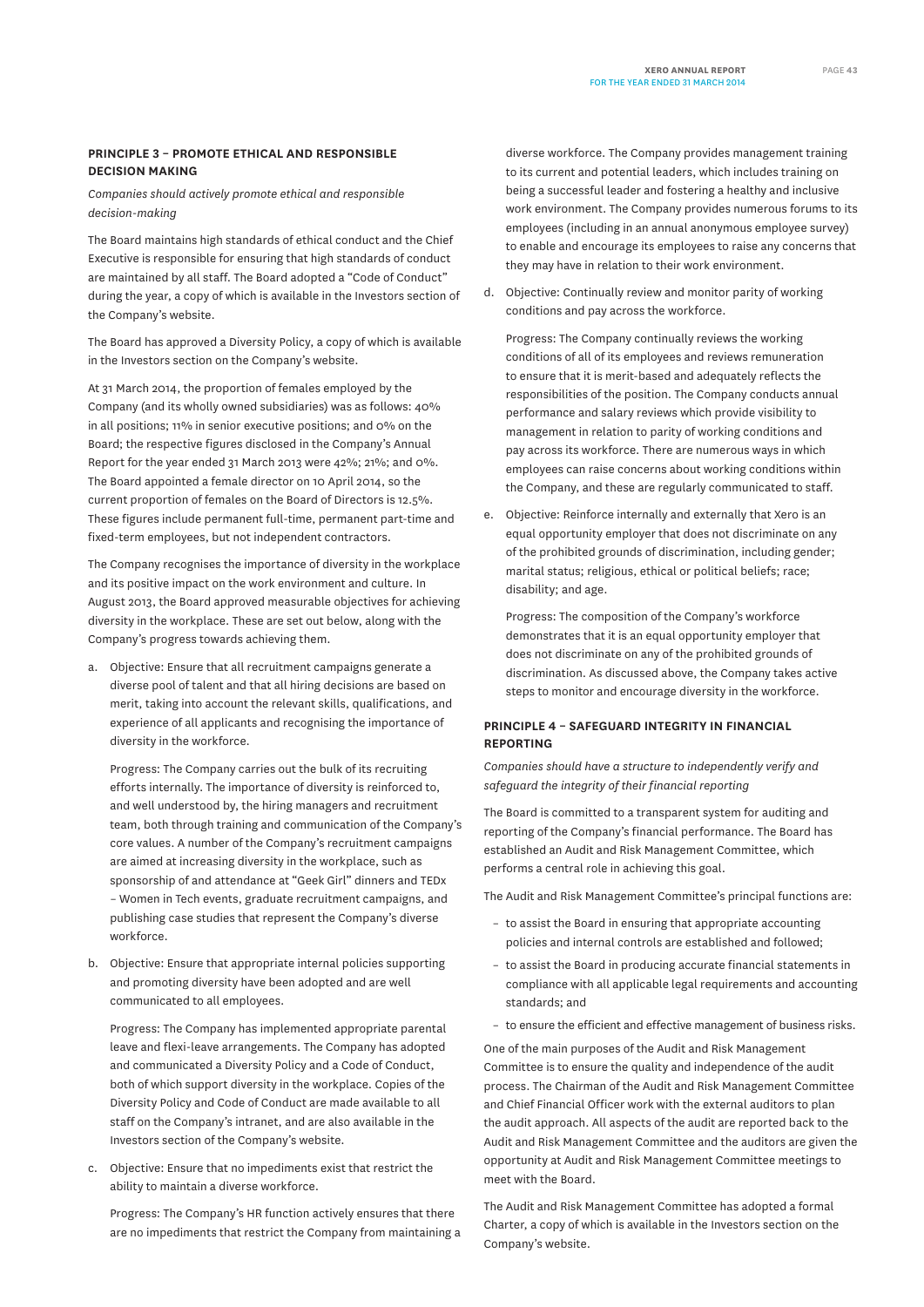## PRINCIPLE 3 – PROMOTE ETHICAL AND RESPONSIBLE DECISION MAKING

*Companies should actively promote ethical and responsible decision-making*

The Board maintains high standards of ethical conduct and the Chief Executive is responsible for ensuring that high standards of conduct are maintained by all staff. The Board adopted a "Code of Conduct" during the year, a copy of which is available in the Investors section of the Company's website.

The Board has approved a Diversity Policy, a copy of which is available in the Investors section on the Company's website.

At 31 March 2014, the proportion of females employed by the Company (and its wholly owned subsidiaries) was as follows: 40% in all positions; 11% in senior executive positions; and 0% on the Board; the respective figures disclosed in the Company's Annual Report for the year ended 31 March 2013 were 42%; 21%; and 0%. The Board appointed a female director on 10 April 2014, so the current proportion of females on the Board of Directors is 12.5%. These figures include permanent full-time, permanent part-time and fixed-term employees, but not independent contractors.

The Company recognises the importance of diversity in the workplace and its positive impact on the work environment and culture. In August 2013, the Board approved measurable objectives for achieving diversity in the workplace. These are set out below, along with the Company's progress towards achieving them.

a. Objective: Ensure that all recruitment campaigns generate a diverse pool of talent and that all hiring decisions are based on merit, taking into account the relevant skills, qualifications, and experience of all applicants and recognising the importance of diversity in the workforce.

   Progress: The Company carries out the bulk of its recruiting efforts internally. The importance of diversity is reinforced to, and well understood by, the hiring managers and recruitment team, both through training and communication of the Company's core values. A number of the Company's recruitment campaigns are aimed at increasing diversity in the workplace, such as sponsorship of and attendance at "Geek Girl" dinners and TEDx – Women in Tech events, graduate recruitment campaigns, and publishing case studies that represent the Company's diverse workforce.

b. Objective: Ensure that appropriate internal policies supporting and promoting diversity have been adopted and are well communicated to all employees.

   Progress: The Company has implemented appropriate parental leave and flexi-leave arrangements. The Company has adopted and communicated a Diversity Policy and a Code of Conduct, both of which support diversity in the workplace. Copies of the Diversity Policy and Code of Conduct are made available to all staff on the Company's intranet, and are also available in the Investors section of the Company's website.

c. Objective: Ensure that no impediments exist that restrict the ability to maintain a diverse workforce.

   Progress: The Company's HR function actively ensures that there are no impediments that restrict the Company from maintaining a diverse workforce. The Company provides management training to its current and potential leaders, which includes training on being a successful leader and fostering a healthy and inclusive work environment. The Company provides numerous forums to its employees (including in an annual anonymous employee survey) to enable and encourage its employees to raise any concerns that they may have in relation to their work environment.

d. Objective: Continually review and monitor parity of working conditions and pay across the workforce.

   Progress: The Company continually reviews the working conditions of all of its employees and reviews remuneration to ensure that it is merit-based and adequately reflects the responsibilities of the position. The Company conducts annual performance and salary reviews which provide visibility to management in relation to parity of working conditions and pay across its workforce. There are numerous ways in which employees can raise concerns about working conditions within the Company, and these are regularly communicated to staff.

e. Objective: Reinforce internally and externally that Xero is an equal opportunity employer that does not discriminate on any of the prohibited grounds of discrimination, including gender; marital status; religious, ethical or political beliefs; race; disability; and age.

   Progress: The composition of the Company's workforce demonstrates that it is an equal opportunity employer that does not discriminate on any of the prohibited grounds of discrimination. As discussed above, the Company takes active steps to monitor and encourage diversity in the workforce.

## PRINCIPLE 4 – SAFEGUARD INTEGRITY IN FINANCIAL REPORTING

*Companies should have a structure to independently verify and safeguard the integrity of their financial reporting*

The Board is committed to a transparent system for auditing and reporting of the Company's financial performance. The Board has established an Audit and Risk Management Committee, which performs a central role in achieving this goal.

The Audit and Risk Management Committee's principal functions are:

- to assist the Board in ensuring that appropriate accounting policies and internal controls are established and followed;
- to assist the Board in producing accurate financial statements in compliance with all applicable legal requirements and accounting standards; and
- to ensure the efficient and effective management of business risks.

One of the main purposes of the Audit and Risk Management Committee is to ensure the quality and independence of the audit process. The Chairman of the Audit and Risk Management Committee and Chief Financial Officer work with the external auditors to plan the audit approach. All aspects of the audit are reported back to the Audit and Risk Management Committee and the auditors are given the opportunity at Audit and Risk Management Committee meetings to meet with the Board.

The Audit and Risk Management Committee has adopted a formal Charter, a copy of which is available in the Investors section on the Company's website.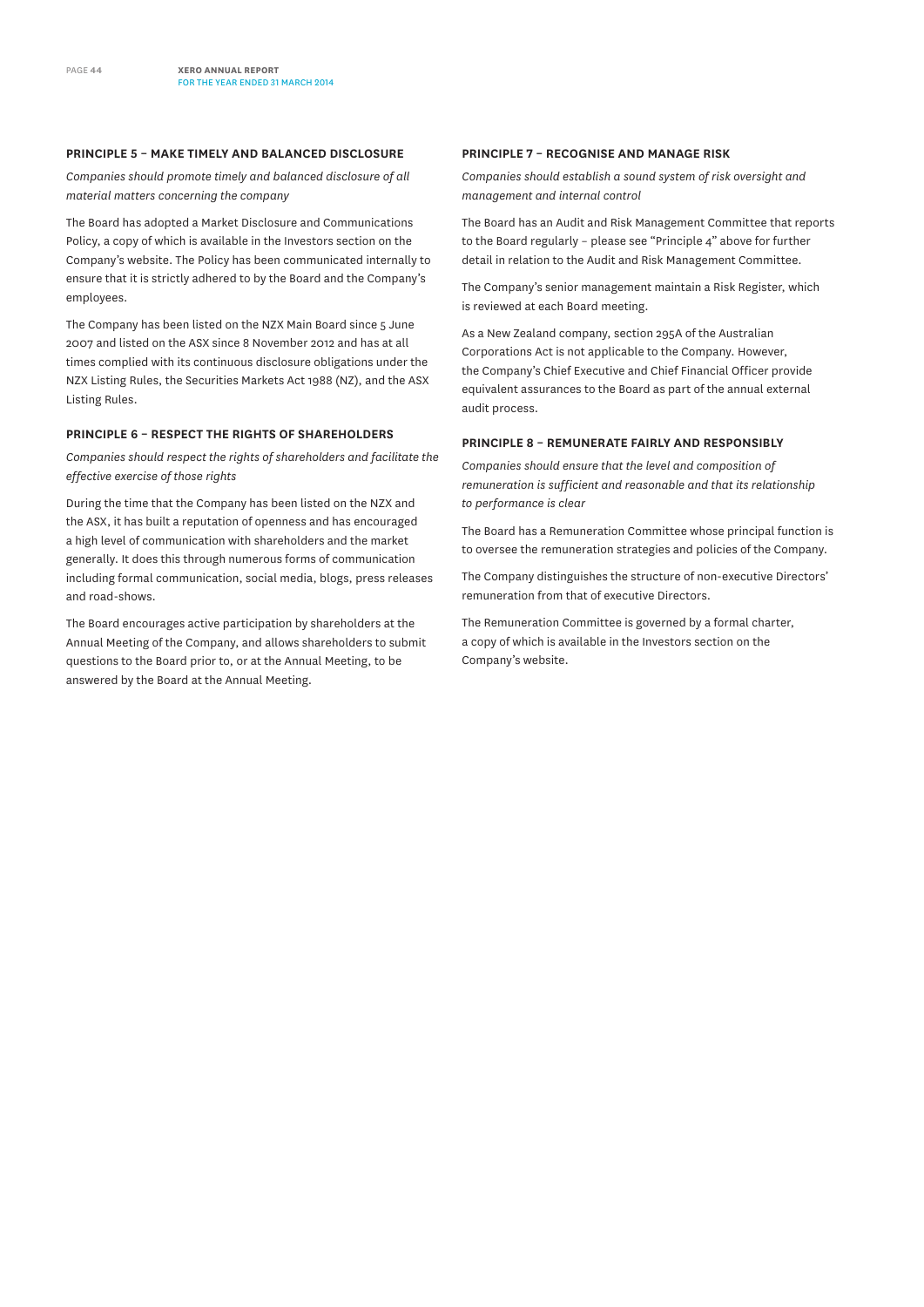#### PRINCIPLE 5 – MAKE TIMELY AND BALANCED DISCLOSURE

*Companies should promote timely and balanced disclosure of all material matters concerning the company*

The Board has adopted a Market Disclosure and Communications Policy, a copy of which is available in the Investors section on the Company's website. The Policy has been communicated internally to ensure that it is strictly adhered to by the Board and the Company's employees.

The Company has been listed on the NZX Main Board since 5 June 2007 and listed on the ASX since 8 November 2012 and has at all times complied with its continuous disclosure obligations under the NZX Listing Rules, the Securities Markets Act 1988 (NZ), and the ASX Listing Rules.

#### PRINCIPLE 6 – RESPECT THE RIGHTS OF SHAREHOLDERS

*Companies should respect the rights of shareholders and facilitate the effective exercise of those rights*

During the time that the Company has been listed on the NZX and the ASX, it has built a reputation of openness and has encouraged a high level of communication with shareholders and the market generally. It does this through numerous forms of communication including formal communication, social media, blogs, press releases and road-shows.

The Board encourages active participation by shareholders at the Annual Meeting of the Company, and allows shareholders to submit questions to the Board prior to, or at the Annual Meeting, to be answered by the Board at the Annual Meeting.

#### PRINCIPLE 7 – RECOGNISE AND MANAGE RISK

*Companies should establish a sound system of risk oversight and management and internal control*

The Board has an Audit and Risk Management Committee that reports to the Board regularly – please see "Principle 4" above for further detail in relation to the Audit and Risk Management Committee.

The Company's senior management maintain a Risk Register, which is reviewed at each Board meeting.

As a New Zealand company, section 295A of the Australian Corporations Act is not applicable to the Company. However, the Company's Chief Executive and Chief Financial Officer provide equivalent assurances to the Board as part of the annual external audit process.

#### PRINCIPLE 8 – REMUNERATE FAIRLY AND RESPONSIBLY

*Companies should ensure that the level and composition of remuneration is sufficient and reasonable and that its relationship to performance is clear*

The Board has a Remuneration Committee whose principal function is to oversee the remuneration strategies and policies of the Company.

The Company distinguishes the structure of non-executive Directors' remuneration from that of executive Directors.

The Remuneration Committee is governed by a formal charter, a copy of which is available in the Investors section on the Company's website.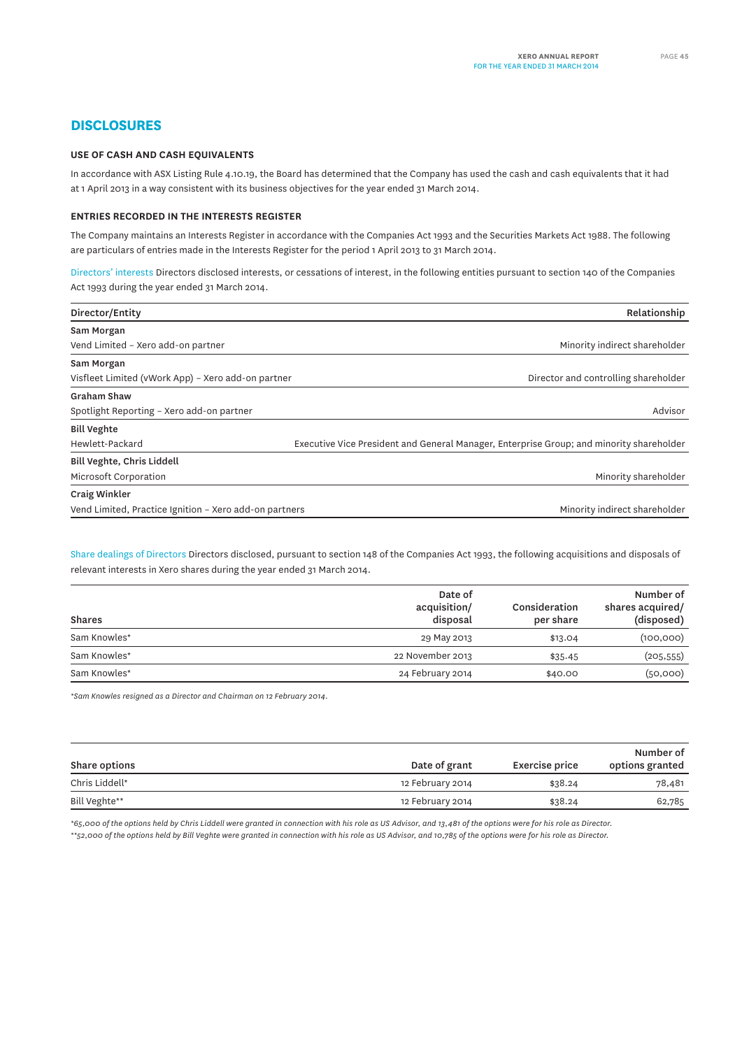# DISCLOSURES

### USE OF CASH AND CASH EQUIVALENTS

In accordance with ASX Listing Rule 4.10.19, the Board has determined that the Company has used the cash and cash equivalents that it had at 1 April 2013 in a way consistent with its business objectives for the year ended 31 March 2014.

### ENTRIES RECORDED IN THE INTERESTS REGISTER

The Company maintains an Interests Register in accordance with the Companies Act 1993 and the Securities Markets Act 1988. The following are particulars of entries made in the Interests Register for the period 1 April 2013 to 31 March 2014.

Directors' interests Directors disclosed interests, or cessations of interest, in the following entities pursuant to section 140 of the Companies Act 1993 during the year ended 31 March 2014.

| Director/Entity | Relationship |
|---|---|
| **Sam Morgan** | |
| Vend Limited – Xero add-on partner | Minority indirect shareholder |
| **Sam Morgan** | |
| Visfleet Limited (vWork App) – Xero add-on partner | Director and controlling shareholder |
| **Graham Shaw** | |
| Spotlight Reporting – Xero add-on partner | Advisor |
| **Bill Veghte** | |
| Hewlett-Packard | Executive Vice President and General Manager, Enterprise Group; and minority shareholder |
| **Bill Veghte, Chris Liddell** | |
| Microsoft Corporation | Minority shareholder |
| **Craig Winkler** | |
| Vend Limited, Practice Ignition – Xero add-on partners | Minority indirect shareholder |

Share dealings of Directors Directors disclosed, pursuant to section 148 of the Companies Act 1993, the following acquisitions and disposals of relevant interests in Xero shares during the year ended 31 March 2014.

| Shares | Date of acquisition/ disposal | Consideration per share | Number of shares acquired/ (disposed) |
|---|---|---|---|
| Sam Knowles* | 29 May 2013 | $13.04 | (100,000) |
| Sam Knowles* | 22 November 2013 | $35.45 | (205,555) |
| Sam Knowles* | 24 February 2014 | $40.00 | (50,000) |

*\*Sam Knowles resigned as a Director and Chairman on 12 February 2014.*

| Share options | Date of grant | Exercise price | Number of options granted |
|---|---|---|---|
| Chris Liddell* | 12 February 2014 | $38.24 | 78,481 |
| Bill Veghte** | 12 February 2014 | $38.24 | 62,785 |

*\*65,000 of the options held by Chris Liddell were granted in connection with his role as US Advisor, and 13,481 of the options were for his role as Director.*
*\*\*52,000 of the options held by Bill Veghte were granted in connection with his role as US Advisor, and 10,785 of the options were for his role as Director.*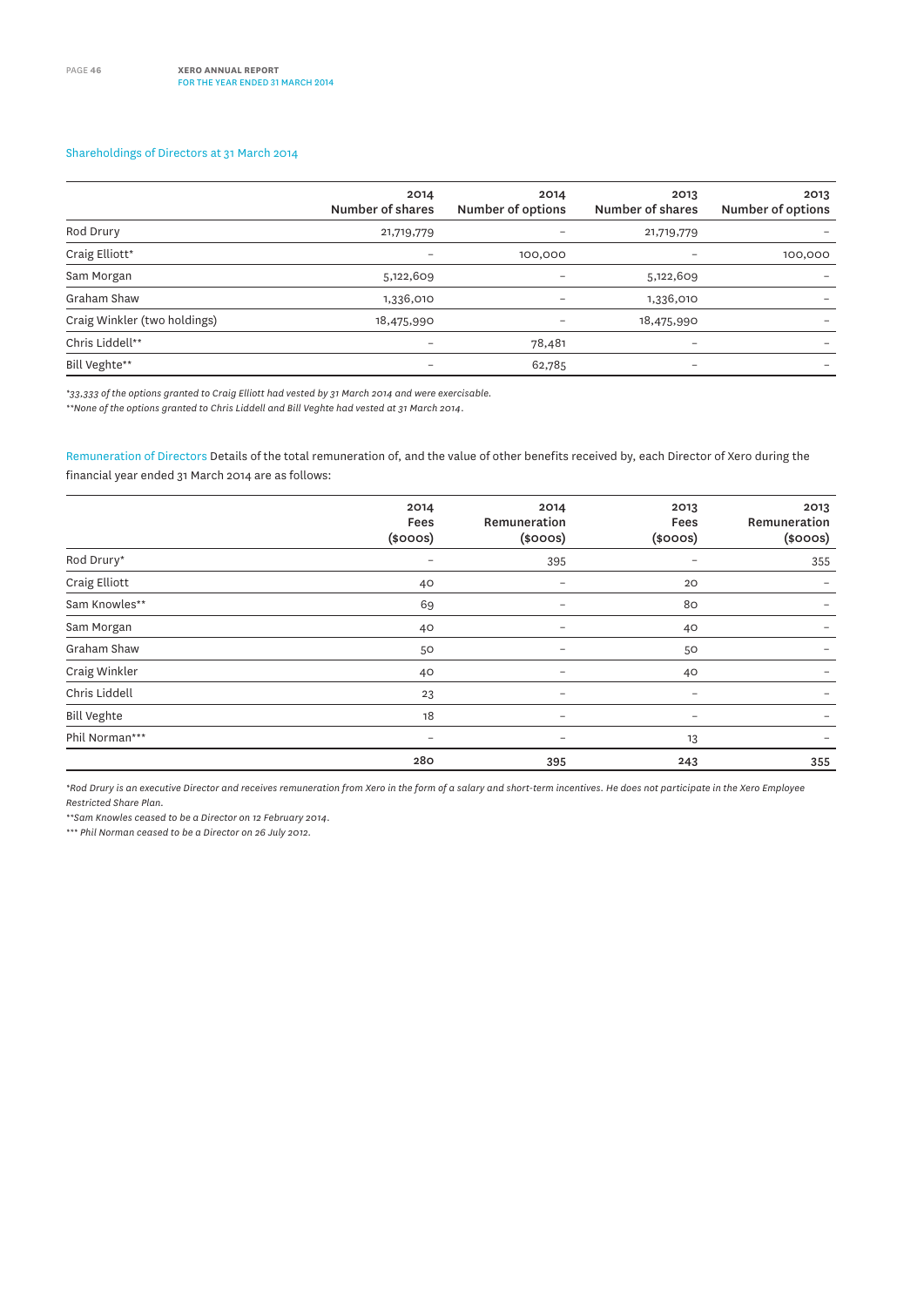## Shareholdings of Directors at 31 March 2014

| | 2014 Number of shares | 2014 Number of options | 2013 Number of shares | 2013 Number of options |
|---|---|---|---|---|
| Rod Drury | 21,719,779 | – | 21,719,779 | – |
| Craig Elliott* | – | 100,000 | – | 100,000 |
| Sam Morgan | 5,122,609 | – | 5,122,609 | – |
| Graham Shaw | 1,336,010 | – | 1,336,010 | – |
| Craig Winkler (two holdings) | 18,475,990 | – | 18,475,990 | – |
| Chris Liddell** | – | 78,481 | – | – |
| Bill Veghte** | – | 62,785 | – | – |

*\*33,333 of the options granted to Craig Elliott had vested by 31 March 2014 and were exercisable.*

*\*\*None of the options granted to Chris Liddell and Bill Veghte had vested at 31 March 2014.*

Remuneration of Directors Details of the total remuneration of, and the value of other benefits received by, each Director of Xero during the financial year ended 31 March 2014 are as follows:

| | 2014 Fees ($000s) | 2014 Remuneration ($000s) | 2013 Fees ($000s) | 2013 Remuneration ($000s) |
|---|---|---|---|---|
| Rod Drury* | – | 395 | – | 355 |
| Craig Elliott | 40 | – | 20 | – |
| Sam Knowles** | 69 | – | 80 | – |
| Sam Morgan | 40 | – | 40 | – |
| Graham Shaw | 50 | – | 50 | – |
| Craig Winkler | 40 | – | 40 | – |
| Chris Liddell | 23 | – | – | – |
| Bill Veghte | 18 | – | – | – |
| Phil Norman*** | – | – | 13 | – |
| | 280 | 395 | 243 | 355 |

*\*Rod Drury is an executive Director and receives remuneration from Xero in the form of a salary and short-term incentives. He does not participate in the Xero Employee Restricted Share Plan.*

*\*\*Sam Knowles ceased to be a Director on 12 February 2014.*

*\*\*\* Phil Norman ceased to be a Director on 26 July 2012.*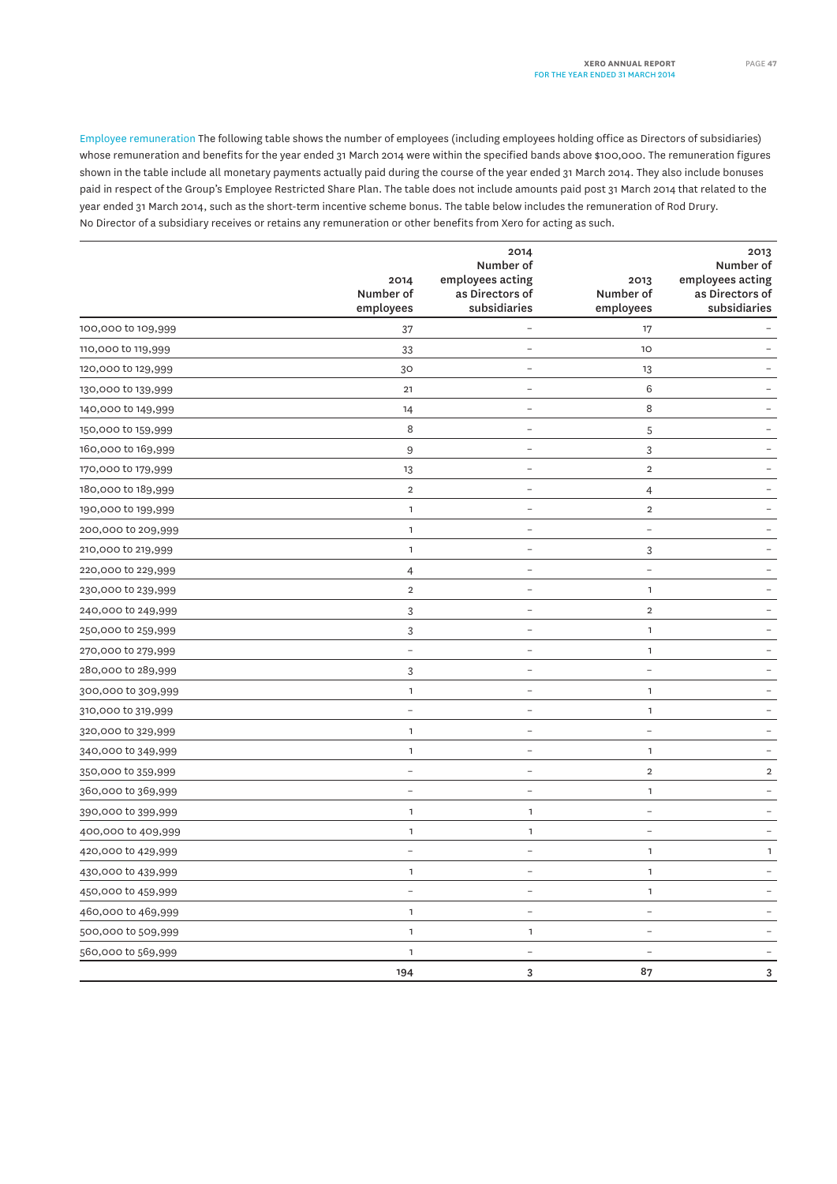**Employee remuneration** The following table shows the number of employees (including employees holding office as Directors of subsidiaries) whose remuneration and benefits for the year ended 31 March 2014 were within the specified bands above $100,000. The remuneration figures shown in the table include all monetary payments actually paid during the course of the year ended 31 March 2014. They also include bonuses paid in respect of the Group's Employee Restricted Share Plan. The table does not include amounts paid post 31 March 2014 that related to the year ended 31 March 2014, such as the short-term incentive scheme bonus. The table below includes the remuneration of Rod Drury. No Director of a subsidiary receives or retains any remuneration or other benefits from Xero for acting as such.

| | 2014 Number of employees | 2014 Number of employees acting as Directors of subsidiaries | 2013 Number of employees | 2013 Number of employees acting as Directors of subsidiaries |
|---|---|---|---|---|
| 100,000 to 109,999 | 37 | – | 17 | – |
| 110,000 to 119,999 | 33 | – | 10 | – |
| 120,000 to 129,999 | 30 | – | 13 | – |
| 130,000 to 139,999 | 21 | – | 6 | – |
| 140,000 to 149,999 | 14 | – | 8 | – |
| 150,000 to 159,999 | 8 | – | 5 | – |
| 160,000 to 169,999 | 9 | – | 3 | – |
| 170,000 to 179,999 | 13 | – | 2 | – |
| 180,000 to 189,999 | 2 | – | 4 | – |
| 190,000 to 199,999 | 1 | – | 2 | – |
| 200,000 to 209,999 | 1 | – | – | – |
| 210,000 to 219,999 | 1 | – | 3 | – |
| 220,000 to 229,999 | 4 | – | – | – |
| 230,000 to 239,999 | 2 | – | 1 | – |
| 240,000 to 249,999 | 3 | – | 2 | – |
| 250,000 to 259,999 | 3 | – | 1 | – |
| 270,000 to 279,999 | – | – | 1 | – |
| 280,000 to 289,999 | 3 | – | – | – |
| 300,000 to 309,999 | 1 | – | 1 | – |
| 310,000 to 319,999 | – | – | 1 | – |
| 320,000 to 329,999 | 1 | – | – | – |
| 340,000 to 349,999 | 1 | – | 1 | – |
| 350,000 to 359,999 | – | – | 2 | 2 |
| 360,000 to 369,999 | – | – | 1 | – |
| 390,000 to 399,999 | 1 | 1 | – | – |
| 400,000 to 409,999 | 1 | 1 | – | – |
| 420,000 to 429,999 | – | – | 1 | 1 |
| 430,000 to 439,999 | 1 | – | 1 | – |
| 450,000 to 459,999 | – | – | 1 | – |
| 460,000 to 469,999 | 1 | – | – | – |
| 500,000 to 509,999 | 1 | 1 | – | – |
| 560,000 to 569,999 | 1 | – | – | – |
| | 194 | 3 | 87 | 3 |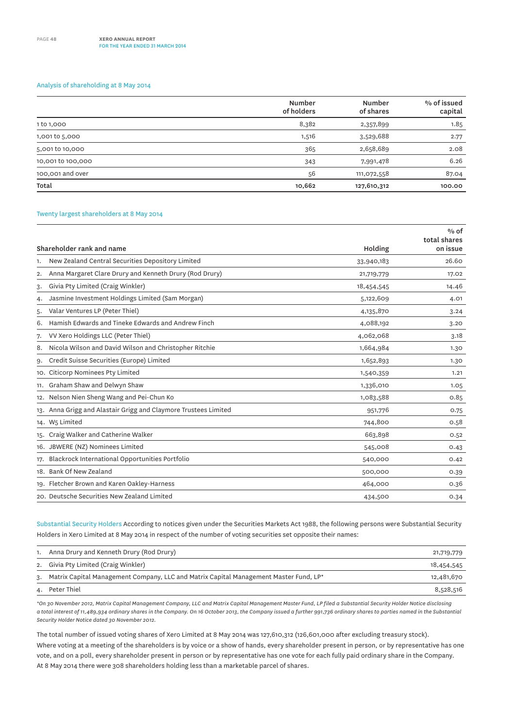## Analysis of shareholding at 8 May 2014

| | Number of holders | Number of shares | % of issued capital |
|---|---|---|---|
| 1 to 1,000 | 8,382 | 2,357,899 | 1.85 |
| 1,001 to 5,000 | 1,516 | 3,529,688 | 2.77 |
| 5,001 to 10,000 | 365 | 2,658,689 | 2.08 |
| 10,001 to 100,000 | 343 | 7,991,478 | 6.26 |
| 100,001 and over | 56 | 111,072,558 | 87.04 |
| **Total** | **10,662** | **127,610,312** | **100.00** |

## Twenty largest shareholders at 8 May 2014

| Shareholder rank and name | Holding | % of total shares on issue |
|---|---|---|
| 1. New Zealand Central Securities Depository Limited | 33,940,183 | 26.60 |
| 2. Anna Margaret Clare Drury and Kenneth Drury (Rod Drury) | 21,719,779 | 17.02 |
| 3. Givia Pty Limited (Craig Winkler) | 18,454,545 | 14.46 |
| 4. Jasmine Investment Holdings Limited (Sam Morgan) | 5,122,609 | 4.01 |
| 5. Valar Ventures LP (Peter Thiel) | 4,135,870 | 3.24 |
| 6. Hamish Edwards and Tineke Edwards and Andrew Finch | 4,088,192 | 3.20 |
| 7. VV Xero Holdings LLC (Peter Thiel) | 4,062,068 | 3.18 |
| 8. Nicola Wilson and David Wilson and Christopher Ritchie | 1,664,984 | 1.30 |
| 9. Credit Suisse Securities (Europe) Limited | 1,652,893 | 1.30 |
| 10. Citicorp Nominees Pty Limited | 1,540,359 | 1.21 |
| 11. Graham Shaw and Delwyn Shaw | 1,336,010 | 1.05 |
| 12. Nelson Nien Sheng Wang and Pei-Chun Ko | 1,083,588 | 0.85 |
| 13. Anna Grigg and Alastair Grigg and Claymore Trustees Limited | 951,776 | 0.75 |
| 14. W5 Limited | 744,800 | 0.58 |
| 15. Craig Walker and Catherine Walker | 663,898 | 0.52 |
| 16. JBWERE (NZ) Nominees Limited | 545,008 | 0.43 |
| 17. Blackrock International Opportunities Portfolio | 540,000 | 0.42 |
| 18. Bank Of New Zealand | 500,000 | 0.39 |
| 19. Fletcher Brown and Karen Oakley-Harness | 464,000 | 0.36 |
| 20. Deutsche Securities New Zealand Limited | 434,500 | 0.34 |

**Substantial Security Holders** According to notices given under the Securities Markets Act 1988, the following persons were Substantial Security Holders in Xero Limited at 8 May 2014 in respect of the number of voting securities set opposite their names:

| | |
|---|---|
| 1. Anna Drury and Kenneth Drury (Rod Drury) | 21,719,779 |
| 2. Givia Pty Limited (Craig Winkler) | 18,454,545 |
| 3. Matrix Capital Management Company, LLC and Matrix Capital Management Master Fund, LP* | 12,481,670 |
| 4. Peter Thiel | 8,528,516 |

*\*On 30 November 2012, Matrix Capital Management Company, LLC and Matrix Capital Management Master Fund, LP filed a Substantial Security Holder Notice disclosing a total interest of 11,489,934 ordinary shares in the Company. On 16 October 2013, the Company issued a further 991,736 ordinary shares to parties named in the Substantial Security Holder Notice dated 30 November 2012.*

The total number of issued voting shares of Xero Limited at 8 May 2014 was 127,610,312 (126,601,000 after excluding treasury stock). Where voting at a meeting of the shareholders is by voice or a show of hands, every shareholder present in person, or by representative has one vote, and on a poll, every shareholder present in person or by representative has one vote for each fully paid ordinary share in the Company. At 8 May 2014 there were 308 shareholders holding less than a marketable parcel of shares.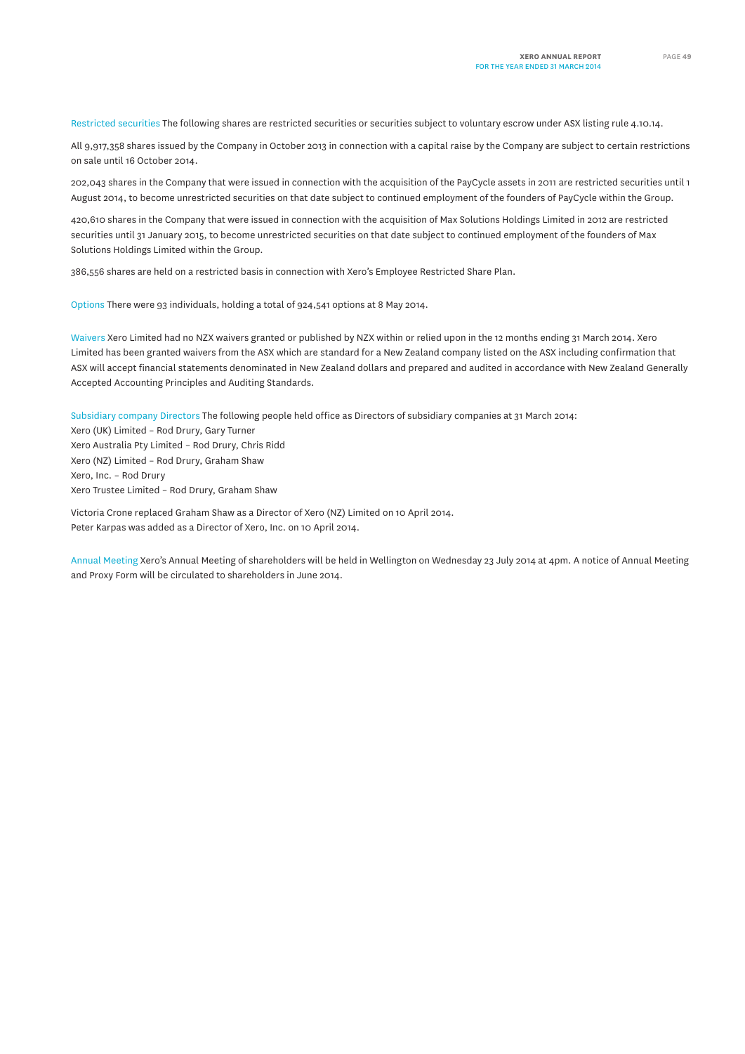**Restricted securities** The following shares are restricted securities or securities subject to voluntary escrow under ASX listing rule 4.10.14.

All 9,917,358 shares issued by the Company in October 2013 in connection with a capital raise by the Company are subject to certain restrictions on sale until 16 October 2014.

202,043 shares in the Company that were issued in connection with the acquisition of the PayCycle assets in 2011 are restricted securities until 1 August 2014, to become unrestricted securities on that date subject to continued employment of the founders of PayCycle within the Group.

420,610 shares in the Company that were issued in connection with the acquisition of Max Solutions Holdings Limited in 2012 are restricted securities until 31 January 2015, to become unrestricted securities on that date subject to continued employment of the founders of Max Solutions Holdings Limited within the Group.

386,556 shares are held on a restricted basis in connection with Xero's Employee Restricted Share Plan.

**Options** There were 93 individuals, holding a total of 924,541 options at 8 May 2014.

**Waivers** Xero Limited had no NZX waivers granted or published by NZX within or relied upon in the 12 months ending 31 March 2014. Xero Limited has been granted waivers from the ASX which are standard for a New Zealand company listed on the ASX including confirmation that ASX will accept financial statements denominated in New Zealand dollars and prepared and audited in accordance with New Zealand Generally Accepted Accounting Principles and Auditing Standards.

**Subsidiary company Directors** The following people held office as Directors of subsidiary companies at 31 March 2014:
Xero (UK) Limited – Rod Drury, Gary Turner
Xero Australia Pty Limited – Rod Drury, Chris Ridd
Xero (NZ) Limited – Rod Drury, Graham Shaw
Xero, Inc. – Rod Drury
Xero Trustee Limited – Rod Drury, Graham Shaw

Victoria Crone replaced Graham Shaw as a Director of Xero (NZ) Limited on 10 April 2014.
Peter Karpas was added as a Director of Xero, Inc. on 10 April 2014.

**Annual Meeting** Xero's Annual Meeting of shareholders will be held in Wellington on Wednesday 23 July 2014 at 4pm. A notice of Annual Meeting and Proxy Form will be circulated to shareholders in June 2014.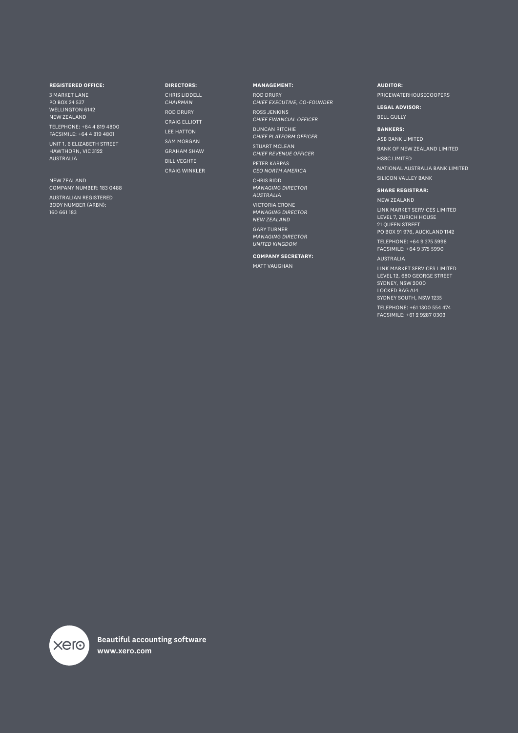**REGISTERED OFFICE:**

3 MARKET LANE
PO BOX 24 537
WELLINGTON 6142
NEW ZEALAND

TELEPHONE: +64 4 819 4800
FACSIMILE: +64 4 819 4801

UNIT 1, 6 ELIZABETH STREET
HAWTHORN, VIC 3122
AUSTRALIA

NEW ZEALAND
COMPANY NUMBER: 183 0488

AUSTRALIAN REGISTERED
BODY NUMBER (ARBN):
160 661 183

**DIRECTORS:**

CHRIS LIDDELL
*CHAIRMAN*

ROD DRURY

CRAIG ELLIOTT

LEE HATTON

SAM MORGAN

GRAHAM SHAW

BILL VEGHTE

CRAIG WINKLER

**MANAGEMENT:**

ROD DRURY
*CHIEF EXECUTIVE, CO-FOUNDER*

ROSS JENKINS
*CHIEF FINANCIAL OFFICER*

DUNCAN RITCHIE
*CHIEF PLATFORM OFFICER*

STUART MCLEAN
*CHIEF REVENUE OFFICER*

PETER KARPAS
*CEO NORTH AMERICA*

CHRIS RIDD
*MANAGING DIRECTOR AUSTRALIA*

VICTORIA CRONE
*MANAGING DIRECTOR NEW ZEALAND*

GARY TURNER
*MANAGING DIRECTOR UNITED KINGDOM*

**COMPANY SECRETARY:**

MATT VAUGHAN

**AUDITOR:**

PRICEWATERHOUSECOOPERS

**LEGAL ADVISOR:**

BELL GULLY

**BANKERS:**

ASB BANK LIMITED

BANK OF NEW ZEALAND LIMITED

HSBC LIMITED

NATIONAL AUSTRALIA BANK LIMITED

SILICON VALLEY BANK

**SHARE REGISTRAR:**

NEW ZEALAND

LINK MARKET SERVICES LIMITED
LEVEL 7, ZURICH HOUSE
21 QUEEN STREET
PO BOX 91 976, AUCKLAND 1142

TELEPHONE: +64 9 375 5998
FACSIMILE: +64 9 375 5990

AUSTRALIA

LINK MARKET SERVICES LIMITED
LEVEL 12, 680 GEORGE STREET
SYDNEY, NSW 2000
LOCKED BAG A14
SYDNEY SOUTH, NSW 1235

TELEPHONE: +61 1300 554 474
FACSIMILE: +61 2 9287 0303

xero

**Beautiful accounting software**
**www.xero.com**